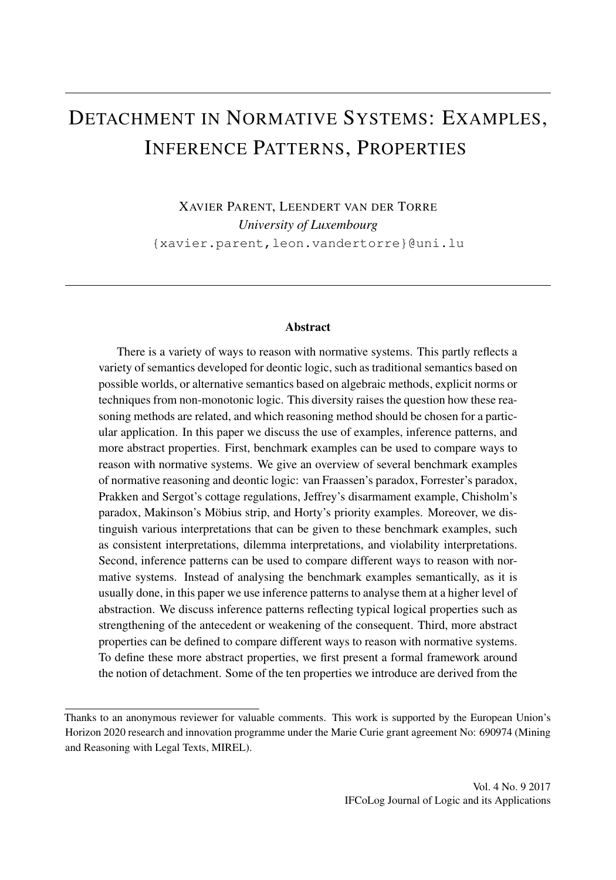# Detachment in Normative Systems: Examples, Inference Patterns, Properties

Xavier Parent, Leendert van der Torre
*University of Luxembourg*
{xavier.parent,leon.vandertorre}@uni.lu

### Abstract

There is a variety of ways to reason with normative systems. This partly reflects a variety of semantics developed for deontic logic, such as traditional semantics based on possible worlds, or alternative semantics based on algebraic methods, explicit norms or techniques from non-monotonic logic. This diversity raises the question how these reasoning methods are related, and which reasoning method should be chosen for a particular application. In this paper we discuss the use of examples, inference patterns, and more abstract properties. First, benchmark examples can be used to compare ways to reason with normative systems. We give an overview of several benchmark examples of normative reasoning and deontic logic: van Fraassen's paradox, Forrester's paradox, Prakken and Sergot's cottage regulations, Jeffrey's disarmament example, Chisholm's paradox, Makinson's Möbius strip, and Horty's priority examples. Moreover, we distinguish various interpretations that can be given to these benchmark examples, such as consistent interpretations, dilemma interpretations, and violability interpretations. Second, inference patterns can be used to compare different ways to reason with normative systems. Instead of analysing the benchmark examples semantically, as it is usually done, in this paper we use inference patterns to analyse them at a higher level of abstraction. We discuss inference patterns reflecting typical logical properties such as strengthening of the antecedent or weakening of the consequent. Third, more abstract properties can be defined to compare different ways to reason with normative systems. To define these more abstract properties, we first present a formal framework around the notion of detachment. Some of the ten properties we introduce are derived from the

Thanks to an anonymous reviewer for valuable comments. This work is supported by the European Union's Horizon 2020 research and innovation programme under the Marie Curie grant agreement No: 690974 (Mining and Reasoning with Legal Texts, MIREL).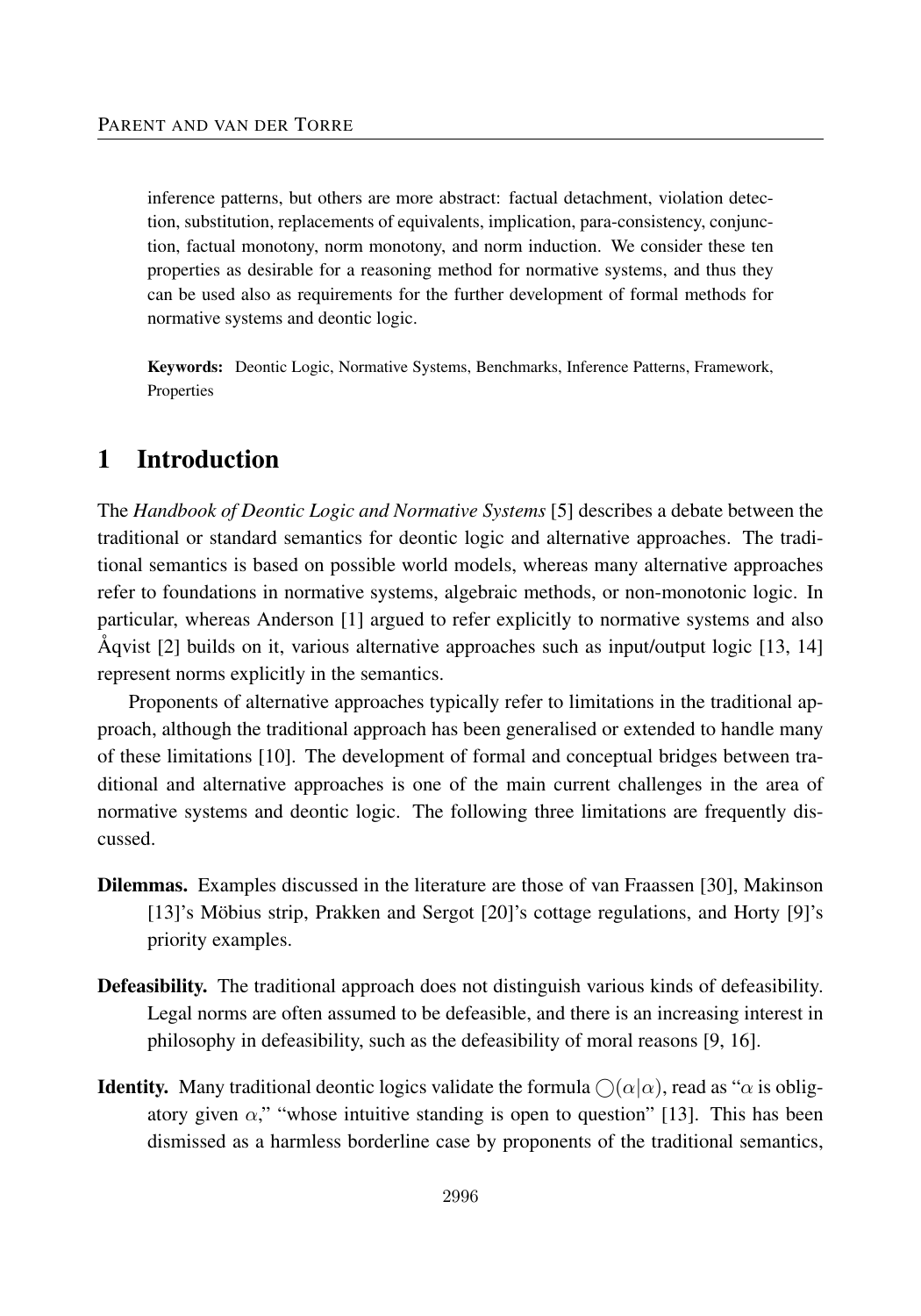inference patterns, but others are more abstract: factual detachment, violation detection, substitution, replacements of equivalents, implication, para-consistency, conjunction, factual monotony, norm monotony, and norm induction. We consider these ten properties as desirable for a reasoning method for normative systems, and thus they can be used also as requirements for the further development of formal methods for normative systems and deontic logic.

**Keywords:** Deontic Logic, Normative Systems, Benchmarks, Inference Patterns, Framework, Properties

# 1 Introduction

The *Handbook of Deontic Logic and Normative Systems* [5] describes a debate between the traditional or standard semantics for deontic logic and alternative approaches. The traditional semantics is based on possible world models, whereas many alternative approaches refer to foundations in normative systems, algebraic methods, or non-monotonic logic. In particular, whereas Anderson [1] argued to refer explicitly to normative systems and also Åqvist [2] builds on it, various alternative approaches such as input/output logic [13, 14] represent norms explicitly in the semantics.

Proponents of alternative approaches typically refer to limitations in the traditional approach, although the traditional approach has been generalised or extended to handle many of these limitations [10]. The development of formal and conceptual bridges between traditional and alternative approaches is one of the main current challenges in the area of normative systems and deontic logic. The following three limitations are frequently discussed.

**Dilemmas.** Examples discussed in the literature are those of van Fraassen [30], Makinson [13]'s Möbius strip, Prakken and Sergot [20]'s cottage regulations, and Horty [9]'s priority examples.

**Defeasibility.** The traditional approach does not distinguish various kinds of defeasibility. Legal norms are often assumed to be defeasible, and there is an increasing interest in philosophy in defeasibility, such as the defeasibility of moral reasons [9, 16].

**Identity.** Many traditional deontic logics validate the formula $\bigcirc(\alpha|\alpha)$, read as "$\alpha$ is obligatory given $\alpha$," "whose intuitive standing is open to question" [13]. This has been dismissed as a harmless borderline case by proponents of the traditional semantics,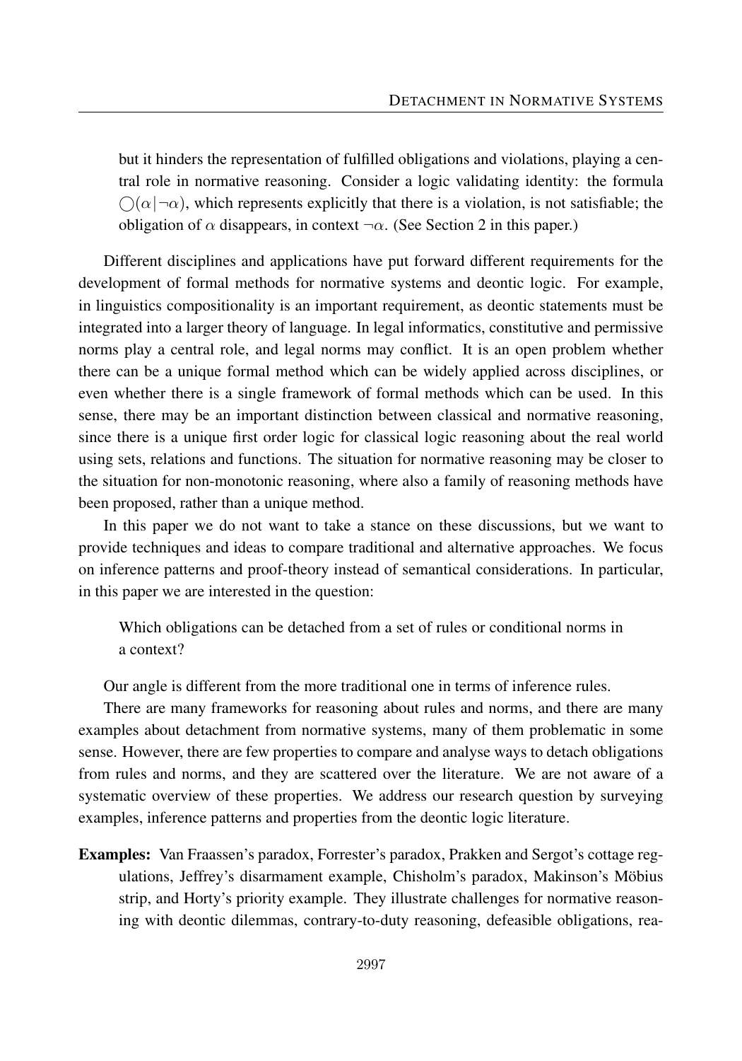but it hinders the representation of fulfilled obligations and violations, playing a central role in normative reasoning. Consider a logic validating identity: the formula $\bigcirc(\alpha|\neg\alpha)$, which represents explicitly that there is a violation, is not satisfiable; the obligation of $\alpha$ disappears, in context $\neg\alpha$. (See Section 2 in this paper.)

Different disciplines and applications have put forward different requirements for the development of formal methods for normative systems and deontic logic. For example, in linguistics compositionality is an important requirement, as deontic statements must be integrated into a larger theory of language. In legal informatics, constitutive and permissive norms play a central role, and legal norms may conflict. It is an open problem whether there can be a unique formal method which can be widely applied across disciplines, or even whether there is a single framework of formal methods which can be used. In this sense, there may be an important distinction between classical and normative reasoning, since there is a unique first order logic for classical logic reasoning about the real world using sets, relations and functions. The situation for normative reasoning may be closer to the situation for non-monotonic reasoning, where also a family of reasoning methods have been proposed, rather than a unique method.

In this paper we do not want to take a stance on these discussions, but we want to provide techniques and ideas to compare traditional and alternative approaches. We focus on inference patterns and proof-theory instead of semantical considerations. In particular, in this paper we are interested in the question:

> Which obligations can be detached from a set of rules or conditional norms in a context?

Our angle is different from the more traditional one in terms of inference rules.

There are many frameworks for reasoning about rules and norms, and there are many examples about detachment from normative systems, many of them problematic in some sense. However, there are few properties to compare and analyse ways to detach obligations from rules and norms, and they are scattered over the literature. We are not aware of a systematic overview of these properties. We address our research question by surveying examples, inference patterns and properties from the deontic logic literature.

**Examples:** Van Fraassen's paradox, Forrester's paradox, Prakken and Sergot's cottage regulations, Jeffrey's disarmament example, Chisholm's paradox, Makinson's Möbius strip, and Horty's priority example. They illustrate challenges for normative reasoning with deontic dilemmas, contrary-to-duty reasoning, defeasible obligations, rea-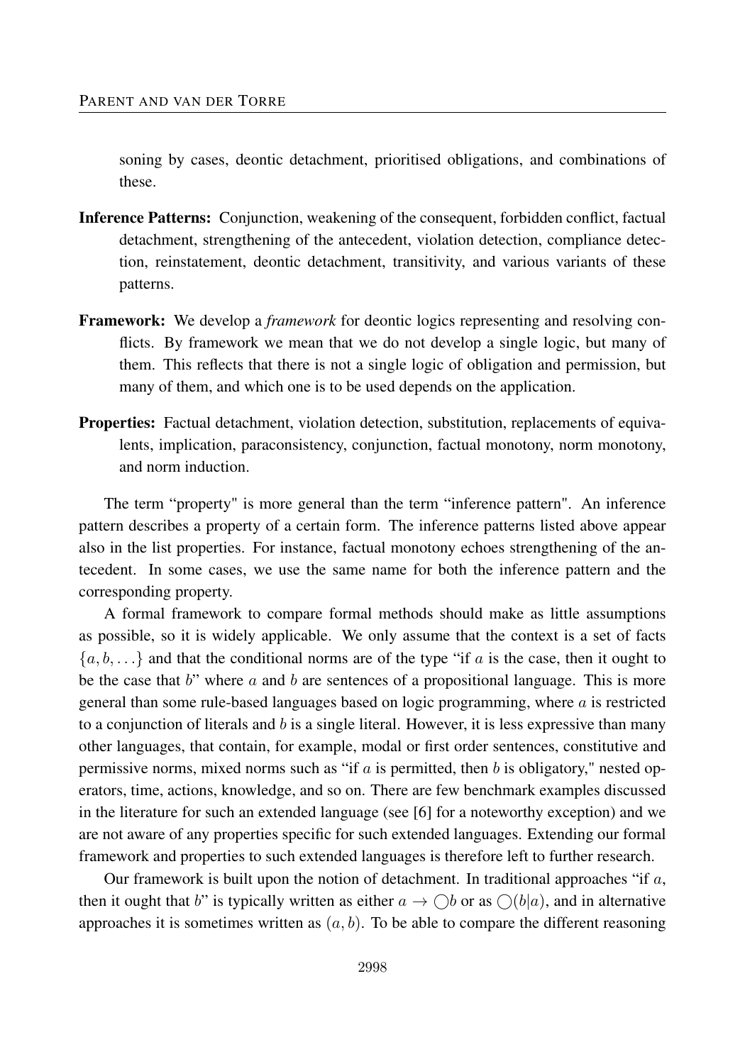soning by cases, deontic detachment, prioritised obligations, and combinations of these.

**Inference Patterns:** Conjunction, weakening of the consequent, forbidden conflict, factual detachment, strengthening of the antecedent, violation detection, compliance detection, reinstatement, deontic detachment, transitivity, and various variants of these patterns.

**Framework:** We develop a *framework* for deontic logics representing and resolving conflicts. By framework we mean that we do not develop a single logic, but many of them. This reflects that there is not a single logic of obligation and permission, but many of them, and which one is to be used depends on the application.

**Properties:** Factual detachment, violation detection, substitution, replacements of equivalents, implication, paraconsistency, conjunction, factual monotony, norm monotony, and norm induction.

The term "property" is more general than the term "inference pattern". An inference pattern describes a property of a certain form. The inference patterns listed above appear also in the list properties. For instance, factual monotony echoes strengthening of the antecedent. In some cases, we use the same name for both the inference pattern and the corresponding property.

A formal framework to compare formal methods should make as little assumptions as possible, so it is widely applicable. We only assume that the context is a set of facts $\{a, b, \ldots\}$ and that the conditional norms are of the type "if $a$ is the case, then it ought to be the case that $b$" where $a$ and $b$ are sentences of a propositional language. This is more general than some rule-based languages based on logic programming, where $a$ is restricted to a conjunction of literals and $b$ is a single literal. However, it is less expressive than many other languages, that contain, for example, modal or first order sentences, constitutive and permissive norms, mixed norms such as "if $a$ is permitted, then $b$ is obligatory," nested operators, time, actions, knowledge, and so on. There are few benchmark examples discussed in the literature for such an extended language (see [6] for a noteworthy exception) and we are not aware of any properties specific for such extended languages. Extending our formal framework and properties to such extended languages is therefore left to further research.

Our framework is built upon the notion of detachment. In traditional approaches "if $a$, then it ought that $b$" is typically written as either $a \rightarrow \bigcirc b$ or as $\bigcirc(b|a)$, and in alternative approaches it is sometimes written as $(a, b)$. To be able to compare the different reasoning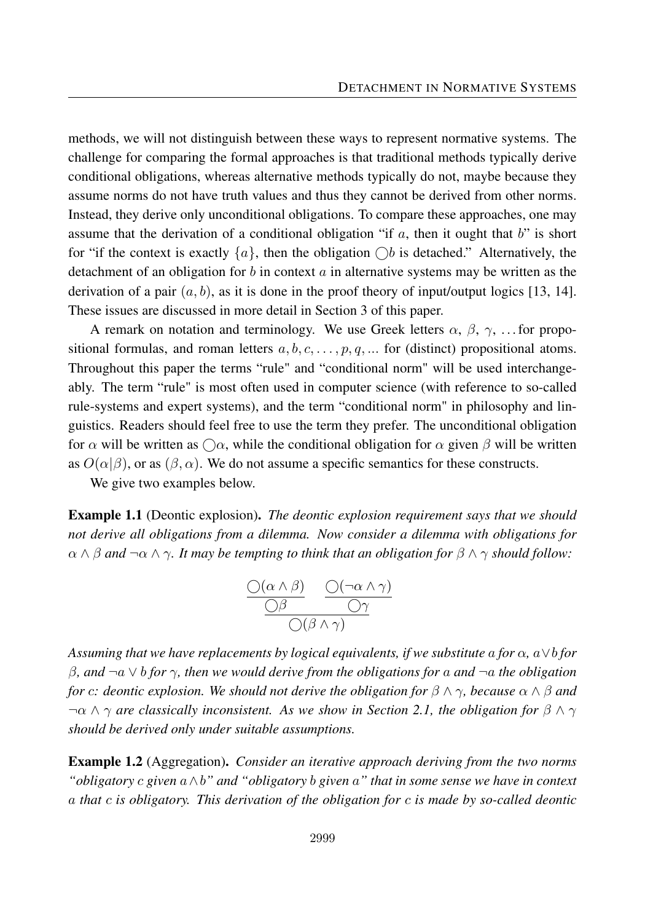methods, we will not distinguish between these ways to represent normative systems. The challenge for comparing the formal approaches is that traditional methods typically derive conditional obligations, whereas alternative methods typically do not, maybe because they assume norms do not have truth values and thus they cannot be derived from other norms. Instead, they derive only unconditional obligations. To compare these approaches, one may assume that the derivation of a conditional obligation "if $a$, then it ought that $b$" is short for "if the context is exactly $\{a\}$, then the obligation $\bigcirc b$ is detached." Alternatively, the detachment of an obligation for $b$ in context $a$ in alternative systems may be written as the derivation of a pair $(a, b)$, as it is done in the proof theory of input/output logics [13, 14]. These issues are discussed in more detail in Section 3 of this paper.

A remark on notation and terminology. We use Greek letters $\alpha$, $\beta$, $\gamma$, ... for propositional formulas, and roman letters $a, b, c, \ldots, p, q, \ldots$ for (distinct) propositional atoms. Throughout this paper the terms "rule" and "conditional norm" will be used interchangeably. The term "rule" is most often used in computer science (with reference to so-called rule-systems and expert systems), and the term "conditional norm" in philosophy and linguistics. Readers should feel free to use the term they prefer. The unconditional obligation for $\alpha$ will be written as $\bigcirc\alpha$, while the conditional obligation for $\alpha$ given $\beta$ will be written as $O(\alpha|\beta)$, or as $(\beta, \alpha)$. We do not assume a specific semantics for these constructs.

We give two examples below.

**Example 1.1** (Deontic explosion). *The deontic explosion requirement says that we should not derive all obligations from a dilemma. Now consider a dilemma with obligations for $\alpha \wedge \beta$ and $\neg\alpha \wedge \gamma$. It may be tempting to think that an obligation for $\beta \wedge \gamma$ should follow:*

$$\frac{\dfrac{\bigcirc(\alpha \wedge \beta)}{\bigcirc\beta} \qquad \dfrac{\bigcirc(\neg\alpha \wedge \gamma)}{\bigcirc\gamma}}{\bigcirc(\beta \wedge \gamma)}$$

*Assuming that we have replacements by logical equivalents, if we substitute $a$ for $\alpha$, $a \vee b$ for $\beta$, and $\neg a \vee b$ for $\gamma$, then we would derive from the obligations for $a$ and $\neg a$ the obligation for $c$: deontic explosion. We should not derive the obligation for $\beta \wedge \gamma$, because $\alpha \wedge \beta$ and $\neg\alpha \wedge \gamma$ are classically inconsistent. As we show in Section 2.1, the obligation for $\beta \wedge \gamma$ should be derived only under suitable assumptions.*

**Example 1.2** (Aggregation). *Consider an iterative approach deriving from the two norms "obligatory $c$ given $a \wedge b$" and "obligatory $b$ given $a$" that in some sense we have in context $a$ that $c$ is obligatory. This derivation of the obligation for $c$ is made by so-called deontic*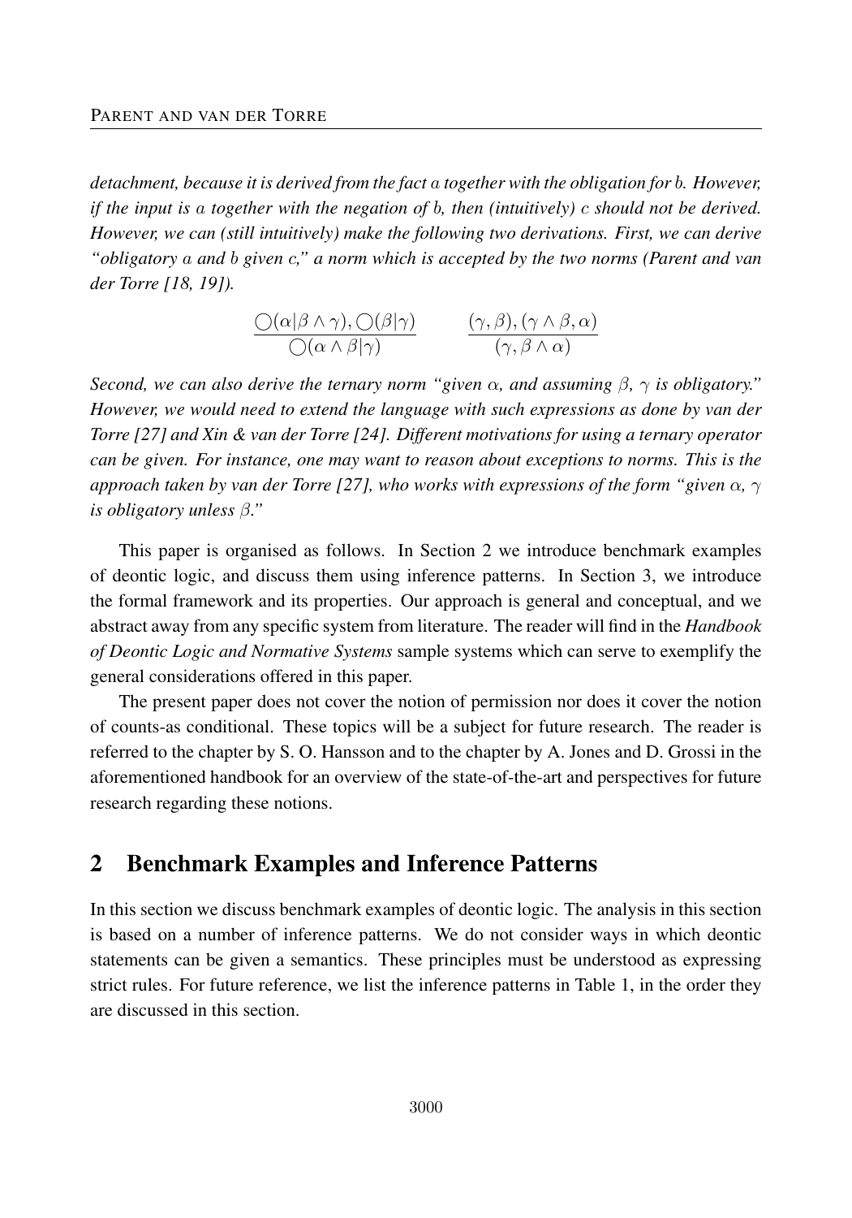*detachment, because it is derived from the fact $a$ together with the obligation for $b$. However, if the input is $a$ together with the negation of $b$, then (intuitively) $c$ should not be derived. However, we can (still intuitively) make the following two derivations. First, we can derive "obligatory $a$ and $b$ given $c$," a norm which is accepted by the two norms (Parent and van der Torre [18, 19]).*

$$\frac{\bigcirc(\alpha|\beta \wedge \gamma), \bigcirc(\beta|\gamma)}{\bigcirc(\alpha \wedge \beta|\gamma)} \qquad \frac{(\gamma, \beta), (\gamma \wedge \beta, \alpha)}{(\gamma, \beta \wedge \alpha)}$$

*Second, we can also derive the ternary norm "given $\alpha$, and assuming $\beta$, $\gamma$ is obligatory." However, we would need to extend the language with such expressions as done by van der Torre [27] and Xin & van der Torre [24]. Different motivations for using a ternary operator can be given. For instance, one may want to reason about exceptions to norms. This is the approach taken by van der Torre [27], who works with expressions of the form "given $\alpha$, $\gamma$ is obligatory unless $\beta$."*

This paper is organised as follows. In Section 2 we introduce benchmark examples of deontic logic, and discuss them using inference patterns. In Section 3, we introduce the formal framework and its properties. Our approach is general and conceptual, and we abstract away from any specific system from literature. The reader will find in the *Handbook of Deontic Logic and Normative Systems* sample systems which can serve to exemplify the general considerations offered in this paper.

The present paper does not cover the notion of permission nor does it cover the notion of counts-as conditional. These topics will be a subject for future research. The reader is referred to the chapter by S. O. Hansson and to the chapter by A. Jones and D. Grossi in the aforementioned handbook for an overview of the state-of-the-art and perspectives for future research regarding these notions.

## 2 Benchmark Examples and Inference Patterns

In this section we discuss benchmark examples of deontic logic. The analysis in this section is based on a number of inference patterns. We do not consider ways in which deontic statements can be given a semantics. These principles must be understood as expressing strict rules. For future reference, we list the inference patterns in Table 1, in the order they are discussed in this section.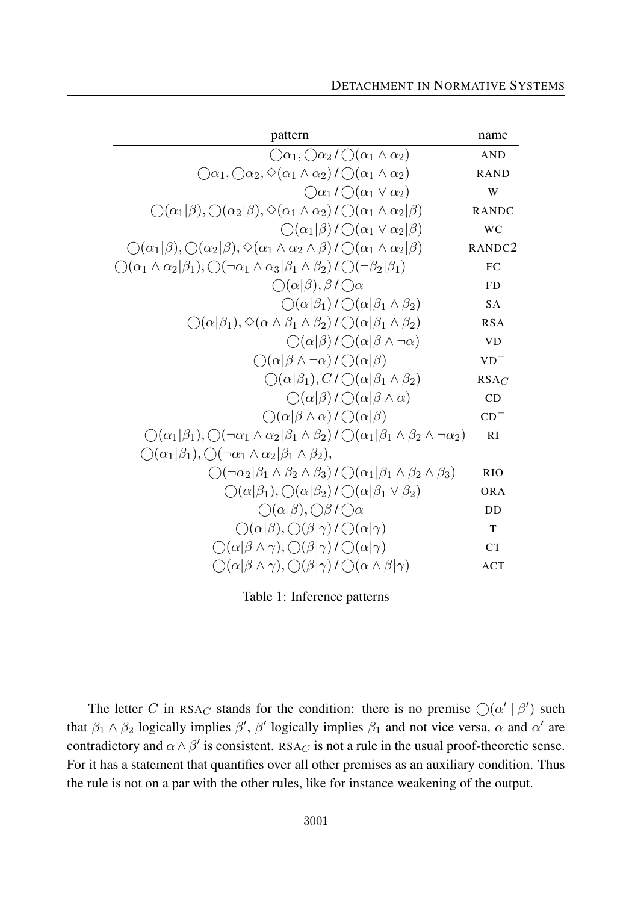| pattern | name |
|---|---|
| $\bigcirc\alpha_1, \bigcirc\alpha_2 \,/\, \bigcirc(\alpha_1 \wedge \alpha_2)$ | AND |
| $\bigcirc\alpha_1, \bigcirc\alpha_2, \Diamond(\alpha_1 \wedge \alpha_2) \,/\, \bigcirc(\alpha_1 \wedge \alpha_2)$ | RAND |
| $\bigcirc\alpha_1 \,/\, \bigcirc(\alpha_1 \vee \alpha_2)$ | W |
| $\bigcirc(\alpha_1 \vert \beta), \bigcirc(\alpha_2 \vert \beta), \Diamond(\alpha_1 \wedge \alpha_2) \,/\, \bigcirc(\alpha_1 \wedge \alpha_2 \vert \beta)$ | RANDC |
| $\bigcirc(\alpha_1 \vert \beta) \,/\, \bigcirc(\alpha_1 \vee \alpha_2 \vert \beta)$ | WC |
| $\bigcirc(\alpha_1 \vert \beta), \bigcirc(\alpha_2 \vert \beta), \Diamond(\alpha_1 \wedge \alpha_2 \wedge \beta) \,/\, \bigcirc(\alpha_1 \wedge \alpha_2 \vert \beta)$ | RANDC2 |
| $\bigcirc(\alpha_1 \wedge \alpha_2 \vert \beta_1), \bigcirc(\neg\alpha_1 \wedge \alpha_3 \vert \beta_1 \wedge \beta_2) \,/\, \bigcirc(\neg\beta_2 \vert \beta_1)$ | FC |
| $\bigcirc(\alpha \vert \beta), \beta \,/\, \bigcirc\alpha$ | FD |
| $\bigcirc(\alpha \vert \beta_1) \,/\, \bigcirc(\alpha \vert \beta_1 \wedge \beta_2)$ | SA |
| $\bigcirc(\alpha \vert \beta_1), \Diamond(\alpha \wedge \beta_1 \wedge \beta_2) \,/\, \bigcirc(\alpha \vert \beta_1 \wedge \beta_2)$ | RSA |
| $\bigcirc(\alpha \vert \beta) \,/\, \bigcirc(\alpha \vert \beta \wedge \neg\alpha)$ | VD |
| $\bigcirc(\alpha \vert \beta \wedge \neg\alpha) \,/\, \bigcirc(\alpha \vert \beta)$ | $\text{VD}^-$ |
| $\bigcirc(\alpha \vert \beta_1), C \,/\, \bigcirc(\alpha \vert \beta_1 \wedge \beta_2)$ | $\text{RSA}_C$ |
| $\bigcirc(\alpha \vert \beta) \,/\, \bigcirc(\alpha \vert \beta \wedge \alpha)$ | CD |
| $\bigcirc(\alpha \vert \beta \wedge \alpha) \,/\, \bigcirc(\alpha \vert \beta)$ | $\text{CD}^-$ |
| $\bigcirc(\alpha_1 \vert \beta_1), \bigcirc(\neg\alpha_1 \wedge \alpha_2 \vert \beta_1 \wedge \beta_2) \,/\, \bigcirc(\alpha_1 \vert \beta_1 \wedge \beta_2 \wedge \neg\alpha_2)$ | RI |
| $\bigcirc(\alpha_1 \vert \beta_1), \bigcirc(\neg\alpha_1 \wedge \alpha_2 \vert \beta_1 \wedge \beta_2), \bigcirc(\neg\alpha_2 \vert \beta_1 \wedge \beta_2 \wedge \beta_3) \,/\, \bigcirc(\alpha_1 \vert \beta_1 \wedge \beta_2 \wedge \beta_3)$ | RIO |
| $\bigcirc(\alpha \vert \beta_1), \bigcirc(\alpha \vert \beta_2) \,/\, \bigcirc(\alpha \vert \beta_1 \vee \beta_2)$ | ORA |
| $\bigcirc(\alpha \vert \beta), \bigcirc\beta \,/\, \bigcirc\alpha$ | DD |
| $\bigcirc(\alpha \vert \beta), \bigcirc(\beta \vert \gamma) \,/\, \bigcirc(\alpha \vert \gamma)$ | T |
| $\bigcirc(\alpha \vert \beta \wedge \gamma), \bigcirc(\beta \vert \gamma) \,/\, \bigcirc(\alpha \vert \gamma)$ | CT |
| $\bigcirc(\alpha \vert \beta \wedge \gamma), \bigcirc(\beta \vert \gamma) \,/\, \bigcirc(\alpha \wedge \beta \vert \gamma)$ | ACT |

Table 1: Inference patterns

The letter $C$ in $\text{RSA}_C$ stands for the condition: there is no premise $\bigcirc(\alpha' \mid \beta')$ such that $\beta_1 \wedge \beta_2$ logically implies $\beta'$, $\beta'$ logically implies $\beta_1$ and not vice versa, $\alpha$ and $\alpha'$ are contradictory and $\alpha \wedge \beta'$ is consistent. $\text{RSA}_C$ is not a rule in the usual proof-theoretic sense. For it has a statement that quantifies over all other premises as an auxiliary condition. Thus the rule is not on a par with the other rules, like for instance weakening of the output.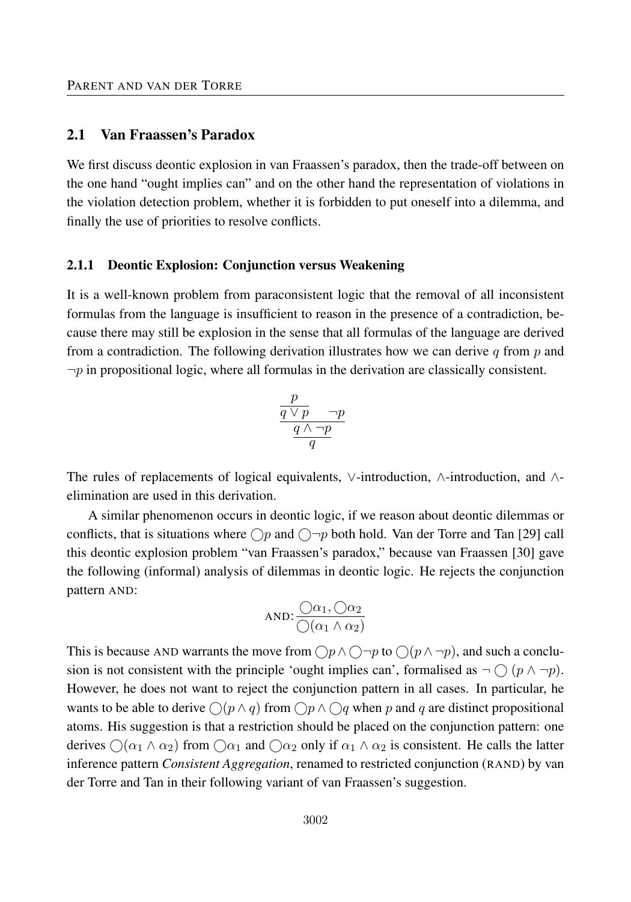## 2.1 Van Fraassen's Paradox

We first discuss deontic explosion in van Fraassen's paradox, then the trade-off between on the one hand "ought implies can" and on the other hand the representation of violations in the violation detection problem, whether it is forbidden to put oneself into a dilemma, and finally the use of priorities to resolve conflicts.

### 2.1.1 Deontic Explosion: Conjunction versus Weakening

It is a well-known problem from paraconsistent logic that the removal of all inconsistent formulas from the language is insufficient to reason in the presence of a contradiction, because there may still be explosion in the sense that all formulas of the language are derived from a contradiction. The following derivation illustrates how we can derive $q$ from $p$ and $\neg p$ in propositional logic, where all formulas in the derivation are classically consistent.

$$\cfrac{\cfrac{\cfrac{p}{q \vee p} \quad \neg p}{q \wedge \neg p}}{q}$$

The rules of replacements of logical equivalents, $\vee$-introduction, $\wedge$-introduction, and $\wedge$-elimination are used in this derivation.

A similar phenomenon occurs in deontic logic, if we reason about deontic dilemmas or conflicts, that is situations where $\bigcirc p$ and $\bigcirc \neg p$ both hold. Van der Torre and Tan [29] call this deontic explosion problem "van Fraassen's paradox," because van Fraassen [30] gave the following (informal) analysis of dilemmas in deontic logic. He rejects the conjunction pattern AND:

$$\text{AND:} \frac{\bigcirc \alpha_1, \bigcirc \alpha_2}{\bigcirc(\alpha_1 \wedge \alpha_2)}$$

This is because AND warrants the move from $\bigcirc p \wedge \bigcirc \neg p$ to $\bigcirc(p \wedge \neg p)$, and such a conclusion is not consistent with the principle 'ought implies can', formalised as $\neg \bigcirc (p \wedge \neg p)$. However, he does not want to reject the conjunction pattern in all cases. In particular, he wants to be able to derive $\bigcirc(p \wedge q)$ from $\bigcirc p \wedge \bigcirc q$ when $p$ and $q$ are distinct propositional atoms. His suggestion is that a restriction should be placed on the conjunction pattern: one derives $\bigcirc(\alpha_1 \wedge \alpha_2)$ from $\bigcirc \alpha_1$ and $\bigcirc \alpha_2$ only if $\alpha_1 \wedge \alpha_2$ is consistent. He calls the latter inference pattern ***Consistent Aggregation***, renamed to restricted conjunction (RAND) by van der Torre and Tan in their following variant of van Fraassen's suggestion.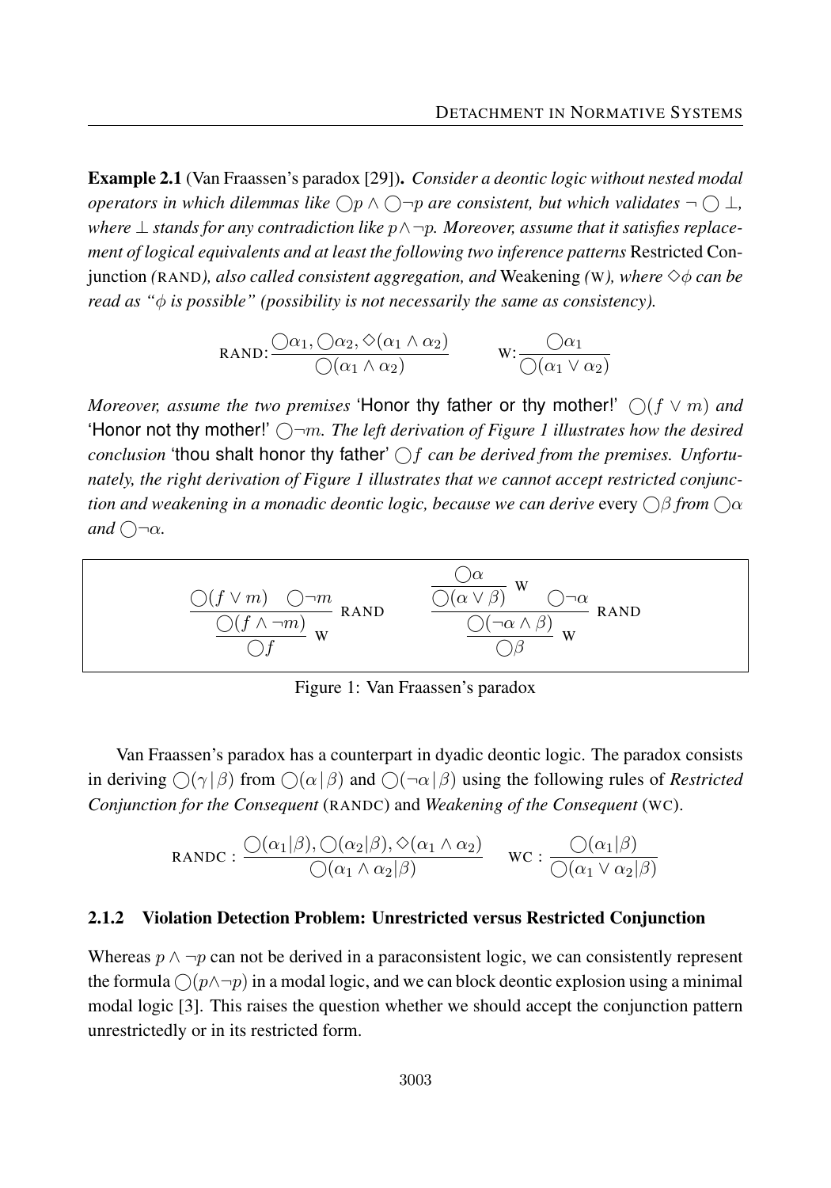**Example 2.1** (Van Fraassen's paradox [29]). *Consider a deontic logic without nested modal operators in which dilemmas like $\bigcirc p \wedge \bigcirc \neg p$ are consistent, but which validates $\neg \bigcirc \bot$, where $\bot$ stands for any contradiction like $p \wedge \neg p$. Moreover, assume that it satisfies replacement of logical equivalents and at least the following two inference patterns* Restricted Conjunction *(*RAND*), also called consistent aggregation, and* Weakening *(*W*), where $\Diamond\phi$ can be read as "$\phi$ is possible" (possibility is not necessarily the same as consistency).*

$$\text{RAND:} \frac{\bigcirc\alpha_1, \bigcirc\alpha_2, \Diamond(\alpha_1 \wedge \alpha_2)}{\bigcirc(\alpha_1 \wedge \alpha_2)} \qquad \text{W:} \frac{\bigcirc\alpha_1}{\bigcirc(\alpha_1 \vee \alpha_2)}$$

*Moreover, assume the two premises* 'Honor thy father or thy mother!' $\bigcirc(f \vee m)$ *and* 'Honor not thy mother!' $\bigcirc\neg m$. *The left derivation of Figure 1 illustrates how the desired conclusion* 'thou shalt honor thy father' $\bigcirc f$ *can be derived from the premises. Unfortunately, the right derivation of Figure 1 illustrates that we cannot accept restricted conjunction and weakening in a monadic deontic logic, because we can derive* every $\bigcirc\beta$ *from* $\bigcirc\alpha$ *and* $\bigcirc\neg\alpha$.

$$\dfrac{\dfrac{\bigcirc(f \vee m) \quad \bigcirc\neg m}{\bigcirc(f \wedge \neg m)}\ \text{RAND}}{\bigcirc f}\ \text{W} \qquad\qquad \dfrac{\dfrac{\dfrac{\bigcirc\alpha}{\bigcirc(\alpha \vee \beta)}\ \text{W} \quad \bigcirc\neg\alpha}{\bigcirc(\neg\alpha \wedge \beta)}\ \text{RAND}}{\bigcirc\beta}\ \text{W}$$

Figure 1: Van Fraassen's paradox

Van Fraassen's paradox has a counterpart in dyadic deontic logic. The paradox consists in deriving $\bigcirc(\gamma \,|\, \beta)$ from $\bigcirc(\alpha \,|\, \beta)$ and $\bigcirc(\neg\alpha \,|\, \beta)$ using the following rules of *Restricted Conjunction for the Consequent* (RANDC) and *Weakening of the Consequent* (WC).

$$\text{RANDC} : \frac{\bigcirc(\alpha_1|\beta), \bigcirc(\alpha_2|\beta), \Diamond(\alpha_1 \wedge \alpha_2)}{\bigcirc(\alpha_1 \wedge \alpha_2|\beta)} \qquad \text{WC} : \frac{\bigcirc(\alpha_1|\beta)}{\bigcirc(\alpha_1 \vee \alpha_2|\beta)}$$

### 2.1.2 Violation Detection Problem: Unrestricted versus Restricted Conjunction

Whereas $p \wedge \neg p$ can not be derived in a paraconsistent logic, we can consistently represent the formula $\bigcirc(p \wedge \neg p)$ in a modal logic, and we can block deontic explosion using a minimal modal logic [3]. This raises the question whether we should accept the conjunction pattern unrestrictedly or in its restricted form.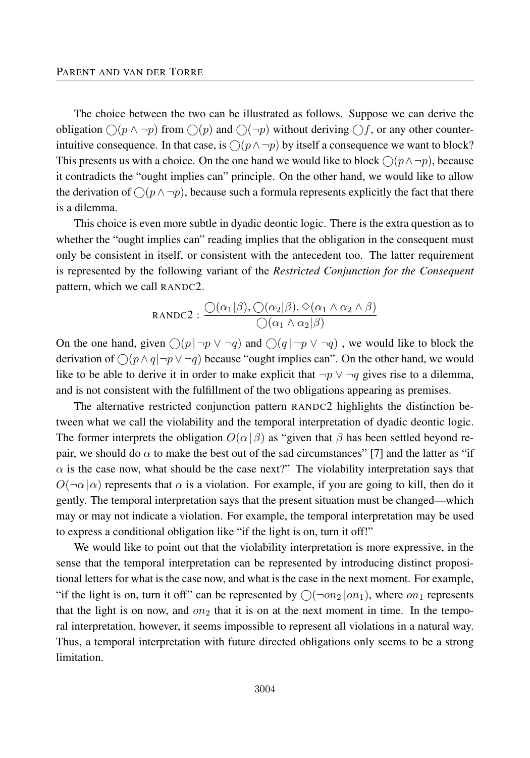The choice between the two can be illustrated as follows. Suppose we can derive the obligation $\bigcirc(p \wedge \neg p)$ from $\bigcirc(p)$ and $\bigcirc(\neg p)$ without deriving $\bigcirc f$, or any other counter-intuitive consequence. In that case, is $\bigcirc(p \wedge \neg p)$ by itself a consequence we want to block? This presents us with a choice. On the one hand we would like to block $\bigcirc(p \wedge \neg p)$, because it contradicts the "ought implies can" principle. On the other hand, we would like to allow the derivation of $\bigcirc(p \wedge \neg p)$, because such a formula represents explicitly the fact that there is a dilemma.

This choice is even more subtle in dyadic deontic logic. There is the extra question as to whether the "ought implies can" reading implies that the obligation in the consequent must only be consistent in itself, or consistent with the antecedent too. The latter requirement is represented by the following variant of the ***Restricted Conjunction for the Consequent*** pattern, which we call RANDC2.

$$\text{RANDC2} : \frac{\bigcirc(\alpha_1 | \beta), \bigcirc(\alpha_2 | \beta), \Diamond(\alpha_1 \wedge \alpha_2 \wedge \beta)}{\bigcirc(\alpha_1 \wedge \alpha_2 | \beta)}$$

On the one hand, given $\bigcirc(p \,|\, \neg p \vee \neg q)$ and $\bigcirc(q \,|\, \neg p \vee \neg q)$ , we would like to block the derivation of $\bigcirc(p \wedge q | \neg p \vee \neg q)$ because "ought implies can". On the other hand, we would like to be able to derive it in order to make explicit that $\neg p \vee \neg q$ gives rise to a dilemma, and is not consistent with the fulfillment of the two obligations appearing as premises.

The alternative restricted conjunction pattern RANDC2 highlights the distinction between what we call the violability and the temporal interpretation of dyadic deontic logic. The former interprets the obligation $O(\alpha \,|\, \beta)$ as "given that $\beta$ has been settled beyond repair, we should do $\alpha$ to make the best out of the sad circumstances" [7] and the latter as "if $\alpha$ is the case now, what should be the case next?" The violability interpretation says that $O(\neg\alpha \,|\, \alpha)$ represents that $\alpha$ is a violation. For example, if you are going to kill, then do it gently. The temporal interpretation says that the present situation must be changed—which may or may not indicate a violation. For example, the temporal interpretation may be used to express a conditional obligation like "if the light is on, turn it off!"

We would like to point out that the violability interpretation is more expressive, in the sense that the temporal interpretation can be represented by introducing distinct propositional letters for what is the case now, and what is the case in the next moment. For example, "if the light is on, turn it off" can be represented by $\bigcirc(\neg on_2 \,|\, on_1)$, where $on_1$ represents that the light is on now, and $on_2$ that it is on at the next moment in time. In the temporal interpretation, however, it seems impossible to represent all violations in a natural way. Thus, a temporal interpretation with future directed obligations only seems to be a strong limitation.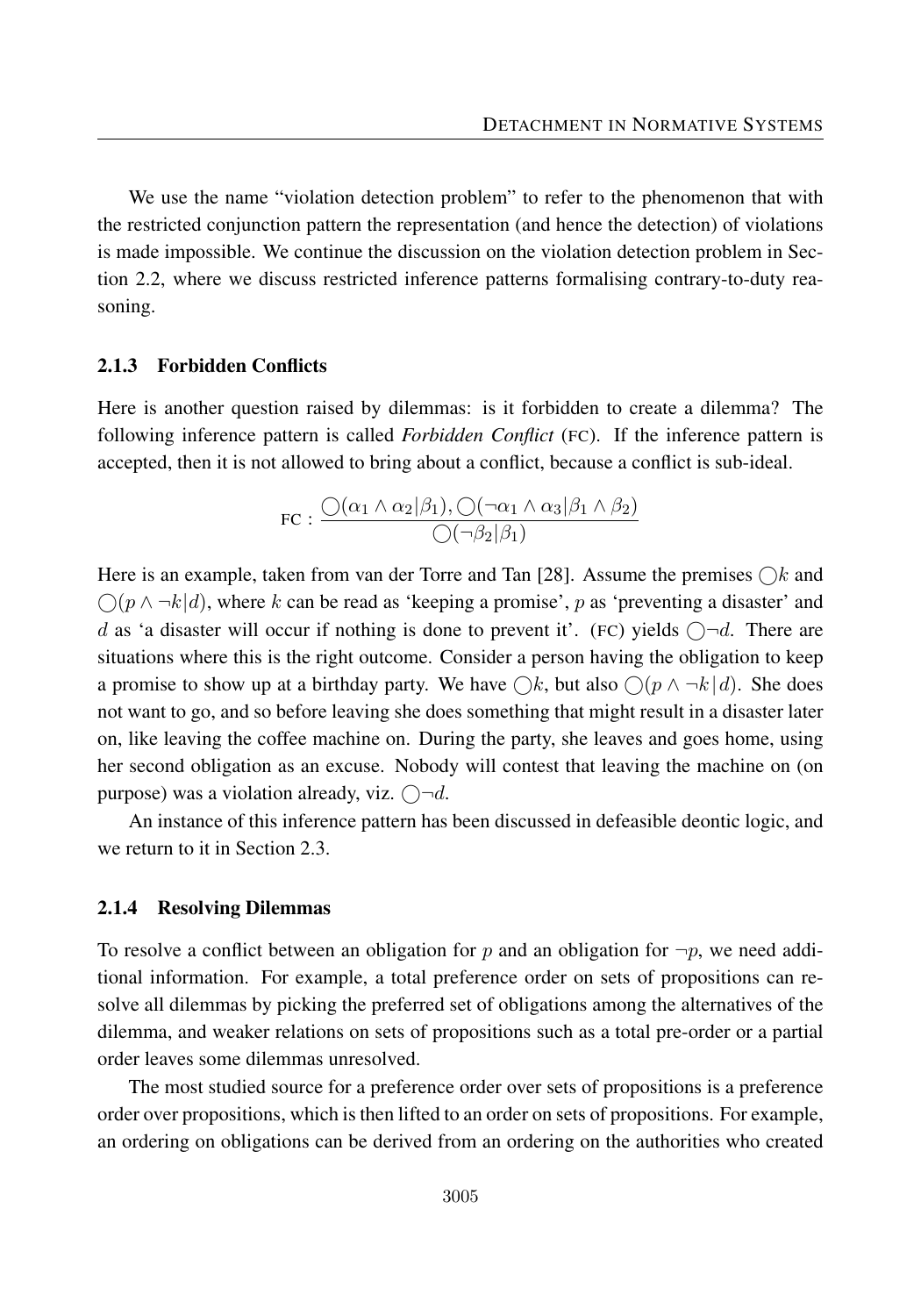We use the name "violation detection problem" to refer to the phenomenon that with the restricted conjunction pattern the representation (and hence the detection) of violations is made impossible. We continue the discussion on the violation detection problem in Section 2.2, where we discuss restricted inference patterns formalising contrary-to-duty reasoning.

### 2.1.3 Forbidden Conflicts

Here is another question raised by dilemmas: is it forbidden to create a dilemma? The following inference pattern is called *Forbidden Conflict* (FC). If the inference pattern is accepted, then it is not allowed to bring about a conflict, because a conflict is sub-ideal.

$$\text{FC} : \frac{\bigcirc(\alpha_1 \wedge \alpha_2 | \beta_1), \bigcirc(\neg\alpha_1 \wedge \alpha_3 | \beta_1 \wedge \beta_2)}{\bigcirc(\neg\beta_2 | \beta_1)}$$

Here is an example, taken from van der Torre and Tan [28]. Assume the premises $\bigcirc k$ and $\bigcirc(p \wedge \neg k | d)$, where $k$ can be read as 'keeping a promise', $p$ as 'preventing a disaster' and $d$ as 'a disaster will occur if nothing is done to prevent it'. (FC) yields $\bigcirc\neg d$. There are situations where this is the right outcome. Consider a person having the obligation to keep a promise to show up at a birthday party. We have $\bigcirc k$, but also $\bigcirc(p \wedge \neg k | d)$. She does not want to go, and so before leaving she does something that might result in a disaster later on, like leaving the coffee machine on. During the party, she leaves and goes home, using her second obligation as an excuse. Nobody will contest that leaving the machine on (on purpose) was a violation already, viz. $\bigcirc\neg d$.

An instance of this inference pattern has been discussed in defeasible deontic logic, and we return to it in Section 2.3.

### 2.1.4 Resolving Dilemmas

To resolve a conflict between an obligation for $p$ and an obligation for $\neg p$, we need additional information. For example, a total preference order on sets of propositions can resolve all dilemmas by picking the preferred set of obligations among the alternatives of the dilemma, and weaker relations on sets of propositions such as a total pre-order or a partial order leaves some dilemmas unresolved.

The most studied source for a preference order over sets of propositions is a preference order over propositions, which is then lifted to an order on sets of propositions. For example, an ordering on obligations can be derived from an ordering on the authorities who created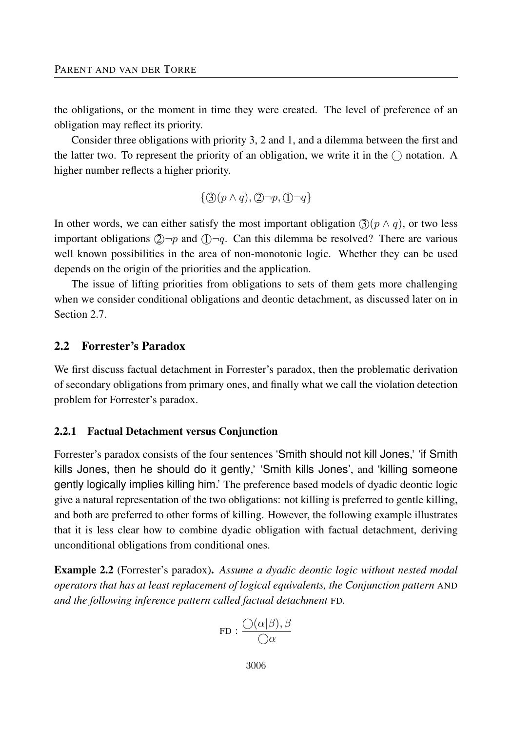the obligations, or the moment in time they were created. The level of preference of an obligation may reflect its priority.

Consider three obligations with priority 3, 2 and 1, and a dilemma between the first and the latter two. To represent the priority of an obligation, we write it in the $\bigcirc$ notation. A higher number reflects a higher priority.

$$\{③(p \wedge q), ②\neg p, ①\neg q\}$$

In other words, we can either satisfy the most important obligation $③(p \wedge q)$, or two less important obligations $②\neg p$ and $①\neg q$. Can this dilemma be resolved? There are various well known possibilities in the area of non-monotonic logic. Whether they can be used depends on the origin of the priorities and the application.

The issue of lifting priorities from obligations to sets of them gets more challenging when we consider conditional obligations and deontic detachment, as discussed later on in Section 2.7.

## 2.2 Forrester's Paradox

We first discuss factual detachment in Forrester's paradox, then the problematic derivation of secondary obligations from primary ones, and finally what we call the violation detection problem for Forrester's paradox.

### 2.2.1 Factual Detachment versus Conjunction

Forrester's paradox consists of the four sentences 'Smith should not kill Jones,' 'if Smith kills Jones, then he should do it gently,' 'Smith kills Jones', and 'killing someone gently logically implies killing him.' The preference based models of dyadic deontic logic give a natural representation of the two obligations: not killing is preferred to gentle killing, and both are preferred to other forms of killing. However, the following example illustrates that it is less clear how to combine dyadic obligation with factual detachment, deriving unconditional obligations from conditional ones.

**Example 2.2** (Forrester's paradox)**.** *Assume a dyadic deontic logic without nested modal operators that has at least replacement of logical equivalents, the Conjunction pattern* AND *and the following inference pattern called factual detachment* FD*.*

$$\text{FD} : \frac{\bigcirc(\alpha|\beta), \beta}{\bigcirc\alpha}$$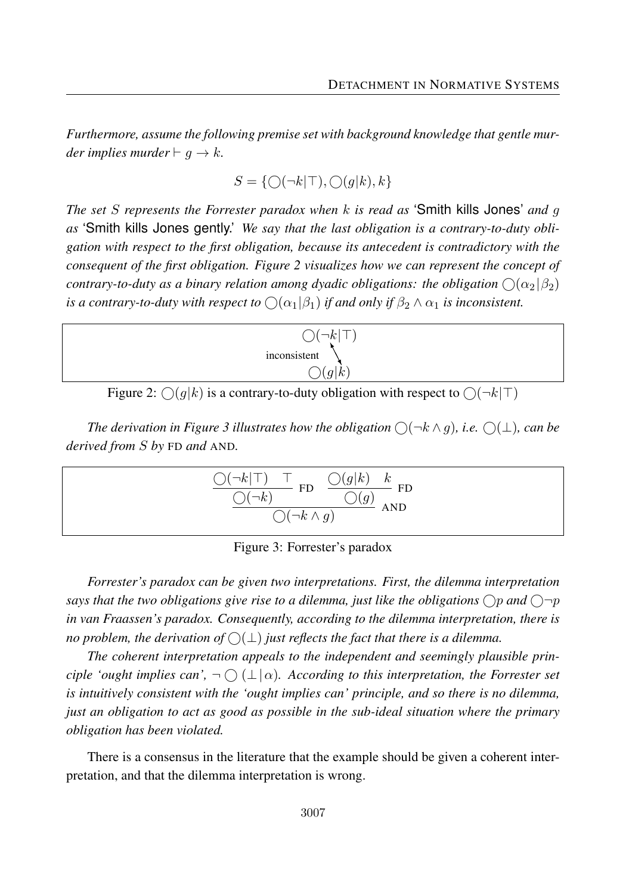*Furthermore, assume the following premise set with background knowledge that gentle murder implies murder* $\vdash g \to k$.

$$S = \{\bigcirc(\neg k|\top), \bigcirc(g|k), k\}$$

*The set* $S$ *represents the Forrester paradox when* $k$ *is read as* 'Smith kills Jones' *and* $g$ *as* 'Smith kills Jones gently.' *We say that the last obligation is a contrary-to-duty obligation with respect to the first obligation, because its antecedent is contradictory with the consequent of the first obligation. Figure 2 visualizes how we can represent the concept of contrary-to-duty as a binary relation among dyadic obligations: the obligation* $\bigcirc(\alpha_2|\beta_2)$ *is a contrary-to-duty with respect to* $\bigcirc(\alpha_1|\beta_1)$ *if and only if* $\beta_2 \wedge \alpha_1$ *is inconsistent.*

$$\begin{array}{c} \bigcirc(\neg k|\top) \\ \text{inconsistent} \updownarrow \\ \bigcirc(g|k) \end{array}$$

Figure 2: $\bigcirc(g|k)$ is a contrary-to-duty obligation with respect to $\bigcirc(\neg k|\top)$

*The derivation in Figure 3 illustrates how the obligation* $\bigcirc(\neg k \wedge g)$*, i.e.* $\bigcirc(\bot)$*, can be derived from* $S$ *by* FD *and* AND.

$$\dfrac{\dfrac{\bigcirc(\neg k|\top) \quad \top}{\bigcirc(\neg k)}\text{ FD} \quad \dfrac{\bigcirc(g|k) \quad k}{\bigcirc(g)}\text{ FD}}{\bigcirc(\neg k \wedge g)}\text{ AND}$$

Figure 3: Forrester's paradox

*Forrester's paradox can be given two interpretations. First, the dilemma interpretation says that the two obligations give rise to a dilemma, just like the obligations* $\bigcirc p$ *and* $\bigcirc \neg p$ *in van Fraassen's paradox. Consequently, according to the dilemma interpretation, there is no problem, the derivation of* $\bigcirc(\bot)$ *just reflects the fact that there is a dilemma.*

*The coherent interpretation appeals to the independent and seemingly plausible principle 'ought implies can',* $\neg \bigcirc (\bot \,|\, \alpha)$*. According to this interpretation, the Forrester set is intuitively consistent with the 'ought implies can' principle, and so there is no dilemma, just an obligation to act as good as possible in the sub-ideal situation where the primary obligation has been violated.*

There is a consensus in the literature that the example should be given a coherent interpretation, and that the dilemma interpretation is wrong.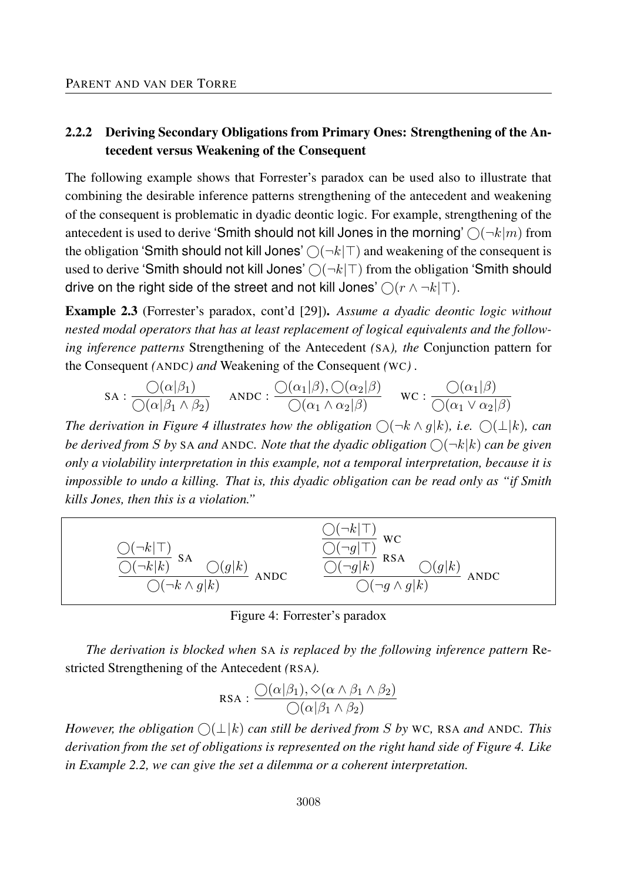### 2.2.2 Deriving Secondary Obligations from Primary Ones: Strengthening of the Antecedent versus Weakening of the Consequent

The following example shows that Forrester's paradox can be used also to illustrate that combining the desirable inference patterns strengthening of the antecedent and weakening of the consequent is problematic in dyadic deontic logic. For example, strengthening of the antecedent is used to derive 'Smith should not kill Jones in the morning' $\bigcirc(\neg k|m)$ from the obligation 'Smith should not kill Jones' $\bigcirc(\neg k|\top)$ and weakening of the consequent is used to derive 'Smith should not kill Jones' $\bigcirc(\neg k|\top)$ from the obligation 'Smith should drive on the right side of the street and not kill Jones' $\bigcirc(r \wedge \neg k|\top)$.

**Example 2.3** (Forrester's paradox, cont'd [29]). *Assume a dyadic deontic logic without nested modal operators that has at least replacement of logical equivalents and the following inference patterns* Strengthening of the Antecedent *(*SA*), the* Conjunction pattern for the Consequent *(*ANDC*) and* Weakening of the Consequent *(*WC*).*

$$\text{SA}: \frac{\bigcirc(\alpha|\beta_1)}{\bigcirc(\alpha|\beta_1 \wedge \beta_2)} \qquad \text{ANDC}: \frac{\bigcirc(\alpha_1|\beta), \bigcirc(\alpha_2|\beta)}{\bigcirc(\alpha_1 \wedge \alpha_2|\beta)} \qquad \text{WC}: \frac{\bigcirc(\alpha_1|\beta)}{\bigcirc(\alpha_1 \vee \alpha_2|\beta)}$$

*The derivation in Figure 4 illustrates how the obligation $\bigcirc(\neg k \wedge g|k)$, i.e. $\bigcirc(\bot|k)$, can be derived from $S$ by* SA *and* ANDC*. Note that the dyadic obligation $\bigcirc(\neg k|k)$ can be given only a violability interpretation in this example, not a temporal interpretation, because it is impossible to undo a killing. That is, this dyadic obligation can be read only as "if Smith kills Jones, then this is a violation."*

$$\dfrac{\dfrac{\bigcirc(\neg k|\top)}{\bigcirc(\neg k|k)}\,\text{SA} \qquad \bigcirc(g|k)}{\bigcirc(\neg k \wedge g|k)}\,\text{ANDC} \qquad\qquad \dfrac{\dfrac{\dfrac{\bigcirc(\neg k|\top)}{\bigcirc(\neg g|\top)}\,\text{WC}}{\bigcirc(\neg g|k)}\,\text{RSA} \qquad \bigcirc(g|k)}{\bigcirc(\neg g \wedge g|k)}\,\text{ANDC}$$

Figure 4: Forrester's paradox

*The derivation is blocked when* SA *is replaced by the following inference pattern* Restricted Strengthening of the Antecedent *(*RSA*).*

$$\text{RSA}: \frac{\bigcirc(\alpha|\beta_1), \Diamond(\alpha \wedge \beta_1 \wedge \beta_2)}{\bigcirc(\alpha|\beta_1 \wedge \beta_2)}$$

*However, the obligation $\bigcirc(\bot|k)$ can still be derived from $S$ by* WC*,* RSA *and* ANDC*. This derivation from the set of obligations is represented on the right hand side of Figure 4. Like in Example 2.2, we can give the set a dilemma or a coherent interpretation.*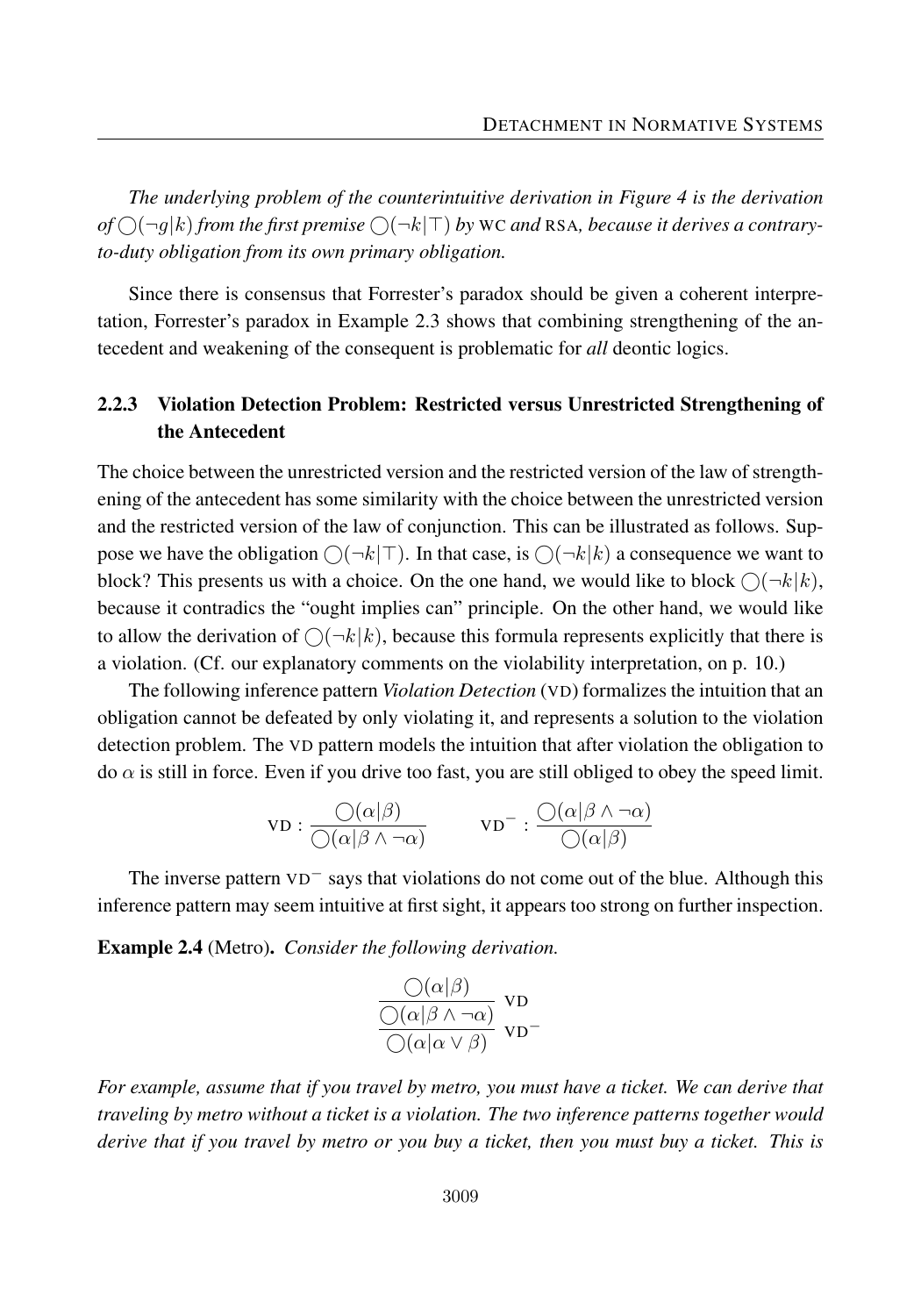*The underlying problem of the counterintuitive derivation in Figure 4 is the derivation of $\bigcirc(\neg g|k)$ from the first premise $\bigcirc(\neg k|\top)$ by* WC *and* RSA*, because it derives a contrary-to-duty obligation from its own primary obligation.*

Since there is consensus that Forrester's paradox should be given a coherent interpretation, Forrester's paradox in Example 2.3 shows that combining strengthening of the antecedent and weakening of the consequent is problematic for *all* deontic logics.

### 2.2.3 Violation Detection Problem: Restricted versus Unrestricted Strengthening of the Antecedent

The choice between the unrestricted version and the restricted version of the law of strengthening of the antecedent has some similarity with the choice between the unrestricted version and the restricted version of the law of conjunction. This can be illustrated as follows. Suppose we have the obligation $\bigcirc(\neg k|\top)$. In that case, is $\bigcirc(\neg k|k)$ a consequence we want to block? This presents us with a choice. On the one hand, we would like to block $\bigcirc(\neg k|k)$, because it contradics the "ought implies can" principle. On the other hand, we would like to allow the derivation of $\bigcirc(\neg k|k)$, because this formula represents explicitly that there is a violation. (Cf. our explanatory comments on the violability interpretation, on p. 10.)

The following inference pattern *Violation Detection* (VD) formalizes the intuition that an obligation cannot be defeated by only violating it, and represents a solution to the violation detection problem. The VD pattern models the intuition that after violation the obligation to do $\alpha$ is still in force. Even if you drive too fast, you are still obliged to obey the speed limit.

$$\text{VD}: \frac{\bigcirc(\alpha|\beta)}{\bigcirc(\alpha|\beta \wedge \neg\alpha)} \qquad \text{VD}^-: \frac{\bigcirc(\alpha|\beta \wedge \neg\alpha)}{\bigcirc(\alpha|\beta)}$$

The inverse pattern $\text{VD}^-$ says that violations do not come out of the blue. Although this inference pattern may seem intuitive at first sight, it appears too strong on further inspection.

**Example 2.4** (Metro). *Consider the following derivation.*

$$\cfrac{\cfrac{\bigcirc(\alpha|\beta)}{\bigcirc(\alpha|\beta \wedge \neg\alpha)}\ \text{VD}}{\bigcirc(\alpha|\alpha \vee \beta)}\ \text{VD}^-$$

*For example, assume that if you travel by metro, you must have a ticket. We can derive that traveling by metro without a ticket is a violation. The two inference patterns together would derive that if you travel by metro or you buy a ticket, then you must buy a ticket. This is*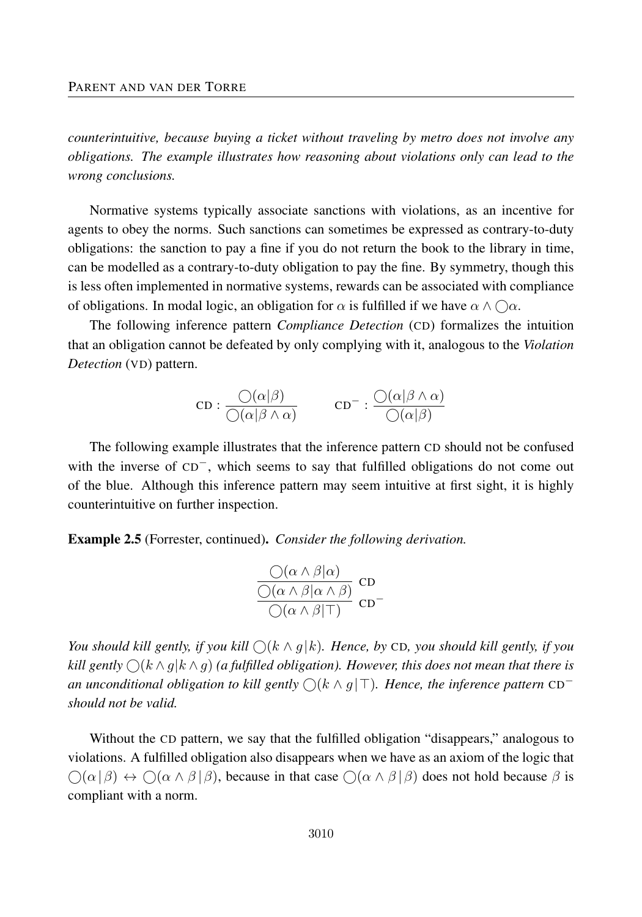*counterintuitive, because buying a ticket without traveling by metro does not involve any obligations. The example illustrates how reasoning about violations only can lead to the wrong conclusions.*

Normative systems typically associate sanctions with violations, as an incentive for agents to obey the norms. Such sanctions can sometimes be expressed as contrary-to-duty obligations: the sanction to pay a fine if you do not return the book to the library in time, can be modelled as a contrary-to-duty obligation to pay the fine. By symmetry, though this is less often implemented in normative systems, rewards can be associated with compliance of obligations. In modal logic, an obligation for $\alpha$ is fulfilled if we have $\alpha \wedge \bigcirc\alpha$.

The following inference pattern *Compliance Detection* (CD) formalizes the intuition that an obligation cannot be defeated by only complying with it, analogous to the *Violation Detection* (VD) pattern.

$$\text{CD}: \frac{\bigcirc(\alpha|\beta)}{\bigcirc(\alpha|\beta \wedge \alpha)} \qquad \text{CD}^-: \frac{\bigcirc(\alpha|\beta \wedge \alpha)}{\bigcirc(\alpha|\beta)}$$

The following example illustrates that the inference pattern CD should not be confused with the inverse of $\text{CD}^-$, which seems to say that fulfilled obligations do not come out of the blue. Although this inference pattern may seem intuitive at first sight, it is highly counterintuitive on further inspection.

**Example 2.5** (Forrester, continued). *Consider the following derivation.*

$$\cfrac{\cfrac{\bigcirc(\alpha \wedge \beta|\alpha)}{\bigcirc(\alpha \wedge \beta|\alpha \wedge \beta)}\ \text{CD}}{\bigcirc(\alpha \wedge \beta|\top)}\ \text{CD}^-$$

*You should kill gently, if you kill $\bigcirc(k \wedge g|k)$. Hence, by CD, you should kill gently, if you kill gently $\bigcirc(k \wedge g|k \wedge g)$ (a fulfilled obligation). However, this does not mean that there is an unconditional obligation to kill gently $\bigcirc(k \wedge g|\top)$. Hence, the inference pattern $\text{CD}^-$ should not be valid.*

Without the CD pattern, we say that the fulfilled obligation "disappears," analogous to violations. A fulfilled obligation also disappears when we have as an axiom of the logic that $\bigcirc(\alpha\,|\,\beta) \leftrightarrow \bigcirc(\alpha \wedge \beta\,|\,\beta)$, because in that case $\bigcirc(\alpha \wedge \beta\,|\,\beta)$ does not hold because $\beta$ is compliant with a norm.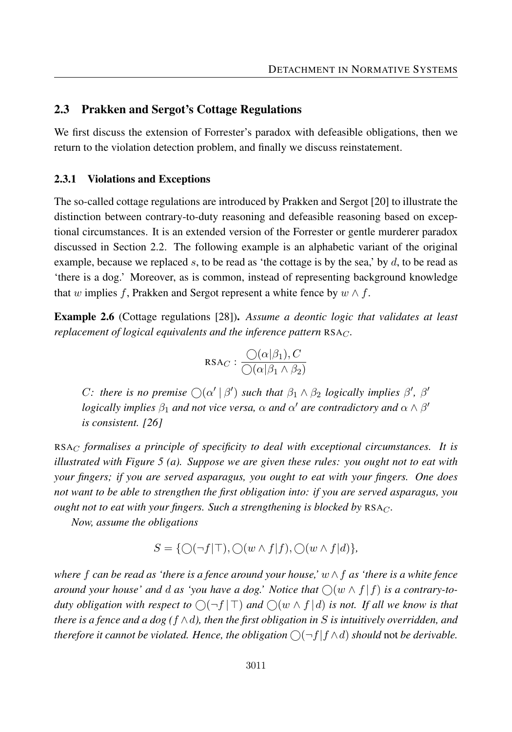### 2.3 Prakken and Sergot's Cottage Regulations

We first discuss the extension of Forrester's paradox with defeasible obligations, then we return to the violation detection problem, and finally we discuss reinstatement.

#### 2.3.1 Violations and Exceptions

The so-called cottage regulations are introduced by Prakken and Sergot [20] to illustrate the distinction between contrary-to-duty reasoning and defeasible reasoning based on exceptional circumstances. It is an extended version of the Forrester or gentle murderer paradox discussed in Section 2.2. The following example is an alphabetic variant of the original example, because we replaced $s$, to be read as 'the cottage is by the sea,' by $d$, to be read as 'there is a dog.' Moreover, as is common, instead of representing background knowledge that $w$ implies $f$, Prakken and Sergot represent a white fence by $w \wedge f$.

**Example 2.6** (Cottage regulations [28]). *Assume a deontic logic that validates at least replacement of logical equivalents and the inference pattern* $\text{RSA}_C$.

$$\text{RSA}_C : \frac{\bigcirc(\alpha|\beta_1), C}{\bigcirc(\alpha|\beta_1 \wedge \beta_2)}$$

*C: there is no premise* $\bigcirc(\alpha' \,|\, \beta')$ *such that* $\beta_1 \wedge \beta_2$ *logically implies* $\beta'$, $\beta'$ *logically implies* $\beta_1$ *and not vice versa,* $\alpha$ *and* $\alpha'$ *are contradictory and* $\alpha \wedge \beta'$ *is consistent. [26]*

$\text{RSA}_C$ *formalises a principle of specificity to deal with exceptional circumstances. It is illustrated with Figure 5 (a). Suppose we are given these rules: you ought not to eat with your fingers; if you are served asparagus, you ought to eat with your fingers. One does not want to be able to strengthen the first obligation into: if you are served asparagus, you ought not to eat with your fingers. Such a strengthening is blocked by* $\text{RSA}_C$.

*Now, assume the obligations*

$$S = \{\bigcirc(\neg f|\top), \bigcirc(w \wedge f|f), \bigcirc(w \wedge f|d)\},$$

*where* $f$ *can be read as 'there is a fence around your house,'* $w \wedge f$ *as 'there is a white fence around your house' and* $d$ *as 'you have a dog.' Notice that* $\bigcirc(w \wedge f\,|\,f)$ *is a contrary-to-duty obligation with respect to* $\bigcirc(\neg f\,|\,\top)$ *and* $\bigcirc(w \wedge f\,|\,d)$ *is not. If all we know is that there is a fence and a dog (*$f \wedge d$*), then the first obligation in* $S$ *is intuitively overridden, and therefore it cannot be violated. Hence, the obligation* $\bigcirc(\neg f\,|\,f \wedge d)$ *should* not *be derivable.*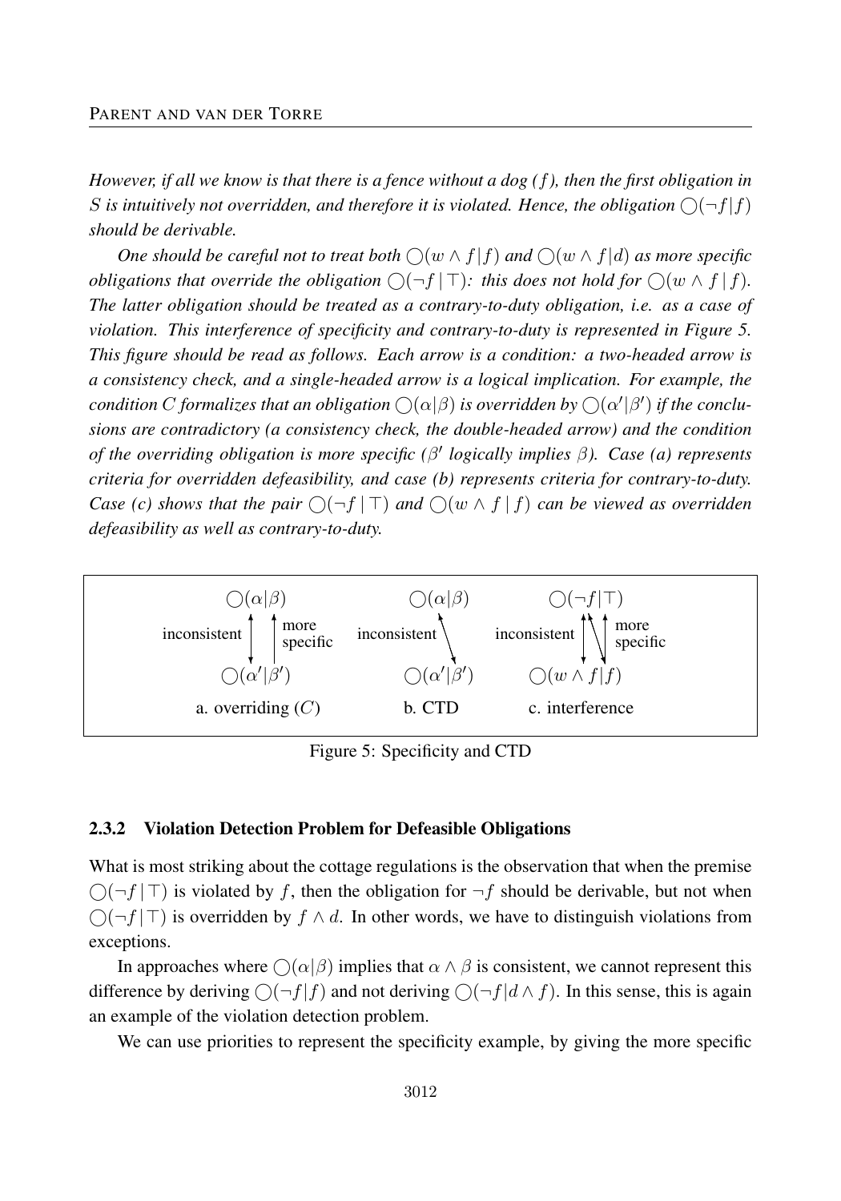*However, if all we know is that there is a fence without a dog ($f$), then the first obligation in $S$ is intuitively not overridden, and therefore it is violated. Hence, the obligation $\bigcirc(\neg f|f)$ should be derivable.*

*One should be careful not to treat both $\bigcirc(w \wedge f|f)$ and $\bigcirc(w \wedge f|d)$ as more specific obligations that override the obligation $\bigcirc(\neg f \mid \top)$: this does not hold for $\bigcirc(w \wedge f \mid f)$. The latter obligation should be treated as a contrary-to-duty obligation, i.e. as a case of violation. This interference of specificity and contrary-to-duty is represented in Figure 5. This figure should be read as follows. Each arrow is a condition: a two-headed arrow is a consistency check, and a single-headed arrow is a logical implication. For example, the condition $C$ formalizes that an obligation $\bigcirc(\alpha|\beta)$ is overridden by $\bigcirc(\alpha'|\beta')$ if the conclusions are contradictory (a consistency check, the double-headed arrow) and the condition of the overriding obligation is more specific ($\beta'$ logically implies $\beta$). Case (a) represents criteria for overridden defeasibility, and case (b) represents criteria for contrary-to-duty. Case (c) shows that the pair $\bigcirc(\neg f \mid \top)$ and $\bigcirc(w \wedge f \mid f)$ can be viewed as overridden defeasibility as well as contrary-to-duty.*

| $\bigcirc(\alpha\|\beta)$ | $\bigcirc(\alpha\|\beta)$ | $\bigcirc(\neg f\|\top)$ |
|---|---|---|
| inconsistent ↕ ↑ more specific | inconsistent ↘ | inconsistent ↕ ↘ ↑ more specific |
| $\bigcirc(\alpha'\|\beta')$ | $\bigcirc(\alpha'\|\beta')$ | $\bigcirc(w \wedge f\|f)$ |
| a. overriding ($C$) | b. CTD | c. interference |

Figure 5: Specificity and CTD

### 2.3.2 Violation Detection Problem for Defeasible Obligations

What is most striking about the cottage regulations is the observation that when the premise $\bigcirc(\neg f \mid \top)$ is violated by $f$, then the obligation for $\neg f$ should be derivable, but not when $\bigcirc(\neg f \mid \top)$ is overridden by $f \wedge d$. In other words, we have to distinguish violations from exceptions.

In approaches where $\bigcirc(\alpha|\beta)$ implies that $\alpha \wedge \beta$ is consistent, we cannot represent this difference by deriving $\bigcirc(\neg f|f)$ and not deriving $\bigcirc(\neg f|d \wedge f)$. In this sense, this is again an example of the violation detection problem.

We can use priorities to represent the specificity example, by giving the more specific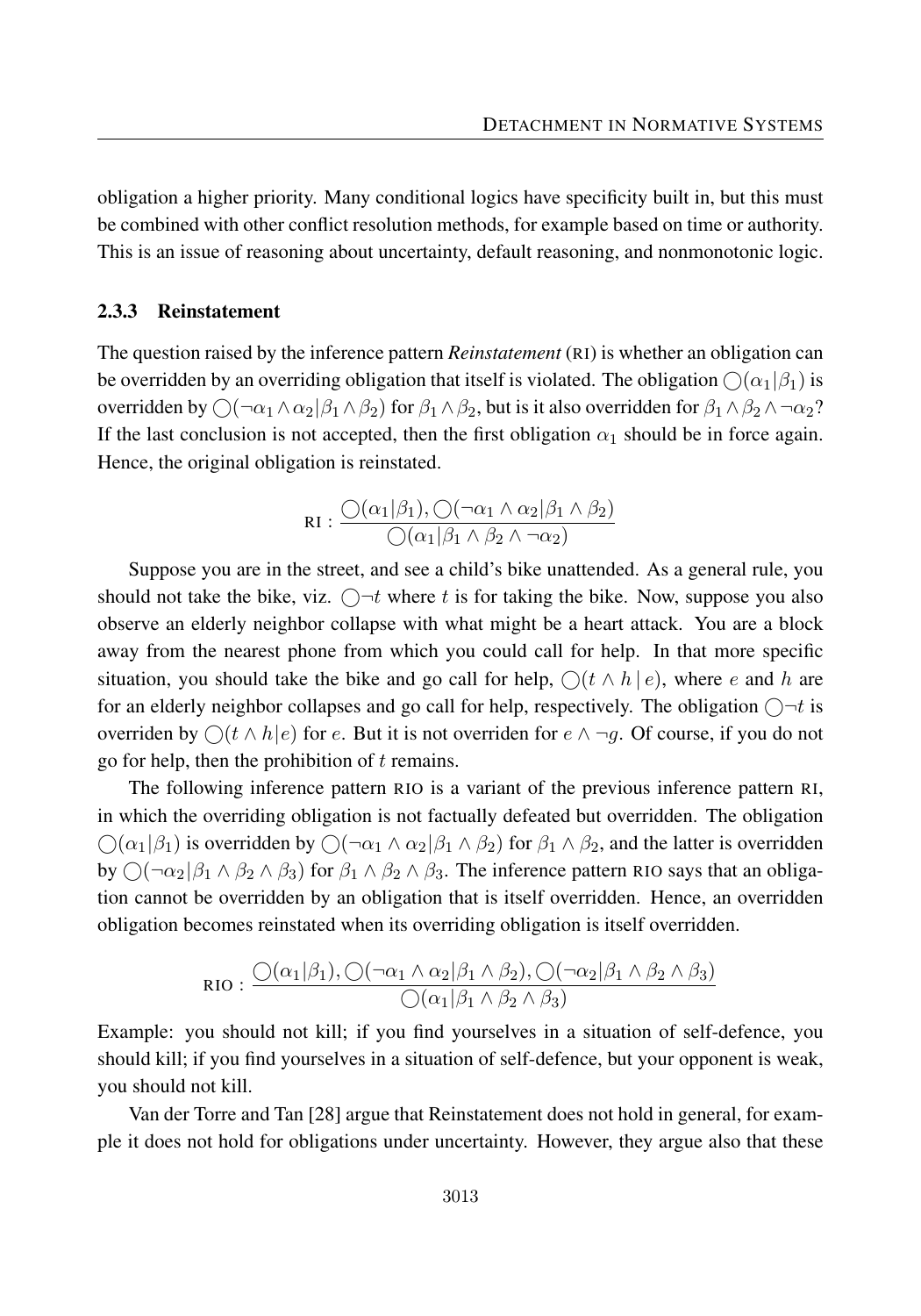obligation a higher priority. Many conditional logics have specificity built in, but this must be combined with other conflict resolution methods, for example based on time or authority. This is an issue of reasoning about uncertainty, default reasoning, and nonmonotonic logic.

### 2.3.3 Reinstatement

The question raised by the inference pattern *Reinstatement* (RI) is whether an obligation can be overridden by an overriding obligation that itself is violated. The obligation $\bigcirc(\alpha_1|\beta_1)$ is overridden by $\bigcirc(\neg\alpha_1 \wedge \alpha_2|\beta_1 \wedge \beta_2)$ for $\beta_1 \wedge \beta_2$, but is it also overridden for $\beta_1 \wedge \beta_2 \wedge \neg\alpha_2$? If the last conclusion is not accepted, then the first obligation $\alpha_1$ should be in force again. Hence, the original obligation is reinstated.

$$\text{RI} : \frac{\bigcirc(\alpha_1|\beta_1), \bigcirc(\neg\alpha_1 \wedge \alpha_2|\beta_1 \wedge \beta_2)}{\bigcirc(\alpha_1|\beta_1 \wedge \beta_2 \wedge \neg\alpha_2)}$$

Suppose you are in the street, and see a child's bike unattended. As a general rule, you should not take the bike, viz. $\bigcirc\neg t$ where $t$ is for taking the bike. Now, suppose you also observe an elderly neighbor collapse with what might be a heart attack. You are a block away from the nearest phone from which you could call for help. In that more specific situation, you should take the bike and go call for help, $\bigcirc(t \wedge h \,|\, e)$, where $e$ and $h$ are for an elderly neighbor collapses and go call for help, respectively. The obligation $\bigcirc\neg t$ is overriden by $\bigcirc(t \wedge h|e)$ for $e$. But it is not overriden for $e \wedge \neg g$. Of course, if you do not go for help, then the prohibition of $t$ remains.

The following inference pattern RIO is a variant of the previous inference pattern RI, in which the overriding obligation is not factually defeated but overridden. The obligation $\bigcirc(\alpha_1|\beta_1)$ is overridden by $\bigcirc(\neg\alpha_1 \wedge \alpha_2|\beta_1 \wedge \beta_2)$ for $\beta_1 \wedge \beta_2$, and the latter is overridden by $\bigcirc(\neg\alpha_2|\beta_1 \wedge \beta_2 \wedge \beta_3)$ for $\beta_1 \wedge \beta_2 \wedge \beta_3$. The inference pattern RIO says that an obligation cannot be overridden by an obligation that is itself overridden. Hence, an overridden obligation becomes reinstated when its overriding obligation is itself overridden.

$$\text{RIO} : \frac{\bigcirc(\alpha_1|\beta_1), \bigcirc(\neg\alpha_1 \wedge \alpha_2|\beta_1 \wedge \beta_2), \bigcirc(\neg\alpha_2|\beta_1 \wedge \beta_2 \wedge \beta_3)}{\bigcirc(\alpha_1|\beta_1 \wedge \beta_2 \wedge \beta_3)}$$

Example: you should not kill; if you find yourselves in a situation of self-defence, you should kill; if you find yourselves in a situation of self-defence, but your opponent is weak, you should not kill.

Van der Torre and Tan [28] argue that Reinstatement does not hold in general, for example it does not hold for obligations under uncertainty. However, they argue also that these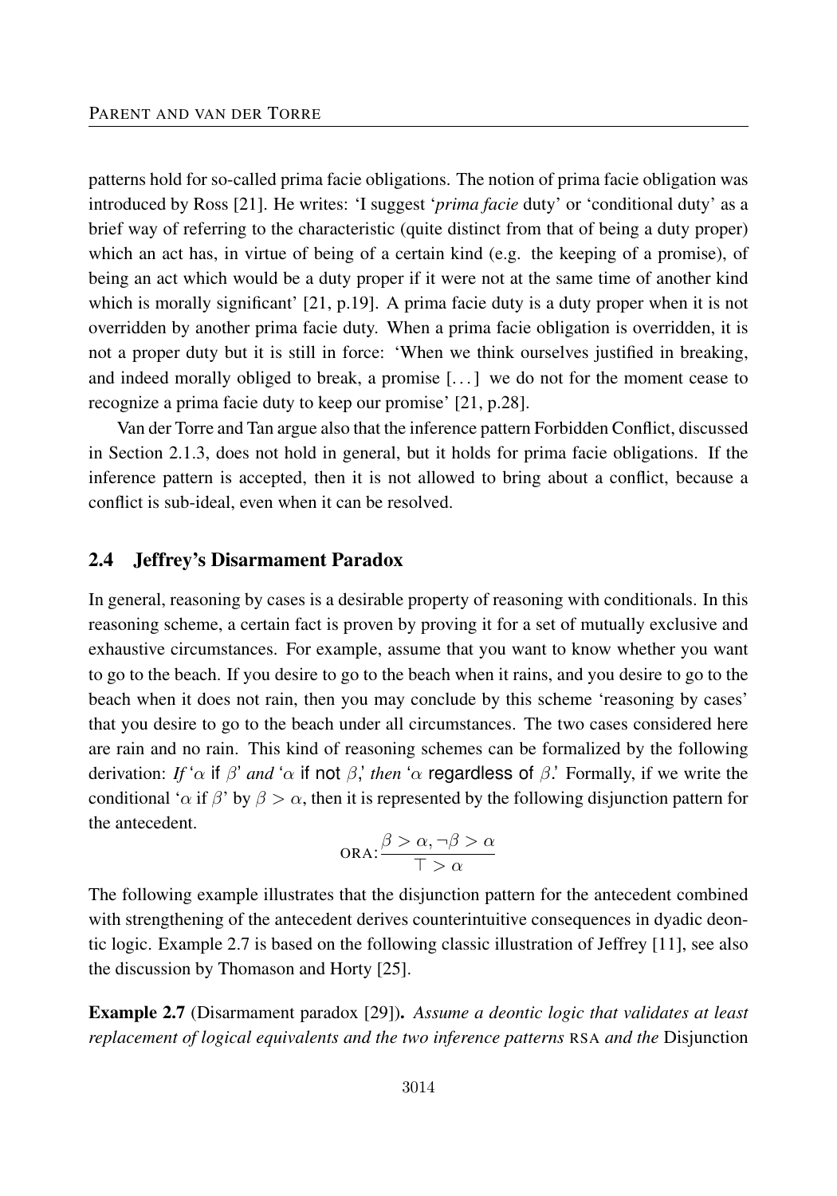patterns hold for so-called prima facie obligations. The notion of prima facie obligation was introduced by Ross [21]. He writes: 'I suggest '*prima facie* duty' or 'conditional duty' as a brief way of referring to the characteristic (quite distinct from that of being a duty proper) which an act has, in virtue of being of a certain kind (e.g. the keeping of a promise), of being an act which would be a duty proper if it were not at the same time of another kind which is morally significant' [21, p.19]. A prima facie duty is a duty proper when it is not overridden by another prima facie duty. When a prima facie obligation is overridden, it is not a proper duty but it is still in force: 'When we think ourselves justified in breaking, and indeed morally obliged to break, a promise [...] we do not for the moment cease to recognize a prima facie duty to keep our promise' [21, p.28].

Van der Torre and Tan argue also that the inference pattern Forbidden Conflict, discussed in Section 2.1.3, does not hold in general, but it holds for prima facie obligations. If the inference pattern is accepted, then it is not allowed to bring about a conflict, because a conflict is sub-ideal, even when it can be resolved.

## 2.4 Jeffrey's Disarmament Paradox

In general, reasoning by cases is a desirable property of reasoning with conditionals. In this reasoning scheme, a certain fact is proven by proving it for a set of mutually exclusive and exhaustive circumstances. For example, assume that you want to know whether you want to go to the beach. If you desire to go to the beach when it rains, and you desire to go to the beach when it does not rain, then you may conclude by this scheme 'reasoning by cases' that you desire to go to the beach under all circumstances. The two cases considered here are rain and no rain. This kind of reasoning schemes can be formalized by the following derivation: *If* '$\alpha$ if $\beta$' *and* '$\alpha$ if not $\beta$,' *then* '$\alpha$ regardless of $\beta$.' Formally, if we write the conditional '$\alpha$ if $\beta$' by $\beta > \alpha$, then it is represented by the following disjunction pattern for the antecedent.

$$\text{ORA:}\frac{\beta > \alpha, \neg\beta > \alpha}{\top > \alpha}$$

The following example illustrates that the disjunction pattern for the antecedent combined with strengthening of the antecedent derives counterintuitive consequences in dyadic deontic logic. Example 2.7 is based on the following classic illustration of Jeffrey [11], see also the discussion by Thomason and Horty [25].

**Example 2.7** (Disarmament paradox [29]). *Assume a deontic logic that validates at least replacement of logical equivalents and the two inference patterns* RSA *and the* Disjunction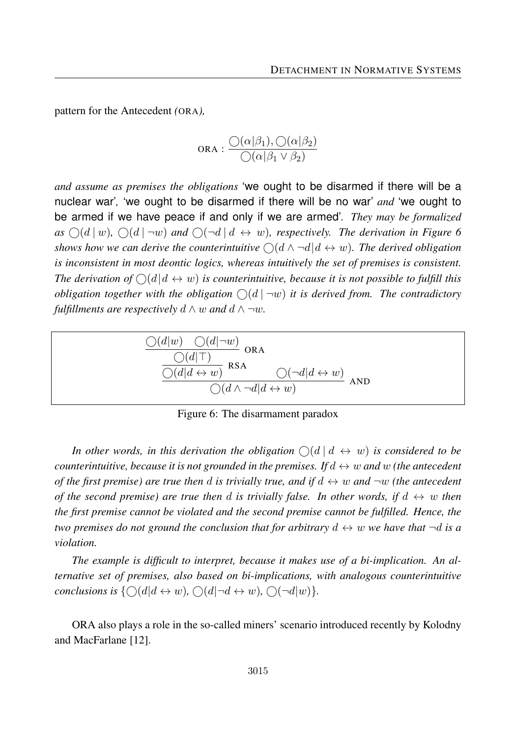pattern for the Antecedent *(*ORA*),*

$$\text{ORA} : \frac{\bigcirc(\alpha|\beta_1), \bigcirc(\alpha|\beta_2)}{\bigcirc(\alpha|\beta_1 \vee \beta_2)}$$

*and assume as premises the obligations* 'we ought to be disarmed if there will be a nuclear war', 'we ought to be disarmed if there will be no war' *and* 'we ought to be armed if we have peace if and only if we are armed'. *They may be formalized as* $\bigcirc(d \mid w)$*,* $\bigcirc(d \mid \neg w)$ *and* $\bigcirc(\neg d \mid d \leftrightarrow w)$*, respectively. The derivation in Figure 6 shows how we can derive the counterintuitive* $\bigcirc(d \wedge \neg d | d \leftrightarrow w)$*. The derived obligation is inconsistent in most deontic logics, whereas intuitively the set of premises is consistent. The derivation of* $\bigcirc(d | d \leftrightarrow w)$ *is counterintuitive, because it is not possible to fulfill this obligation together with the obligation* $\bigcirc(d \mid \neg w)$ *it is derived from. The contradictory fulfillments are respectively* $d \wedge w$ *and* $d \wedge \neg w$*.*

$$\dfrac{\dfrac{\dfrac{\bigcirc(d|w) \quad \bigcirc(d|\neg w)}{\bigcirc(d|\top)}\ \text{ORA}}{\bigcirc(d|d \leftrightarrow w)}\ \text{RSA} \qquad \bigcirc(\neg d|d \leftrightarrow w)}{\bigcirc(d \wedge \neg d|d \leftrightarrow w)}\ \text{AND}$$

Figure 6: The disarmament paradox

*In other words, in this derivation the obligation* $\bigcirc(d \mid d \leftrightarrow w)$ *is considered to be counterintuitive, because it is not grounded in the premises. If* $d \leftrightarrow w$ *and* $w$ *(the antecedent of the first premise) are true then* $d$ *is trivially true, and if* $d \leftrightarrow w$ *and* $\neg w$ *(the antecedent of the second premise) are true then* $d$ *is trivially false. In other words, if* $d \leftrightarrow w$ *then the first premise cannot be violated and the second premise cannot be fulfilled. Hence, the two premises do not ground the conclusion that for arbitrary* $d \leftrightarrow w$ *we have that* $\neg d$ *is a violation.*

*The example is difficult to interpret, because it makes use of a bi-implication. An alternative set of premises, also based on bi-implications, with analogous counterintuitive conclusions is* $\{\bigcirc(d|d \leftrightarrow w), \bigcirc(d|\neg d \leftrightarrow w), \bigcirc(\neg d|w)\}$*.*

ORA also plays a role in the so-called miners' scenario introduced recently by Kolodny and MacFarlane [12].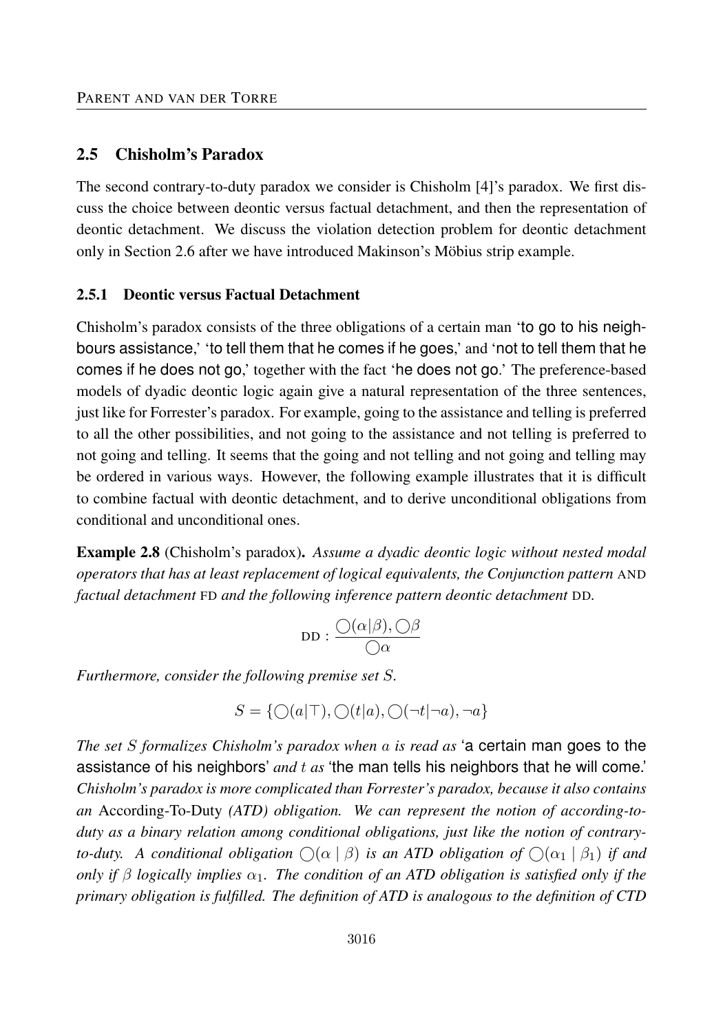## 2.5 Chisholm's Paradox

The second contrary-to-duty paradox we consider is Chisholm [4]'s paradox. We first discuss the choice between deontic versus factual detachment, and then the representation of deontic detachment. We discuss the violation detection problem for deontic detachment only in Section 2.6 after we have introduced Makinson's Möbius strip example.

### 2.5.1 Deontic versus Factual Detachment

Chisholm's paradox consists of the three obligations of a certain man 'to go to his neighbours assistance,' 'to tell them that he comes if he goes,' and 'not to tell them that he comes if he does not go,' together with the fact 'he does not go.' The preference-based models of dyadic deontic logic again give a natural representation of the three sentences, just like for Forrester's paradox. For example, going to the assistance and telling is preferred to all the other possibilities, and not going to the assistance and not telling is preferred to not going and telling. It seems that the going and not telling and not going and telling may be ordered in various ways. However, the following example illustrates that it is difficult to combine factual with deontic detachment, and to derive unconditional obligations from conditional and unconditional ones.

**Example 2.8** (Chisholm's paradox)**.** *Assume a dyadic deontic logic without nested modal operators that has at least replacement of logical equivalents, the Conjunction pattern* AND *factual detachment* FD *and the following inference pattern deontic detachment* DD.

$$\text{DD} : \frac{\bigcirc(\alpha|\beta), \bigcirc\beta}{\bigcirc\alpha}$$

*Furthermore, consider the following premise set $S$.*

$$S = \{\bigcirc(a|\top), \bigcirc(t|a), \bigcirc(\neg t|\neg a), \neg a\}$$

*The set $S$ formalizes Chisholm's paradox when $a$ is read as* 'a certain man goes to the assistance of his neighbors' *and $t$ as* 'the man tells his neighbors that he will come.' *Chisholm's paradox is more complicated than Forrester's paradox, because it also contains an* According-To-Duty *(ATD) obligation. We can represent the notion of according-to-duty as a binary relation among conditional obligations, just like the notion of contrary-to-duty. A conditional obligation $\bigcirc(\alpha \mid \beta)$ is an ATD obligation of $\bigcirc(\alpha_1 \mid \beta_1)$ if and only if $\beta$ logically implies $\alpha_1$. The condition of an ATD obligation is satisfied only if the primary obligation is fulfilled. The definition of ATD is analogous to the definition of CTD*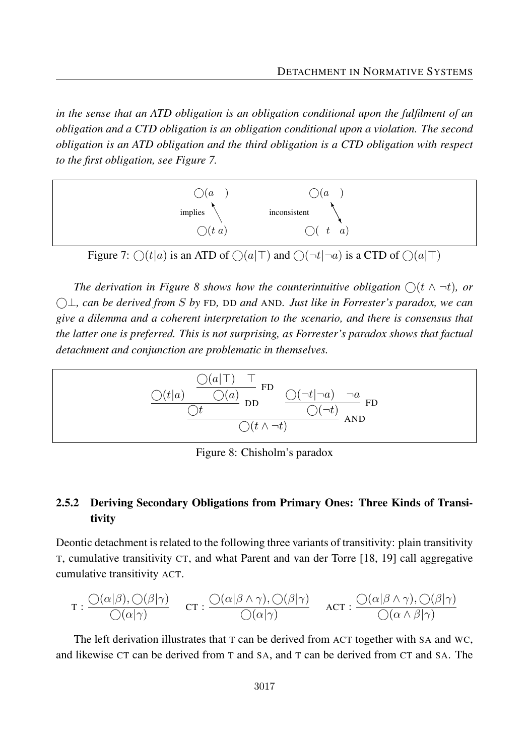*in the sense that an ATD obligation is an obligation conditional upon the fulfilment of an obligation and a CTD obligation is an obligation conditional upon a violation. The second obligation is an ATD obligation and the third obligation is a CTD obligation with respect to the first obligation, see Figure 7.*

$$\begin{array}{ccc} \bigcirc(a \mid \top) & & \bigcirc(a \mid \top) \\ \text{implies} \nwarrow & & \text{inconsistent} \updownarrow \\ \bigcirc(t \mid a) & & \bigcirc(\neg t \mid \neg a) \end{array}$$

Figure 7: $\bigcirc(t|a)$ is an ATD of $\bigcirc(a|\top)$ and $\bigcirc(\neg t|\neg a)$ is a CTD of $\bigcirc(a|\top)$

*The derivation in Figure 8 shows how the counterintuitive obligation $\bigcirc(t \wedge \neg t)$, or $\bigcirc\bot$, can be derived from $S$ by* FD*,* DD *and* AND*. Just like in Forrester's paradox, we can give a dilemma and a coherent interpretation to the scenario, and there is consensus that the latter one is preferred. This is not surprising, as Forrester's paradox shows that factual detachment and conjunction are problematic in themselves.*

$$\dfrac{\dfrac{\bigcirc(t|a) \quad \dfrac{\bigcirc(a|\top) \quad \top}{\bigcirc(a)}\,\text{FD}}{\bigcirc t}\,\text{DD} \qquad \dfrac{\bigcirc(\neg t|\neg a) \quad \neg a}{\bigcirc(\neg t)}\,\text{FD}}{\bigcirc(t \wedge \neg t)}\,\text{AND}$$

Figure 8: Chisholm's paradox

### 2.5.2 Deriving Secondary Obligations from Primary Ones: Three Kinds of Transitivity

Deontic detachment is related to the following three variants of transitivity: plain transitivity T, cumulative transitivity CT, and what Parent and van der Torre [18, 19] call aggregative cumulative transitivity ACT.

$$\text{T} : \frac{\bigcirc(\alpha|\beta), \bigcirc(\beta|\gamma)}{\bigcirc(\alpha|\gamma)} \qquad \text{CT} : \frac{\bigcirc(\alpha|\beta \wedge \gamma), \bigcirc(\beta|\gamma)}{\bigcirc(\alpha|\gamma)} \qquad \text{ACT} : \frac{\bigcirc(\alpha|\beta \wedge \gamma), \bigcirc(\beta|\gamma)}{\bigcirc(\alpha \wedge \beta|\gamma)}$$

The left derivation illustrates that T can be derived from ACT together with SA and WC, and likewise CT can be derived from T and SA, and T can be derived from CT and SA. The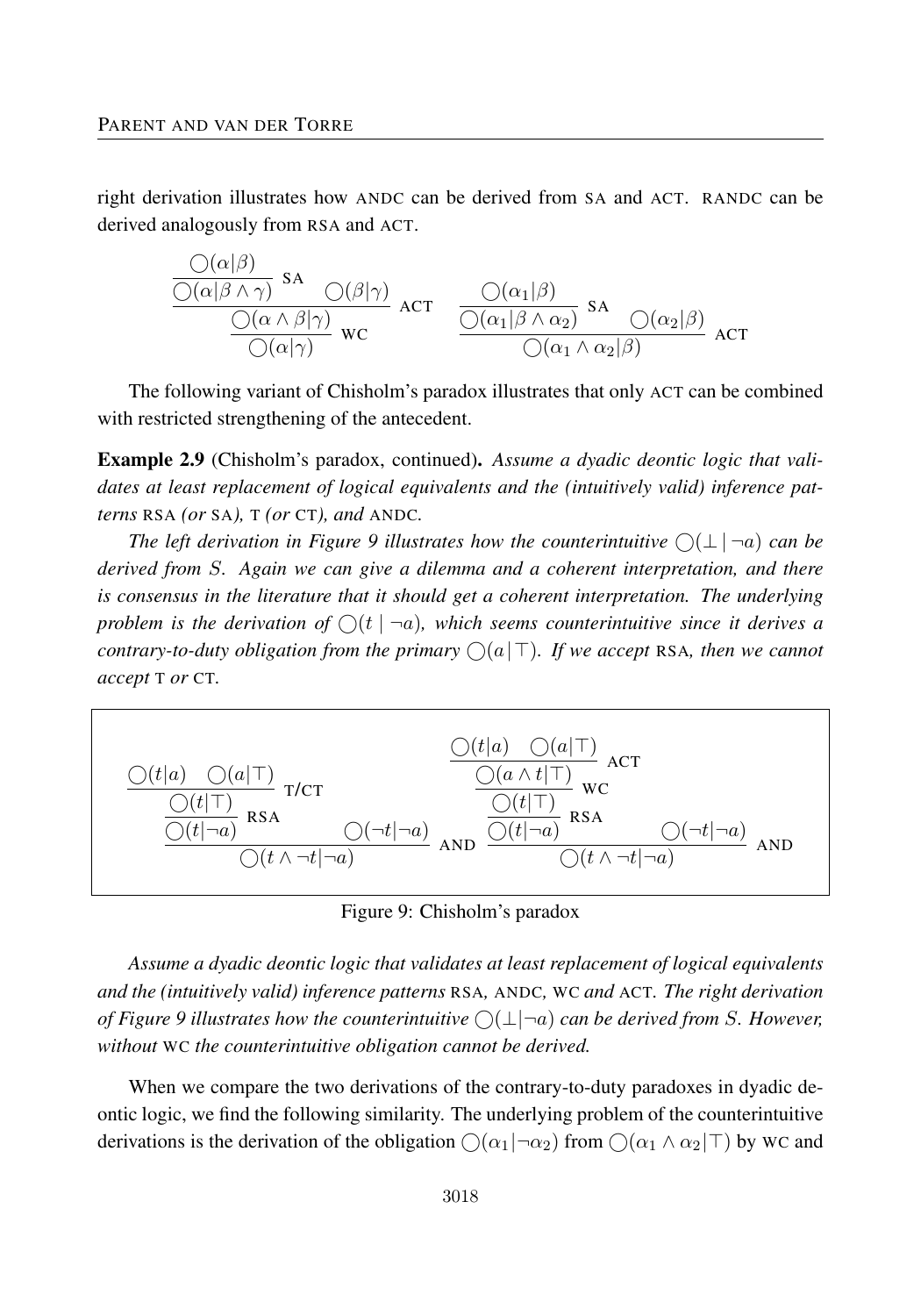right derivation illustrates how ANDC can be derived from SA and ACT. RANDC can be derived analogously from RSA and ACT.

$$
\dfrac{\dfrac{\dfrac{\bigcirc(\alpha|\beta)}{\bigcirc(\alpha|\beta\wedge\gamma)}\ \text{SA} \qquad \bigcirc(\beta|\gamma)}{\bigcirc(\alpha\wedge\beta|\gamma)}\ \text{ACT}}{\bigcirc(\alpha|\gamma)}\ \text{WC}
\qquad
\dfrac{\dfrac{\bigcirc(\alpha_1|\beta)}{\bigcirc(\alpha_1|\beta\wedge\alpha_2)}\ \text{SA} \qquad \bigcirc(\alpha_2|\beta)}{\bigcirc(\alpha_1\wedge\alpha_2|\beta)}\ \text{ACT}
$$

The following variant of Chisholm's paradox illustrates that only ACT can be combined with restricted strengthening of the antecedent.

**Example 2.9** (Chisholm's paradox, continued)**.** *Assume a dyadic deontic logic that validates at least replacement of logical equivalents and the (intuitively valid) inference patterns* RSA *(or* SA*),* T *(or* CT*), and* ANDC*.*

*The left derivation in Figure 9 illustrates how the counterintuitive $\bigcirc(\bot \mid \neg a)$ can be derived from $S$. Again we can give a dilemma and a coherent interpretation, and there is consensus in the literature that it should get a coherent interpretation. The underlying problem is the derivation of $\bigcirc(t \mid \neg a)$, which seems counterintuitive since it derives a contrary-to-duty obligation from the primary $\bigcirc(a \mid \top)$. If we accept* RSA*, then we cannot accept* T *or* CT*.*

$$
\dfrac{\dfrac{\dfrac{\bigcirc(t|a) \quad \bigcirc(a|\top)}{\bigcirc(t|\top)}\ \text{T/CT}}{\bigcirc(t|\neg a)}\ \text{RSA} \qquad \bigcirc(\neg t|\neg a)}{\bigcirc(t\wedge\neg t|\neg a)}\ \text{AND}
\qquad
\dfrac{\dfrac{\dfrac{\dfrac{\bigcirc(t|a) \quad \bigcirc(a|\top)}{\bigcirc(a\wedge t|\top)}\ \text{ACT}}{\bigcirc(t|\top)}\ \text{WC}}{\bigcirc(t|\neg a)}\ \text{RSA} \qquad \bigcirc(\neg t|\neg a)}{\bigcirc(t\wedge\neg t|\neg a)}\ \text{AND}
$$

Figure 9: Chisholm's paradox

*Assume a dyadic deontic logic that validates at least replacement of logical equivalents and the (intuitively valid) inference patterns* RSA*,* ANDC*,* WC *and* ACT*. The right derivation of Figure 9 illustrates how the counterintuitive $\bigcirc(\bot|\neg a)$ can be derived from $S$. However, without* WC *the counterintuitive obligation cannot be derived.*

When we compare the two derivations of the contrary-to-duty paradoxes in dyadic deontic logic, we find the following similarity. The underlying problem of the counterintuitive derivations is the derivation of the obligation $\bigcirc(\alpha_1|\neg\alpha_2)$ from $\bigcirc(\alpha_1 \wedge \alpha_2|\top)$ by WC and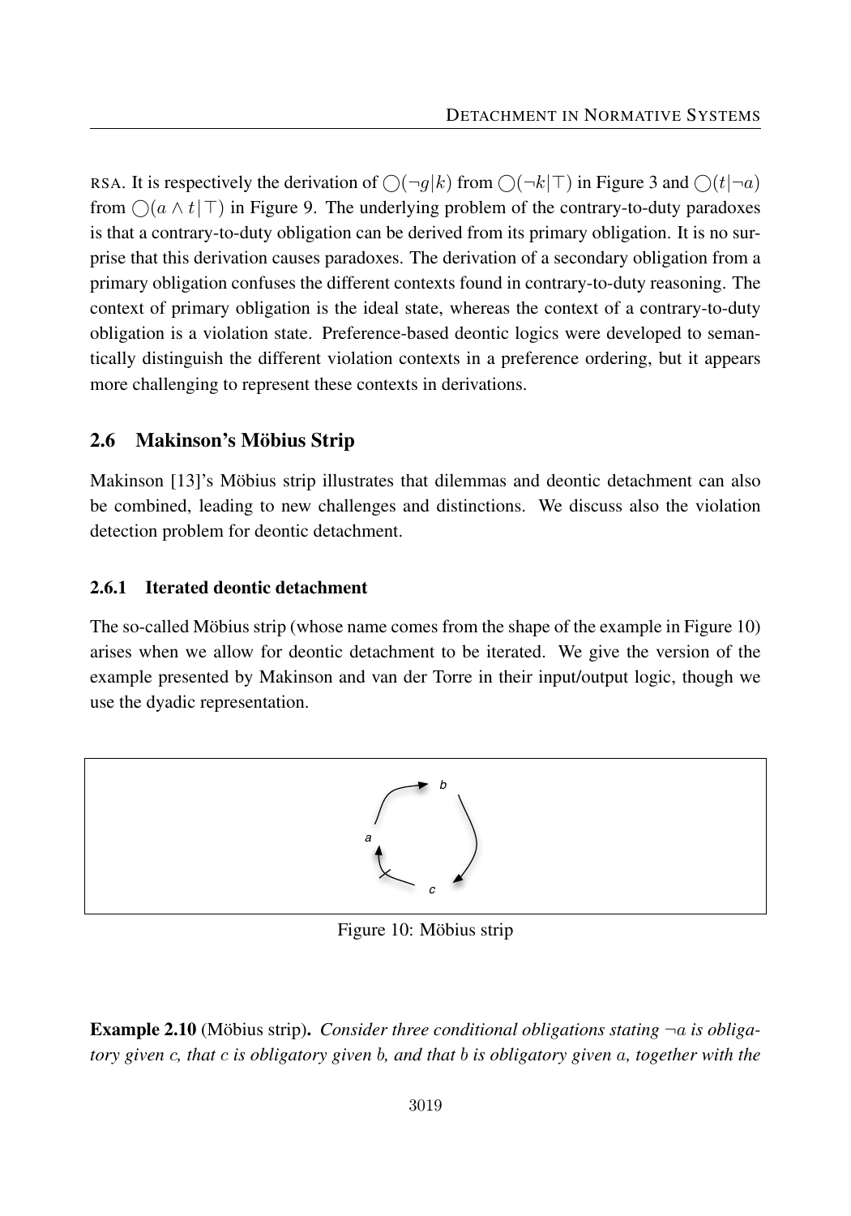RSA. It is respectively the derivation of $\bigcirc(\neg g|k)$ from $\bigcirc(\neg k|\top)$ in Figure 3 and $\bigcirc(t|\neg a)$ from $\bigcirc(a \wedge t|\top)$ in Figure 9. The underlying problem of the contrary-to-duty paradoxes is that a contrary-to-duty obligation can be derived from its primary obligation. It is no surprise that this derivation causes paradoxes. The derivation of a secondary obligation from a primary obligation confuses the different contexts found in contrary-to-duty reasoning. The context of primary obligation is the ideal state, whereas the context of a contrary-to-duty obligation is a violation state. Preference-based deontic logics were developed to semantically distinguish the different violation contexts in a preference ordering, but it appears more challenging to represent these contexts in derivations.

## 2.6 Makinson's Möbius Strip

Makinson [13]'s Möbius strip illustrates that dilemmas and deontic detachment can also be combined, leading to new challenges and distinctions. We discuss also the violation detection problem for deontic detachment.

### 2.6.1 Iterated deontic detachment

The so-called Möbius strip (whose name comes from the shape of the example in Figure 10) arises when we allow for deontic detachment to be iterated. We give the version of the example presented by Makinson and van der Torre in their input/output logic, though we use the dyadic representation.

Figure 10: Möbius strip

**Example 2.10** (Möbius strip)**.** *Consider three conditional obligations stating $\neg a$ is obligatory given $c$, that $c$ is obligatory given $b$, and that $b$ is obligatory given $a$, together with the*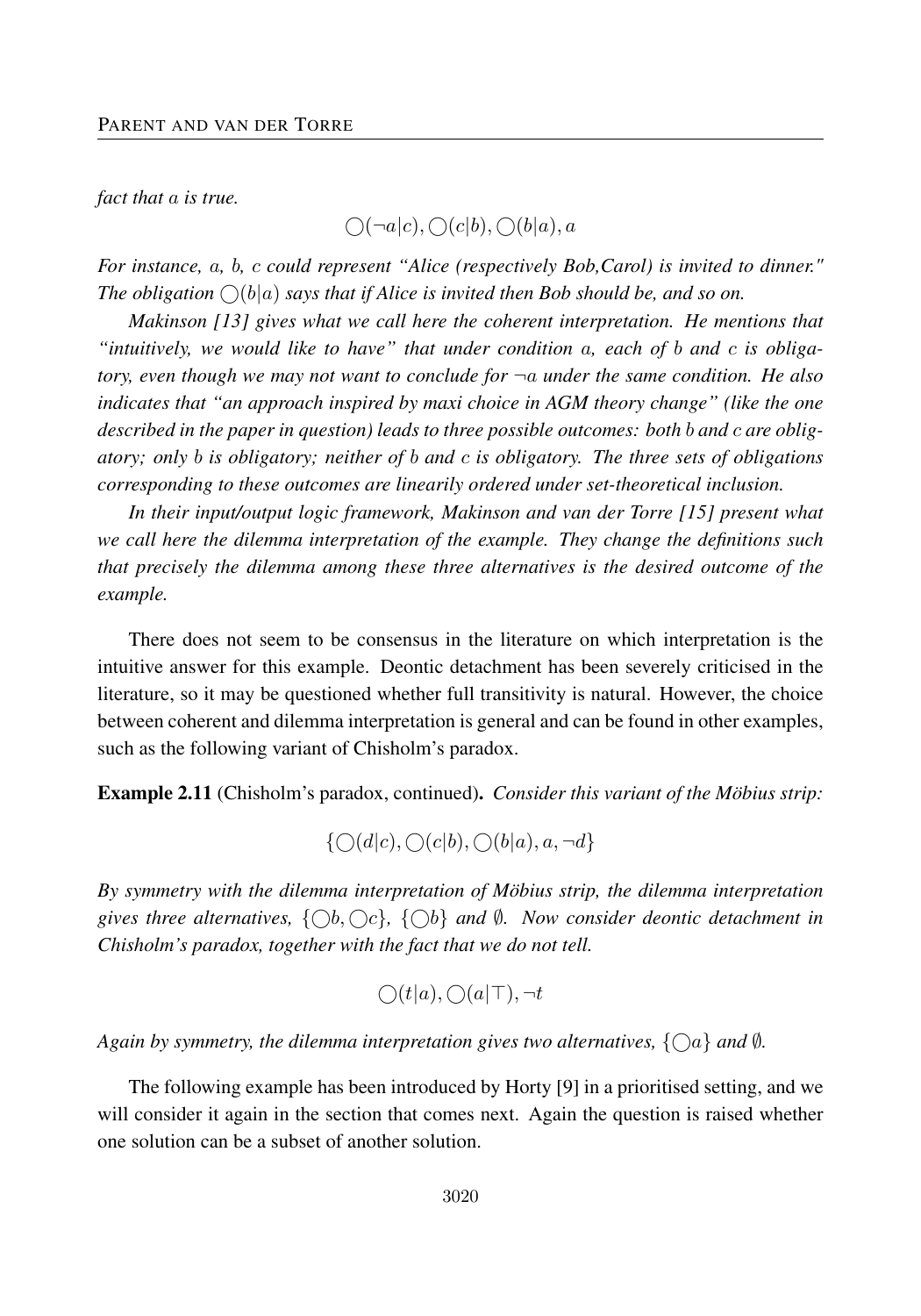*fact that $a$ is true.*

$$\bigcirc(\neg a|c), \bigcirc(c|b), \bigcirc(b|a), a$$

*For instance, $a$, $b$, $c$ could represent "Alice (respectively Bob,Carol) is invited to dinner." The obligation $\bigcirc(b|a)$ says that if Alice is invited then Bob should be, and so on.*

*Makinson [13] gives what we call here the coherent interpretation. He mentions that "intuitively, we would like to have" that under condition $a$, each of $b$ and $c$ is obligatory, even though we may not want to conclude for $\neg a$ under the same condition. He also indicates that "an approach inspired by maxi choice in AGM theory change" (like the one described in the paper in question) leads to three possible outcomes: both $b$ and $c$ are obligatory; only $b$ is obligatory; neither of $b$ and $c$ is obligatory. The three sets of obligations corresponding to these outcomes are linearily ordered under set-theoretical inclusion.*

*In their input/output logic framework, Makinson and van der Torre [15] present what we call here the dilemma interpretation of the example. They change the definitions such that precisely the dilemma among these three alternatives is the desired outcome of the example.*

There does not seem to be consensus in the literature on which interpretation is the intuitive answer for this example. Deontic detachment has been severely criticised in the literature, so it may be questioned whether full transitivity is natural. However, the choice between coherent and dilemma interpretation is general and can be found in other examples, such as the following variant of Chisholm's paradox.

**Example 2.11** (Chisholm's paradox, continued)**.** *Consider this variant of the Möbius strip:*

$$\{\bigcirc(d|c), \bigcirc(c|b), \bigcirc(b|a), a, \neg d\}$$

*By symmetry with the dilemma interpretation of Möbius strip, the dilemma interpretation gives three alternatives, $\{\bigcirc b, \bigcirc c\}$, $\{\bigcirc b\}$ and $\emptyset$. Now consider deontic detachment in Chisholm's paradox, together with the fact that we do not tell.*

$$\bigcirc(t|a), \bigcirc(a|\top), \neg t$$

*Again by symmetry, the dilemma interpretation gives two alternatives, $\{\bigcirc a\}$ and $\emptyset$.*

The following example has been introduced by Horty [9] in a prioritised setting, and we will consider it again in the section that comes next. Again the question is raised whether one solution can be a subset of another solution.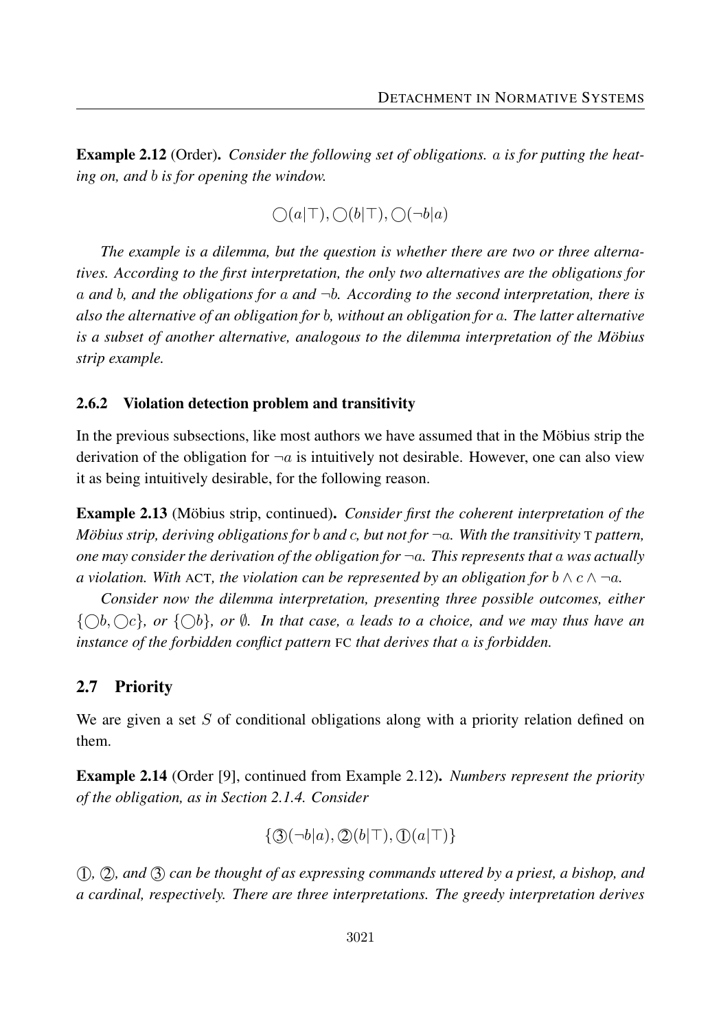**Example 2.12** (Order). *Consider the following set of obligations. $a$ is for putting the heating on, and $b$ is for opening the window.*

$$\bigcirc(a|\top), \bigcirc(b|\top), \bigcirc(\neg b|a)$$

*The example is a dilemma, but the question is whether there are two or three alternatives. According to the first interpretation, the only two alternatives are the obligations for $a$ and $b$, and the obligations for $a$ and $\neg b$. According to the second interpretation, there is also the alternative of an obligation for $b$, without an obligation for $a$. The latter alternative is a subset of another alternative, analogous to the dilemma interpretation of the Möbius strip example.*

### 2.6.2 Violation detection problem and transitivity

In the previous subsections, like most authors we have assumed that in the Möbius strip the derivation of the obligation for $\neg a$ is intuitively not desirable. However, one can also view it as being intuitively desirable, for the following reason.

**Example 2.13** (Möbius strip, continued). *Consider first the coherent interpretation of the Möbius strip, deriving obligations for $b$ and $c$, but not for $\neg a$. With the transitivity* T *pattern, one may consider the derivation of the obligation for $\neg a$. This represents that $a$ was actually a violation. With* ACT*, the violation can be represented by an obligation for $b \wedge c \wedge \neg a$.*

*Consider now the dilemma interpretation, presenting three possible outcomes, either $\{\bigcirc b, \bigcirc c\}$, or $\{\bigcirc b\}$, or $\emptyset$. In that case, $a$ leads to a choice, and we may thus have an instance of the forbidden conflict pattern* FC *that derives that $a$ is forbidden.*

## 2.7 Priority

We are given a set $S$ of conditional obligations along with a priority relation defined on them.

**Example 2.14** (Order [9], continued from Example 2.12). *Numbers represent the priority of the obligation, as in Section 2.1.4. Consider*

$$\{③(\neg b|a), ②(b|\top), ①(a|\top)\}$$

*①, ②, and ③ can be thought of as expressing commands uttered by a priest, a bishop, and a cardinal, respectively. There are three interpretations. The greedy interpretation derives*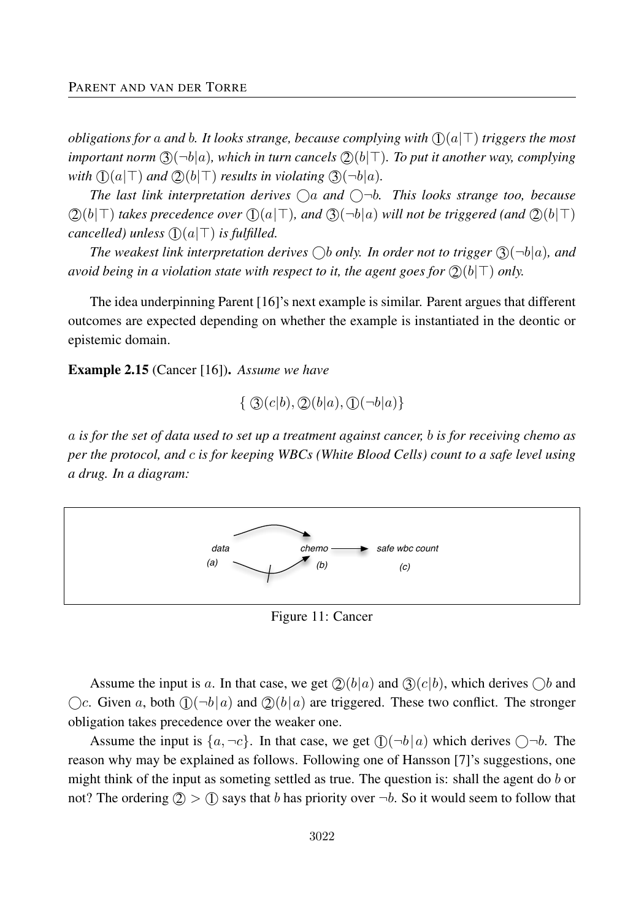*obligations for $a$ and $b$. It looks strange, because complying with ①$(a|\top)$ triggers the most important norm ③$(\neg b|a)$, which in turn cancels ②$(b|\top)$. To put it another way, complying with ①$(a|\top)$ and ②$(b|\top)$ results in violating ③$(\neg b|a)$.*

*The last link interpretation derives $\bigcirc a$ and $\bigcirc \neg b$. This looks strange too, because ②$(b|\top)$ takes precedence over ①$(a|\top)$, and ③$(\neg b|a)$ will not be triggered (and ②$(b|\top)$ cancelled) unless ①$(a|\top)$ is fulfilled.*

*The weakest link interpretation derives $\bigcirc b$ only. In order not to trigger ③$(\neg b|a)$, and avoid being in a violation state with respect to it, the agent goes for ②$(b|\top)$ only.*

The idea underpinning Parent [16]'s next example is similar. Parent argues that different outcomes are expected depending on whether the example is instantiated in the deontic or epistemic domain.

**Example 2.15** (Cancer [16]). *Assume we have*

$$\{ ③(c|b), ②(b|a), ①(\neg b|a)\}$$

*$a$ is for the set of data used to set up a treatment against cancer, $b$ is for receiving chemo as per the protocol, and $c$ is for keeping WBCs (White Blood Cells) count to a safe level using a drug. In a diagram:*

Figure 11: Cancer

Assume the input is $a$. In that case, we get ②$(b|a)$ and ③$(c|b)$, which derives $\bigcirc b$ and $\bigcirc c$. Given $a$, both ①$(\neg b|a)$ and ②$(b|a)$ are triggered. These two conflict. The stronger obligation takes precedence over the weaker one.

Assume the input is $\{a, \neg c\}$. In that case, we get ①$(\neg b|a)$ which derives $\bigcirc \neg b$. The reason why may be explained as follows. Following one of Hansson [7]'s suggestions, one might think of the input as someting settled as true. The question is: shall the agent do $b$ or not? The ordering ② $>$ ① says that $b$ has priority over $\neg b$. So it would seem to follow that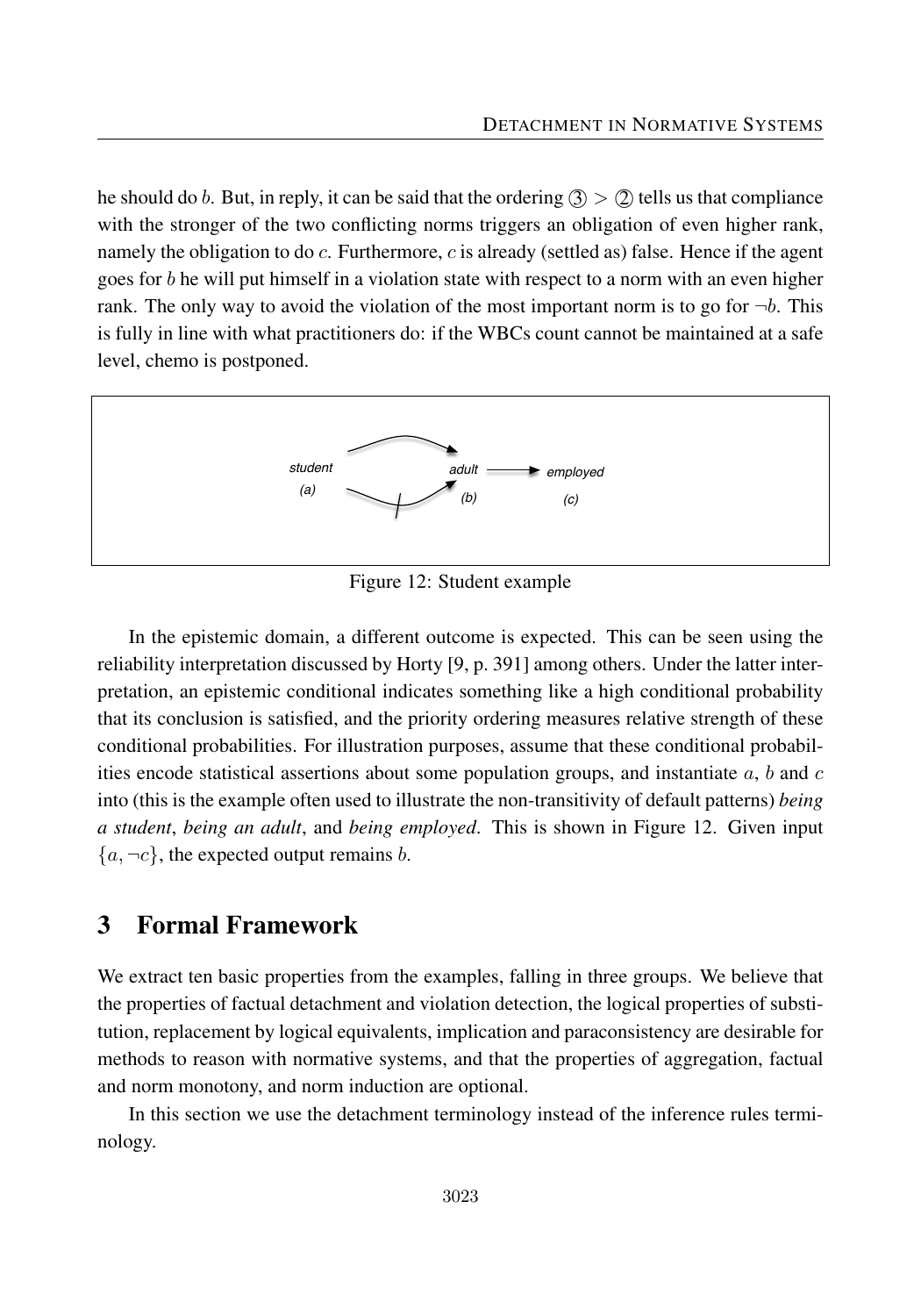he should do $b$. But, in reply, it can be said that the ordering ③ > ② tells us that compliance with the stronger of the two conflicting norms triggers an obligation of even higher rank, namely the obligation to do $c$. Furthermore, $c$ is already (settled as) false. Hence if the agent goes for $b$ he will put himself in a violation state with respect to a norm with an even higher rank. The only way to avoid the violation of the most important norm is to go for $\neg b$. This is fully in line with what practitioners do: if the WBCs count cannot be maintained at a safe level, chemo is postponed.

Figure 12: Student example

In the epistemic domain, a different outcome is expected. This can be seen using the reliability interpretation discussed by Horty [9, p. 391] among others. Under the latter interpretation, an epistemic conditional indicates something like a high conditional probability that its conclusion is satisfied, and the priority ordering measures relative strength of these conditional probabilities. For illustration purposes, assume that these conditional probabilities encode statistical assertions about some population groups, and instantiate $a$, $b$ and $c$ into (this is the example often used to illustrate the non-transitivity of default patterns) *being a student*, *being an adult*, and *being employed*. This is shown in Figure 12. Given input $\{a, \neg c\}$, the expected output remains $b$.

## 3 Formal Framework

We extract ten basic properties from the examples, falling in three groups. We believe that the properties of factual detachment and violation detection, the logical properties of substitution, replacement by logical equivalents, implication and paraconsistency are desirable for methods to reason with normative systems, and that the properties of aggregation, factual and norm monotony, and norm induction are optional.

In this section we use the detachment terminology instead of the inference rules terminology.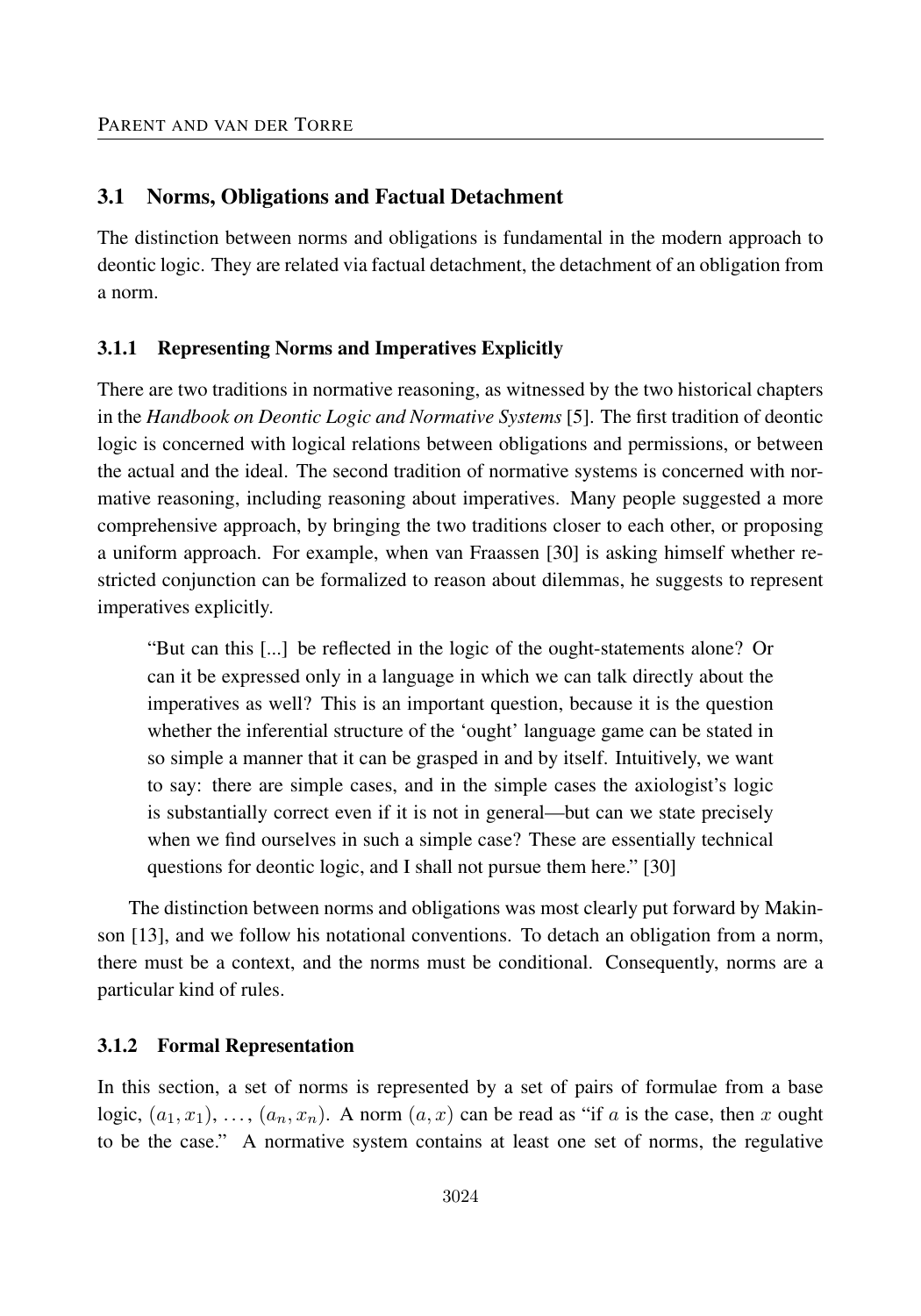## 3.1 Norms, Obligations and Factual Detachment

The distinction between norms and obligations is fundamental in the modern approach to deontic logic. They are related via factual detachment, the detachment of an obligation from a norm.

### 3.1.1 Representing Norms and Imperatives Explicitly

There are two traditions in normative reasoning, as witnessed by the two historical chapters in the *Handbook on Deontic Logic and Normative Systems* [5]. The first tradition of deontic logic is concerned with logical relations between obligations and permissions, or between the actual and the ideal. The second tradition of normative systems is concerned with normative reasoning, including reasoning about imperatives. Many people suggested a more comprehensive approach, by bringing the two traditions closer to each other, or proposing a uniform approach. For example, when van Fraassen [30] is asking himself whether restricted conjunction can be formalized to reason about dilemmas, he suggests to represent imperatives explicitly.

> "But can this [...] be reflected in the logic of the ought-statements alone? Or can it be expressed only in a language in which we can talk directly about the imperatives as well? This is an important question, because it is the question whether the inferential structure of the 'ought' language game can be stated in so simple a manner that it can be grasped in and by itself. Intuitively, we want to say: there are simple cases, and in the simple cases the axiologist's logic is substantially correct even if it is not in general—but can we state precisely when we find ourselves in such a simple case? These are essentially technical questions for deontic logic, and I shall not pursue them here." [30]

The distinction between norms and obligations was most clearly put forward by Makinson [13], and we follow his notational conventions. To detach an obligation from a norm, there must be a context, and the norms must be conditional. Consequently, norms are a particular kind of rules.

### 3.1.2 Formal Representation

In this section, a set of norms is represented by a set of pairs of formulae from a base logic, $(a_1, x_1)$, ..., $(a_n, x_n)$. A norm $(a, x)$ can be read as "if $a$ is the case, then $x$ ought to be the case." A normative system contains at least one set of norms, the regulative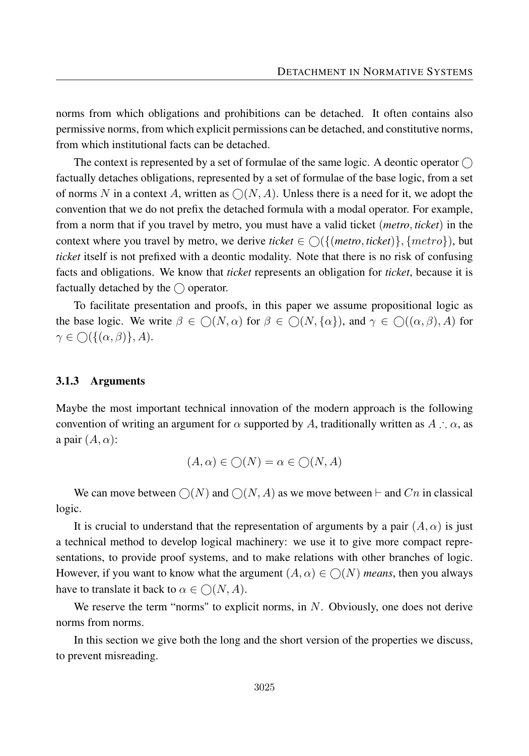norms from which obligations and prohibitions can be detached. It often contains also permissive norms, from which explicit permissions can be detached, and constitutive norms, from which institutional facts can be detached.

The context is represented by a set of formulae of the same logic. A deontic operator $\bigcirc$ factually detaches obligations, represented by a set of formulae of the base logic, from a set of norms $N$ in a context $A$, written as $\bigcirc(N, A)$. Unless there is a need for it, we adopt the convention that we do not prefix the detached formula with a modal operator. For example, from a norm that if you travel by metro, you must have a valid ticket $(\textit{metro}, \textit{ticket})$ in the context where you travel by metro, we derive $\textit{ticket} \in \bigcirc(\{(\textit{metro}, \textit{ticket})\}, \{metro\})$, but *ticket* itself is not prefixed with a deontic modality. Note that there is no risk of confusing facts and obligations. We know that *ticket* represents an obligation for *ticket*, because it is factually detached by the $\bigcirc$ operator.

To facilitate presentation and proofs, in this paper we assume propositional logic as the base logic. We write $\beta \in \bigcirc(N, \alpha)$ for $\beta \in \bigcirc(N, \{\alpha\})$, and $\gamma \in \bigcirc((\alpha, \beta), A)$ for $\gamma \in \bigcirc(\{(\alpha, \beta)\}, A)$.

### 3.1.3 Arguments

Maybe the most important technical innovation of the modern approach is the following convention of writing an argument for $\alpha$ supported by $A$, traditionally written as $A \therefore \alpha$, as a pair $(A, \alpha)$:

$$(A, \alpha) \in \bigcirc(N) = \alpha \in \bigcirc(N, A)$$

We can move between $\bigcirc(N)$ and $\bigcirc(N, A)$ as we move between $\vdash$ and $Cn$ in classical logic.

It is crucial to understand that the representation of arguments by a pair $(A, \alpha)$ is just a technical method to develop logical machinery: we use it to give more compact representations, to provide proof systems, and to make relations with other branches of logic. However, if you want to know what the argument $(A, \alpha) \in \bigcirc(N)$ *means*, then you always have to translate it back to $\alpha \in \bigcirc(N, A)$.

We reserve the term "norms" to explicit norms, in $N$. Obviously, one does not derive norms from norms.

In this section we give both the long and the short version of the properties we discuss, to prevent misreading.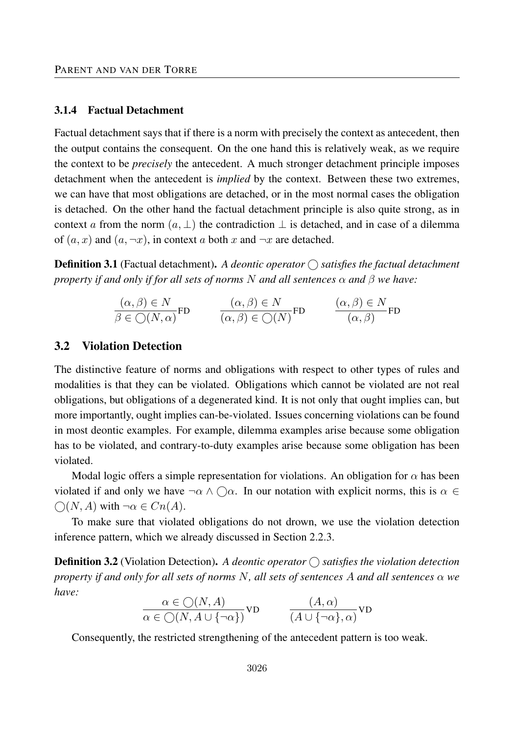### 3.1.4 Factual Detachment

Factual detachment says that if there is a norm with precisely the context as antecedent, then the output contains the consequent. On the one hand this is relatively weak, as we require the context to be *precisely* the antecedent. A much stronger detachment principle imposes detachment when the antecedent is *implied* by the context. Between these two extremes, we can have that most obligations are detached, or in the most normal cases the obligation is detached. On the other hand the factual detachment principle is also quite strong, as in context $a$ from the norm $(a, \bot)$ the contradiction $\bot$ is detached, and in case of a dilemma of $(a, x)$ and $(a, \neg x)$, in context $a$ both $x$ and $\neg x$ are detached.

**Definition 3.1** (Factual detachment). *A deontic operator $\bigcirc$ satisfies the factual detachment property if and only if for all sets of norms $N$ and all sentences $\alpha$ and $\beta$ we have:*

$$\frac{(\alpha, \beta) \in N}{\beta \in \bigcirc(N, \alpha)}\text{FD} \qquad \frac{(\alpha, \beta) \in N}{(\alpha, \beta) \in \bigcirc(N)}\text{FD} \qquad \frac{(\alpha, \beta) \in N}{(\alpha, \beta)}\text{FD}$$

## 3.2 Violation Detection

The distinctive feature of norms and obligations with respect to other types of rules and modalities is that they can be violated. Obligations which cannot be violated are not real obligations, but obligations of a degenerated kind. It is not only that ought implies can, but more importantly, ought implies can-be-violated. Issues concerning violations can be found in most deontic examples. For example, dilemma examples arise because some obligation has to be violated, and contrary-to-duty examples arise because some obligation has been violated.

Modal logic offers a simple representation for violations. An obligation for $\alpha$ has been violated if and only we have $\neg\alpha \wedge \bigcirc\alpha$. In our notation with explicit norms, this is $\alpha \in \bigcirc(N, A)$ with $\neg\alpha \in Cn(A)$.

To make sure that violated obligations do not drown, we use the violation detection inference pattern, which we already discussed in Section 2.2.3.

**Definition 3.2** (Violation Detection). *A deontic operator $\bigcirc$ satisfies the violation detection property if and only for all sets of norms $N$, all sets of sentences $A$ and all sentences $\alpha$ we have:*

$$\frac{\alpha \in \bigcirc(N, A)}{\alpha \in \bigcirc(N, A \cup \{\neg\alpha\})}\text{VD} \qquad \frac{(A, \alpha)}{(A \cup \{\neg\alpha\}, \alpha)}\text{VD}$$

Consequently, the restricted strengthening of the antecedent pattern is too weak.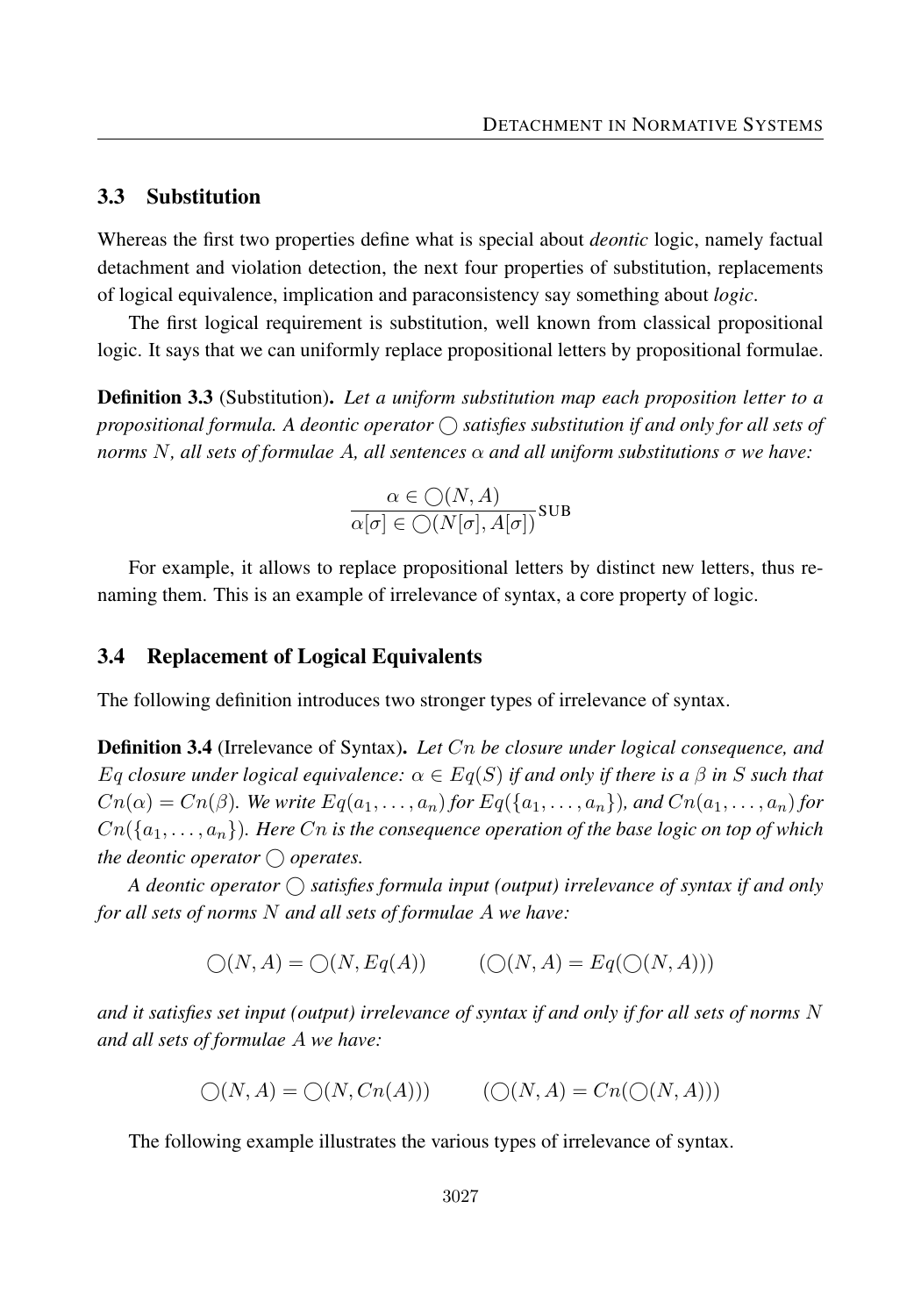### 3.3 Substitution

Whereas the first two properties define what is special about *deontic* logic, namely factual detachment and violation detection, the next four properties of substitution, replacements of logical equivalence, implication and paraconsistency say something about *logic*.

The first logical requirement is substitution, well known from classical propositional logic. It says that we can uniformly replace propositional letters by propositional formulae.

**Definition 3.3** (Substitution)**.** *Let a uniform substitution map each proposition letter to a propositional formula. A deontic operator $\bigcirc$ satisfies substitution if and only for all sets of norms $N$, all sets of formulae $A$, all sentences $\alpha$ and all uniform substitutions $\sigma$ we have:*

$$\frac{\alpha \in \bigcirc(N, A)}{\alpha[\sigma] \in \bigcirc(N[\sigma], A[\sigma])}\text{SUB}$$

For example, it allows to replace propositional letters by distinct new letters, thus renaming them. This is an example of irrelevance of syntax, a core property of logic.

### 3.4 Replacement of Logical Equivalents

The following definition introduces two stronger types of irrelevance of syntax.

**Definition 3.4** (Irrelevance of Syntax)**.** *Let $Cn$ be closure under logical consequence, and $Eq$ closure under logical equivalence: $\alpha \in Eq(S)$ if and only if there is a $\beta$ in $S$ such that $Cn(\alpha) = Cn(\beta)$. We write $Eq(a_1, \ldots, a_n)$ for $Eq(\{a_1, \ldots, a_n\})$, and $Cn(a_1, \ldots, a_n)$ for $Cn(\{a_1, \ldots, a_n\})$. Here $Cn$ is the consequence operation of the base logic on top of which the deontic operator $\bigcirc$ operates.*

*A deontic operator $\bigcirc$ satisfies formula input (output) irrelevance of syntax if and only for all sets of norms $N$ and all sets of formulae $A$ we have:*

$$\bigcirc(N, A) = \bigcirc(N, Eq(A)) \qquad (\bigcirc(N, A) = Eq(\bigcirc(N, A)))$$

*and it satisfies set input (output) irrelevance of syntax if and only if for all sets of norms $N$ and all sets of formulae $A$ we have:*

$$\bigcirc(N, A) = \bigcirc(N, Cn(A))) \qquad (\bigcirc(N, A) = Cn(\bigcirc(N, A)))$$

The following example illustrates the various types of irrelevance of syntax.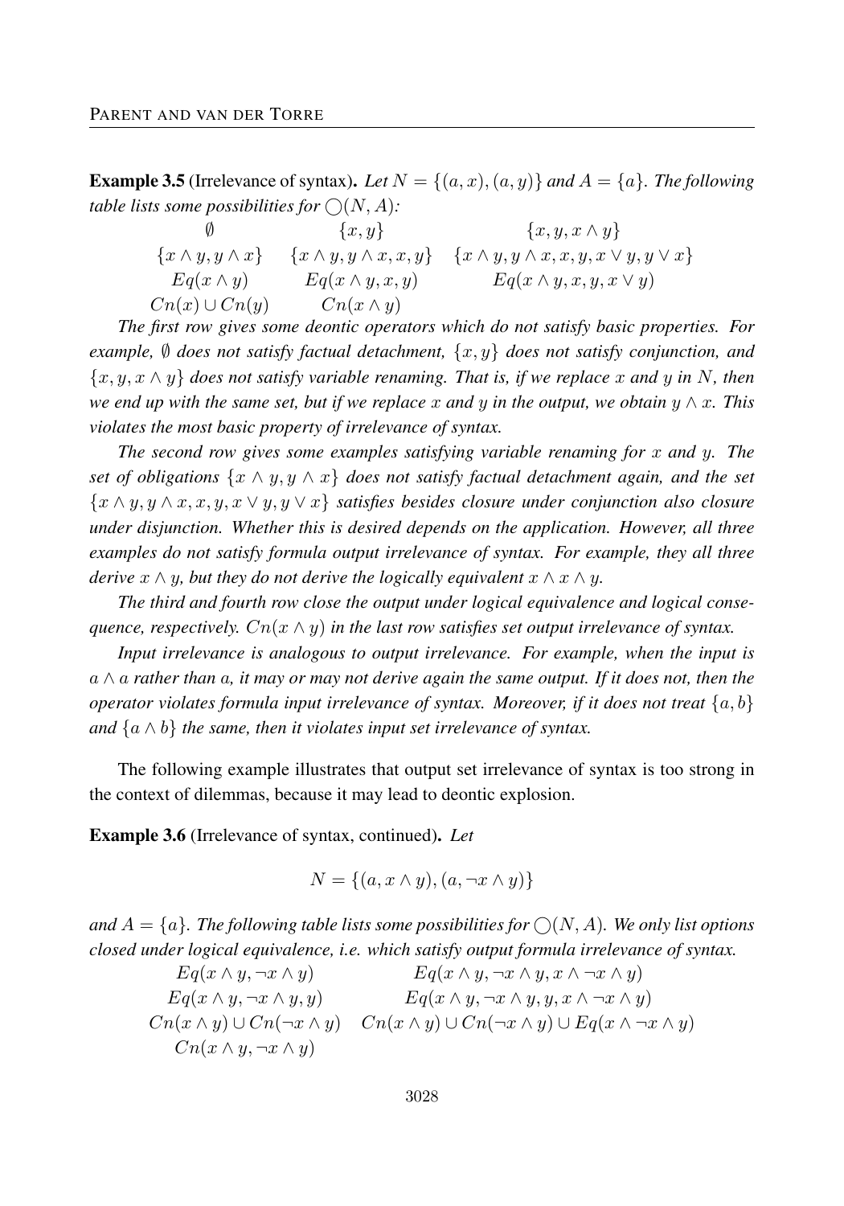**Example 3.5** (Irrelevance of syntax)**.** *Let $N = \{(a, x), (a, y)\}$ and $A = \{a\}$. The following table lists some possibilities for $\bigcirc(N, A)$:*

| | | |
|---|---|---|
| $\emptyset$ | $\{x, y\}$ | $\{x, y, x \wedge y\}$ |
| $\{x \wedge y, y \wedge x\}$ | $\{x \wedge y, y \wedge x, x, y\}$ | $\{x \wedge y, y \wedge x, x, y, x \vee y, y \vee x\}$ |
| $Eq(x \wedge y)$ | $Eq(x \wedge y, x, y)$ | $Eq(x \wedge y, x, y, x \vee y)$ |
| $Cn(x) \cup Cn(y)$ | $Cn(x \wedge y)$ | |

*The first row gives some deontic operators which do not satisfy basic properties. For example, $\emptyset$ does not satisfy factual detachment, $\{x, y\}$ does not satisfy conjunction, and $\{x, y, x \wedge y\}$ does not satisfy variable renaming. That is, if we replace $x$ and $y$ in $N$, then we end up with the same set, but if we replace $x$ and $y$ in the output, we obtain $y \wedge x$. This violates the most basic property of irrelevance of syntax.*

*The second row gives some examples satisfying variable renaming for $x$ and $y$. The set of obligations $\{x \wedge y, y \wedge x\}$ does not satisfy factual detachment again, and the set $\{x \wedge y, y \wedge x, x, y, x \vee y, y \vee x\}$ satisfies besides closure under conjunction also closure under disjunction. Whether this is desired depends on the application. However, all three examples do not satisfy formula output irrelevance of syntax. For example, they all three derive $x \wedge y$, but they do not derive the logically equivalent $x \wedge x \wedge y$.*

*The third and fourth row close the output under logical equivalence and logical consequence, respectively. $Cn(x \wedge y)$ in the last row satisfies set output irrelevance of syntax.*

*Input irrelevance is analogous to output irrelevance. For example, when the input is $a \wedge a$ rather than $a$, it may or may not derive again the same output. If it does not, then the operator violates formula input irrelevance of syntax. Moreover, if it does not treat $\{a, b\}$ and $\{a \wedge b\}$ the same, then it violates input set irrelevance of syntax.*

The following example illustrates that output set irrelevance of syntax is too strong in the context of dilemmas, because it may lead to deontic explosion.

**Example 3.6** (Irrelevance of syntax, continued)**.** *Let*

$$N = \{(a, x \wedge y), (a, \neg x \wedge y)\}$$

*and $A = \{a\}$. The following table lists some possibilities for $\bigcirc(N, A)$. We only list options closed under logical equivalence, i.e. which satisfy output formula irrelevance of syntax.*

| | |
|---|---|
| $Eq(x \wedge y, \neg x \wedge y)$ | $Eq(x \wedge y, \neg x \wedge y, x \wedge \neg x \wedge y)$ |
| $Eq(x \wedge y, \neg x \wedge y, y)$ | $Eq(x \wedge y, \neg x \wedge y, y, x \wedge \neg x \wedge y)$ |
| $Cn(x \wedge y) \cup Cn(\neg x \wedge y)$ | $Cn(x \wedge y) \cup Cn(\neg x \wedge y) \cup Eq(x \wedge \neg x \wedge y)$ |
| $Cn(x \wedge y, \neg x \wedge y)$ | |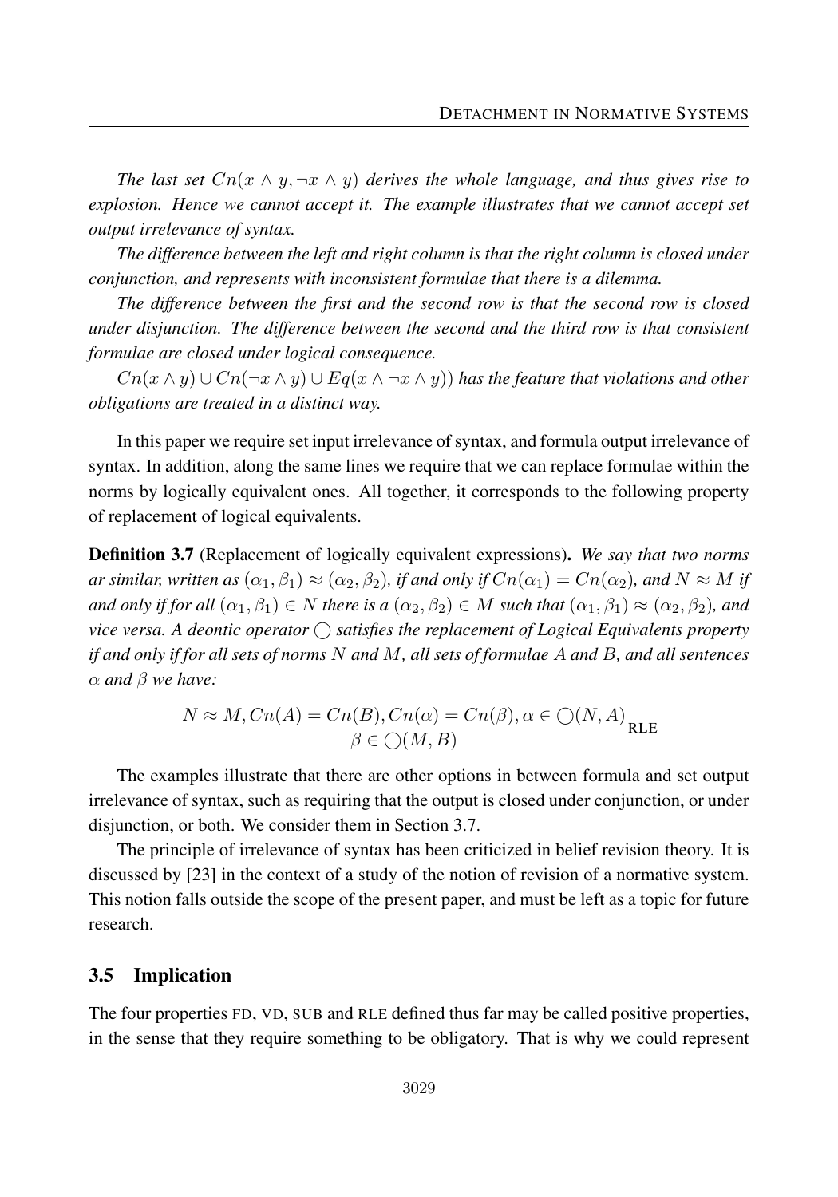*The last set $Cn(x \wedge y, \neg x \wedge y)$ derives the whole language, and thus gives rise to explosion. Hence we cannot accept it. The example illustrates that we cannot accept set output irrelevance of syntax.*

*The difference between the left and right column is that the right column is closed under conjunction, and represents with inconsistent formulae that there is a dilemma.*

*The difference between the first and the second row is that the second row is closed under disjunction. The difference between the second and the third row is that consistent formulae are closed under logical consequence.*

*$Cn(x \wedge y) \cup Cn(\neg x \wedge y) \cup Eq(x \wedge \neg x \wedge y))$ has the feature that violations and other obligations are treated in a distinct way.*

In this paper we require set input irrelevance of syntax, and formula output irrelevance of syntax. In addition, along the same lines we require that we can replace formulae within the norms by logically equivalent ones. All together, it corresponds to the following property of replacement of logical equivalents.

**Definition 3.7** (Replacement of logically equivalent expressions)**.** *We say that two norms ar similar, written as $(\alpha_1, \beta_1) \approx (\alpha_2, \beta_2)$, if and only if $Cn(\alpha_1) = Cn(\alpha_2)$, and $N \approx M$ if and only if for all $(\alpha_1, \beta_1) \in N$ there is a $(\alpha_2, \beta_2) \in M$ such that $(\alpha_1, \beta_1) \approx (\alpha_2, \beta_2)$, and vice versa. A deontic operator $\bigcirc$ satisfies the replacement of Logical Equivalents property if and only if for all sets of norms $N$ and $M$, all sets of formulae $A$ and $B$, and all sentences $\alpha$ and $\beta$ we have:*

$$\frac{N \approx M, Cn(A) = Cn(B), Cn(\alpha) = Cn(\beta), \alpha \in \bigcirc(N, A)}{\beta \in \bigcirc(M, B)} \text{RLE}$$

The examples illustrate that there are other options in between formula and set output irrelevance of syntax, such as requiring that the output is closed under conjunction, or under disjunction, or both. We consider them in Section 3.7.

The principle of irrelevance of syntax has been criticized in belief revision theory. It is discussed by [23] in the context of a study of the notion of revision of a normative system. This notion falls outside the scope of the present paper, and must be left as a topic for future research.

## 3.5 Implication

The four properties FD, VD, SUB and RLE defined thus far may be called positive properties, in the sense that they require something to be obligatory. That is why we could represent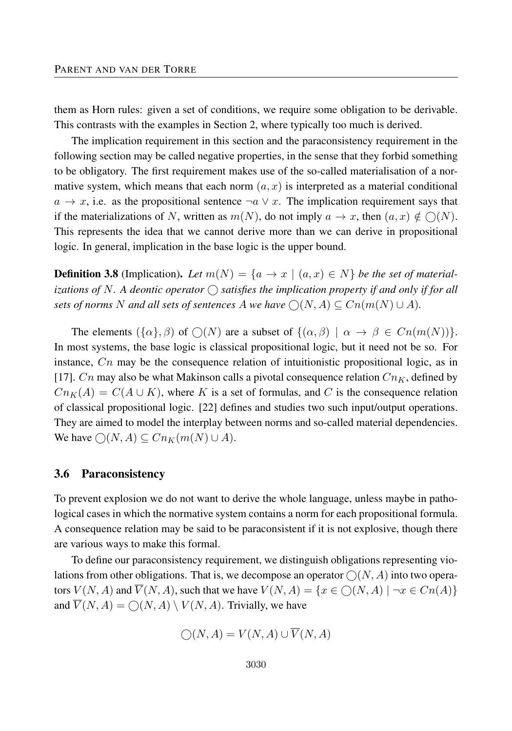them as Horn rules: given a set of conditions, we require some obligation to be derivable. This contrasts with the examples in Section 2, where typically too much is derived.

The implication requirement in this section and the paraconsistency requirement in the following section may be called negative properties, in the sense that they forbid something to be obligatory. The first requirement makes use of the so-called materialisation of a normative system, which means that each norm $(a, x)$ is interpreted as a material conditional $a \rightarrow x$, i.e. as the propositional sentence $\neg a \vee x$. The implication requirement says that if the materializations of $N$, written as $m(N)$, do not imply $a \rightarrow x$, then $(a, x) \notin \bigcirc(N)$. This represents the idea that we cannot derive more than we can derive in propositional logic. In general, implication in the base logic is the upper bound.

**Definition 3.8** (Implication). *Let $m(N) = \{a \rightarrow x \mid (a, x) \in N\}$ be the set of materializations of $N$. A deontic operator $\bigcirc$ satisfies the implication property if and only if for all sets of norms $N$ and all sets of sentences $A$ we have $\bigcirc(N, A) \subseteq Cn(m(N) \cup A)$.*

The elements $(\{\alpha\}, \beta)$ of $\bigcirc(N)$ are a subset of $\{(\alpha, \beta) \mid \alpha \rightarrow \beta \in Cn(m(N))\}$. In most systems, the base logic is classical propositional logic, but it need not be so. For instance, $Cn$ may be the consequence relation of intuitionistic propositional logic, as in [17]. $Cn$ may also be what Makinson calls a pivotal consequence relation $Cn_K$, defined by $Cn_K(A) = C(A \cup K)$, where $K$ is a set of formulas, and $C$ is the consequence relation of classical propositional logic. [22] defines and studies two such input/output operations. They are aimed to model the interplay between norms and so-called material dependencies. We have $\bigcirc(N, A) \subseteq Cn_K(m(N) \cup A)$.

### 3.6 Paraconsistency

To prevent explosion we do not want to derive the whole language, unless maybe in pathological cases in which the normative system contains a norm for each propositional formula. A consequence relation may be said to be paraconsistent if it is not explosive, though there are various ways to make this formal.

To define our paraconsistency requirement, we distinguish obligations representing violations from other obligations. That is, we decompose an operator $\bigcirc(N, A)$ into two operators $V(N, A)$ and $\overline{V}(N, A)$, such that we have $V(N, A) = \{x \in \bigcirc(N, A) \mid \neg x \in Cn(A)\}$ and $\overline{V}(N, A) = \bigcirc(N, A) \setminus V(N, A)$. Trivially, we have

$$\bigcirc(N, A) = V(N, A) \cup \overline{V}(N, A)$$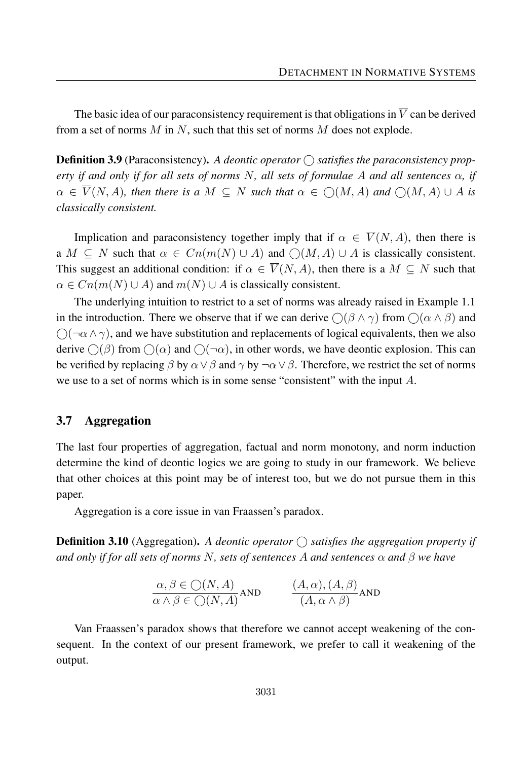The basic idea of our paraconsistency requirement is that obligations in $\overline{V}$ can be derived from a set of norms $M$ in $N$, such that this set of norms $M$ does not explode.

**Definition 3.9** (Paraconsistency). *A deontic operator $\bigcirc$ satisfies the paraconsistency property if and only if for all sets of norms $N$, all sets of formulae $A$ and all sentences $\alpha$, if $\alpha \in \overline{V}(N, A)$, then there is a $M \subseteq N$ such that $\alpha \in \bigcirc(M, A)$ and $\bigcirc(M, A) \cup A$ is classically consistent.*

Implication and paraconsistency together imply that if $\alpha \in \overline{V}(N, A)$, then there is a $M \subseteq N$ such that $\alpha \in Cn(m(N) \cup A)$ and $\bigcirc(M, A) \cup A$ is classically consistent. This suggest an additional condition: if $\alpha \in \overline{V}(N, A)$, then there is a $M \subseteq N$ such that $\alpha \in Cn(m(N) \cup A)$ and $m(N) \cup A$ is classically consistent.

The underlying intuition to restrict to a set of norms was already raised in Example 1.1 in the introduction. There we observe that if we can derive $\bigcirc(\beta \wedge \gamma)$ from $\bigcirc(\alpha \wedge \beta)$ and $\bigcirc(\neg\alpha \wedge \gamma)$, and we have substitution and replacements of logical equivalents, then we also derive $\bigcirc(\beta)$ from $\bigcirc(\alpha)$ and $\bigcirc(\neg\alpha)$, in other words, we have deontic explosion. This can be verified by replacing $\beta$ by $\alpha \vee \beta$ and $\gamma$ by $\neg\alpha \vee \beta$. Therefore, we restrict the set of norms we use to a set of norms which is in some sense "consistent" with the input $A$.

### 3.7 Aggregation

The last four properties of aggregation, factual and norm monotony, and norm induction determine the kind of deontic logics we are going to study in our framework. We believe that other choices at this point may be of interest too, but we do not pursue them in this paper.

Aggregation is a core issue in van Fraassen's paradox.

**Definition 3.10** (Aggregation). *A deontic operator $\bigcirc$ satisfies the aggregation property if and only if for all sets of norms $N$, sets of sentences $A$ and sentences $\alpha$ and $\beta$ we have*

$$\frac{\alpha, \beta \in \bigcirc(N, A)}{\alpha \wedge \beta \in \bigcirc(N, A)}\text{AND} \qquad \frac{(A, \alpha), (A, \beta)}{(A, \alpha \wedge \beta)}\text{AND}$$

Van Fraassen's paradox shows that therefore we cannot accept weakening of the consequent. In the context of our present framework, we prefer to call it weakening of the output.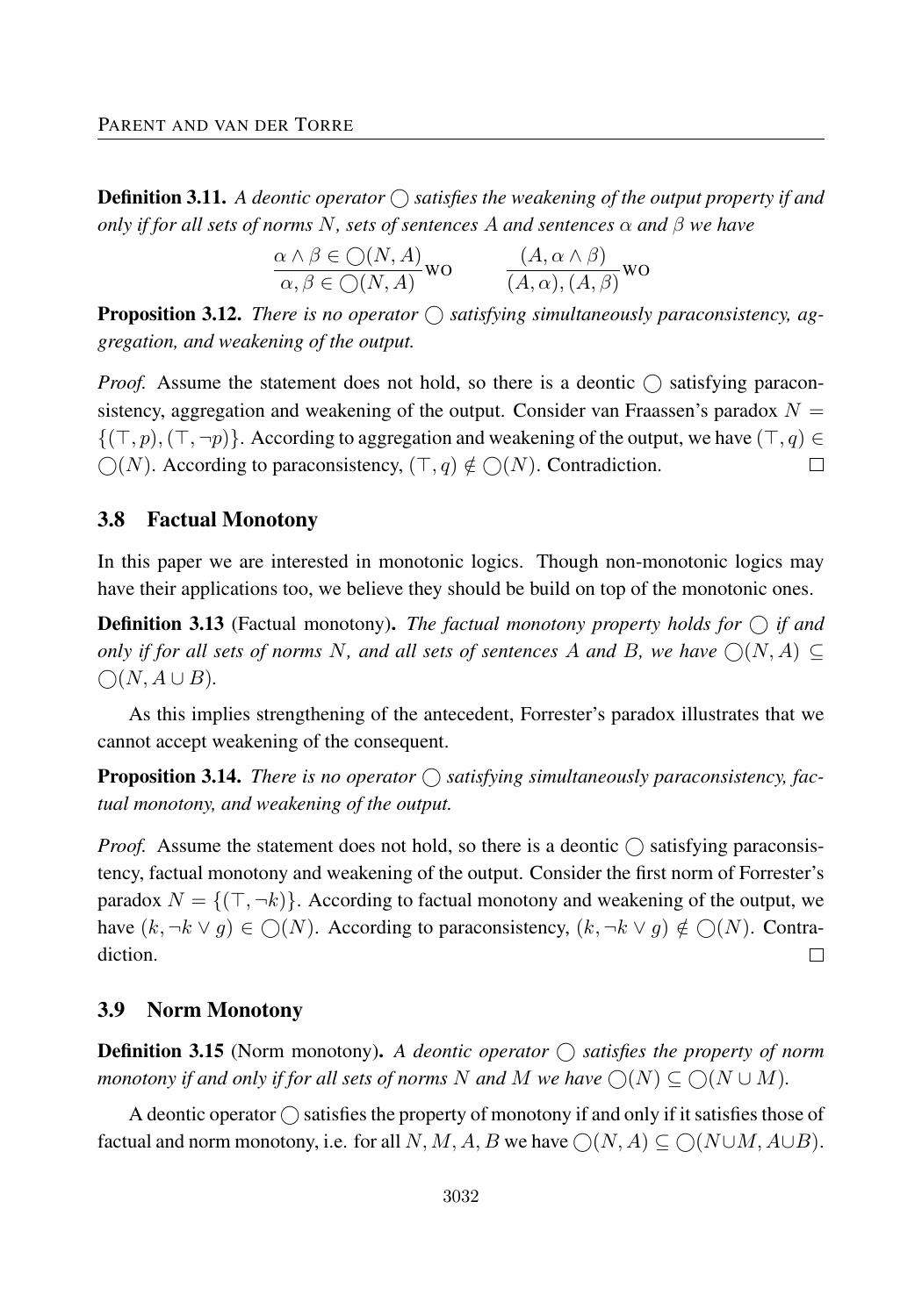**Definition 3.11.** *A deontic operator $\bigcirc$ satisfies the weakening of the output property if and only if for all sets of norms $N$, sets of sentences $A$ and sentences $\alpha$ and $\beta$ we have*

$$\frac{\alpha \wedge \beta \in \bigcirc(N, A)}{\alpha, \beta \in \bigcirc(N, A)}\text{WO} \qquad \frac{(A, \alpha \wedge \beta)}{(A, \alpha), (A, \beta)}\text{WO}$$

**Proposition 3.12.** *There is no operator $\bigcirc$ satisfying simultaneously paraconsistency, aggregation, and weakening of the output.*

*Proof.* Assume the statement does not hold, so there is a deontic $\bigcirc$ satisfying paraconsistency, aggregation and weakening of the output. Consider van Fraassen's paradox $N = \{(\top, p), (\top, \neg p)\}$. According to aggregation and weakening of the output, we have $(\top, q) \in \bigcirc(N)$. According to paraconsistency, $(\top, q) \notin \bigcirc(N)$. Contradiction. $\square$

### 3.8 Factual Monotony

In this paper we are interested in monotonic logics. Though non-monotonic logics may have their applications too, we believe they should be build on top of the monotonic ones.

**Definition 3.13** (Factual monotony)**.** *The factual monotony property holds for $\bigcirc$ if and only if for all sets of norms $N$, and all sets of sentences $A$ and $B$, we have $\bigcirc(N, A) \subseteq \bigcirc(N, A \cup B)$.*

As this implies strengthening of the antecedent, Forrester's paradox illustrates that we cannot accept weakening of the consequent.

**Proposition 3.14.** *There is no operator $\bigcirc$ satisfying simultaneously paraconsistency, factual monotony, and weakening of the output.*

*Proof.* Assume the statement does not hold, so there is a deontic $\bigcirc$ satisfying paraconsistency, factual monotony and weakening of the output. Consider the first norm of Forrester's paradox $N = \{(\top, \neg k)\}$. According to factual monotony and weakening of the output, we have $(k, \neg k \vee g) \in \bigcirc(N)$. According to paraconsistency, $(k, \neg k \vee g) \notin \bigcirc(N)$. Contradiction. $\square$

### 3.9 Norm Monotony

**Definition 3.15** (Norm monotony)**.** *A deontic operator $\bigcirc$ satisfies the property of norm monotony if and only if for all sets of norms $N$ and $M$ we have $\bigcirc(N) \subseteq \bigcirc(N \cup M)$.*

A deontic operator $\bigcirc$ satisfies the property of monotony if and only if it satisfies those of factual and norm monotony, i.e. for all $N, M, A, B$ we have $\bigcirc(N, A) \subseteq \bigcirc(N \cup M, A \cup B)$.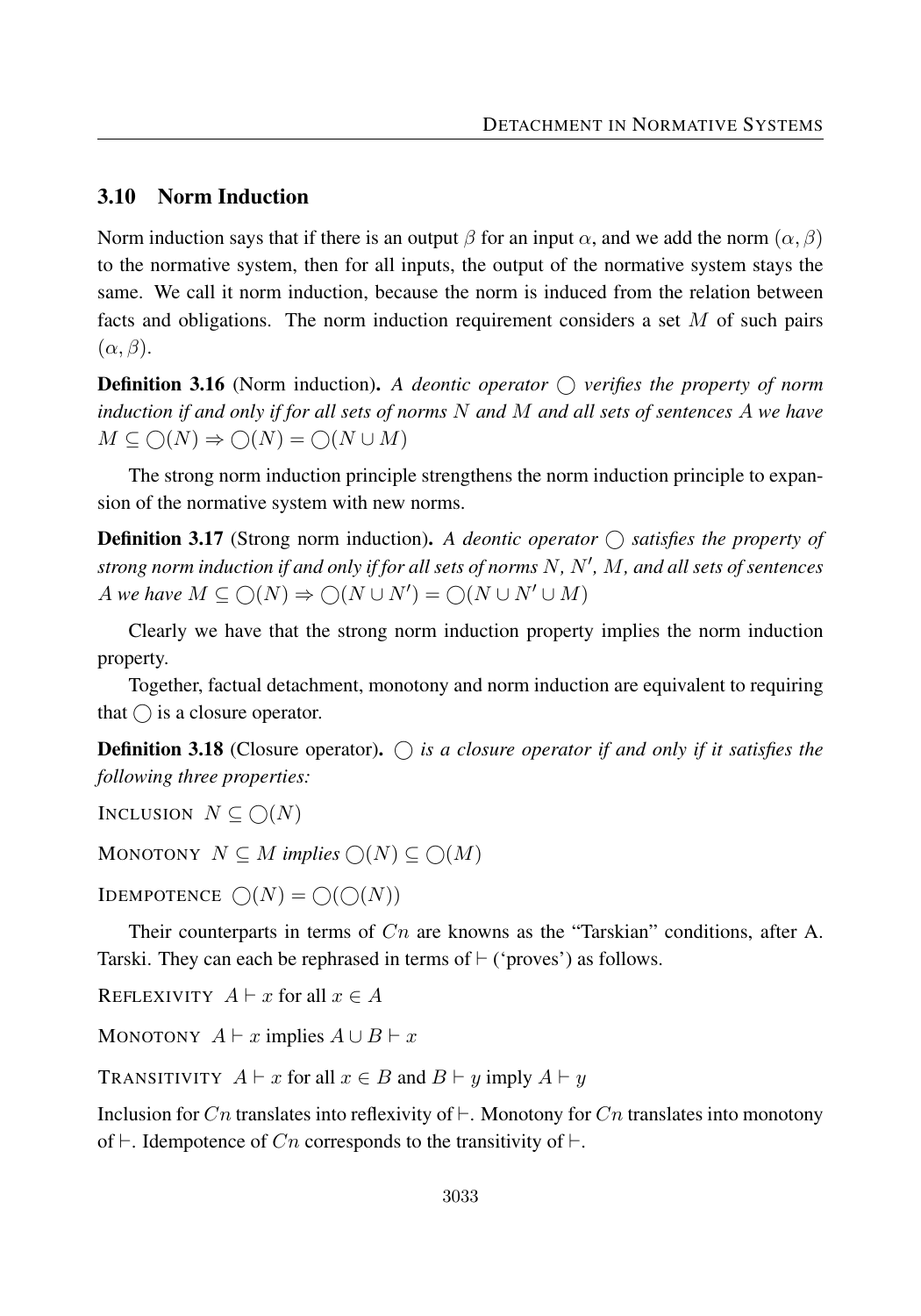### 3.10 Norm Induction

Norm induction says that if there is an output $\beta$ for an input $\alpha$, and we add the norm $(\alpha, \beta)$ to the normative system, then for all inputs, the output of the normative system stays the same. We call it norm induction, because the norm is induced from the relation between facts and obligations. The norm induction requirement considers a set $M$ of such pairs $(\alpha, \beta)$.

**Definition 3.16** (Norm induction)**.** *A deontic operator $\bigcirc$ verifies the property of norm induction if and only if for all sets of norms $N$ and $M$ and all sets of sentences $A$ we have $M \subseteq \bigcirc(N) \Rightarrow \bigcirc(N) = \bigcirc(N \cup M)$*

The strong norm induction principle strengthens the norm induction principle to expansion of the normative system with new norms.

**Definition 3.17** (Strong norm induction)**.** *A deontic operator $\bigcirc$ satisfies the property of strong norm induction if and only if for all sets of norms $N$, $N'$, $M$, and all sets of sentences $A$ we have $M \subseteq \bigcirc(N) \Rightarrow \bigcirc(N \cup N') = \bigcirc(N \cup N' \cup M)$*

Clearly we have that the strong norm induction property implies the norm induction property.

Together, factual detachment, monotony and norm induction are equivalent to requiring that $\bigcirc$ is a closure operator.

**Definition 3.18** (Closure operator)**.** *$\bigcirc$ is a closure operator if and only if it satisfies the following three properties:*

INCLUSION $N \subseteq \bigcirc(N)$

MONOTONY $N \subseteq M$ *implies* $\bigcirc(N) \subseteq \bigcirc(M)$

IDEMPOTENCE $\bigcirc(N) = \bigcirc(\bigcirc(N))$

Their counterparts in terms of $Cn$ are knowns as the "Tarskian" conditions, after A. Tarski. They can each be rephrased in terms of $\vdash$ ('proves') as follows.

REFLEXIVITY $A \vdash x$ for all $x \in A$

MONOTONY $A \vdash x$ implies $A \cup B \vdash x$

TRANSITIVITY $A \vdash x$ for all $x \in B$ and $B \vdash y$ imply $A \vdash y$

Inclusion for $Cn$ translates into reflexivity of $\vdash$. Monotony for $Cn$ translates into monotony of $\vdash$. Idempotence of $Cn$ corresponds to the transitivity of $\vdash$.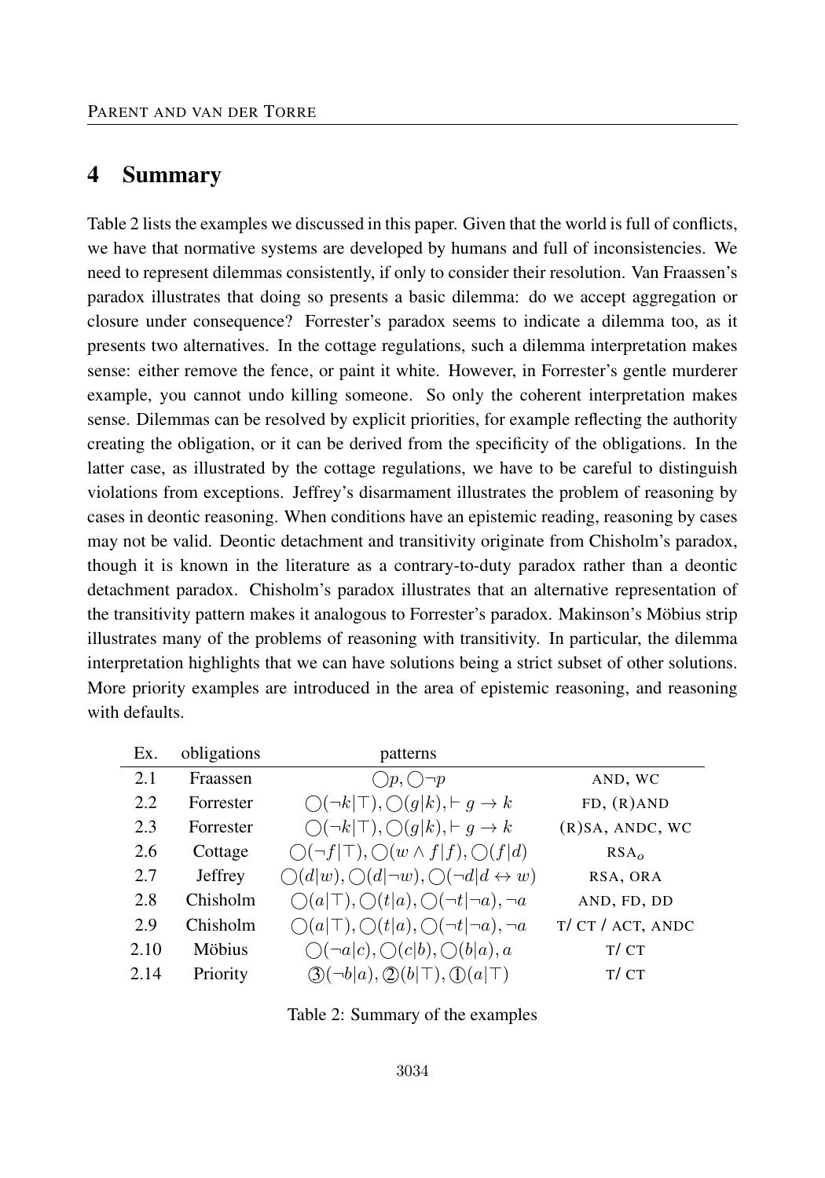# 4 Summary

Table 2 lists the examples we discussed in this paper. Given that the world is full of conflicts, we have that normative systems are developed by humans and full of inconsistencies. We need to represent dilemmas consistently, if only to consider their resolution. Van Fraassen's paradox illustrates that doing so presents a basic dilemma: do we accept aggregation or closure under consequence? Forrester's paradox seems to indicate a dilemma too, as it presents two alternatives. In the cottage regulations, such a dilemma interpretation makes sense: either remove the fence, or paint it white. However, in Forrester's gentle murderer example, you cannot undo killing someone. So only the coherent interpretation makes sense. Dilemmas can be resolved by explicit priorities, for example reflecting the authority creating the obligation, or it can be derived from the specificity of the obligations. In the latter case, as illustrated by the cottage regulations, we have to be careful to distinguish violations from exceptions. Jeffrey's disarmament illustrates the problem of reasoning by cases in deontic reasoning. When conditions have an epistemic reading, reasoning by cases may not be valid. Deontic detachment and transitivity originate from Chisholm's paradox, though it is known in the literature as a contrary-to-duty paradox rather than a deontic detachment paradox. Chisholm's paradox illustrates that an alternative representation of the transitivity pattern makes it analogous to Forrester's paradox. Makinson's Möbius strip illustrates many of the problems of reasoning with transitivity. In particular, the dilemma interpretation highlights that we can have solutions being a strict subset of other solutions. More priority examples are introduced in the area of epistemic reasoning, and reasoning with defaults.

| Ex. | obligations | patterns | |
|---|---|---|---|
| 2.1 | Fraassen | $\bigcirc p, \bigcirc \neg p$ | AND, WC |
| 2.2 | Forrester | $\bigcirc(\neg k \mid \top), \bigcirc(g \mid k), \vdash g \to k$ | FD, (R)AND |
| 2.3 | Forrester | $\bigcirc(\neg k \mid \top), \bigcirc(g \mid k), \vdash g \to k$ | (R)SA, ANDC, WC |
| 2.6 | Cottage | $\bigcirc(\neg f \mid \top), \bigcirc(w \wedge f \mid f), \bigcirc(f \mid d)$ | $\text{RSA}_o$ |
| 2.7 | Jeffrey | $\bigcirc(d \mid w), \bigcirc(d \mid \neg w), \bigcirc(\neg d \mid d \leftrightarrow w)$ | RSA, ORA |
| 2.8 | Chisholm | $\bigcirc(a \mid \top), \bigcirc(t \mid a), \bigcirc(\neg t \mid \neg a), \neg a$ | AND, FD, DD |
| 2.9 | Chisholm | $\bigcirc(a \mid \top), \bigcirc(t \mid a), \bigcirc(\neg t \mid \neg a), \neg a$ | T/ CT / ACT, ANDC |
| 2.10 | Möbius | $\bigcirc(\neg a \mid c), \bigcirc(c \mid b), \bigcirc(b \mid a), a$ | T/ CT |
| 2.14 | Priority | ③$(\neg b \mid a)$, ②$(b \mid \top)$, ①$(a \mid \top)$ | T/ CT |

Table 2: Summary of the examples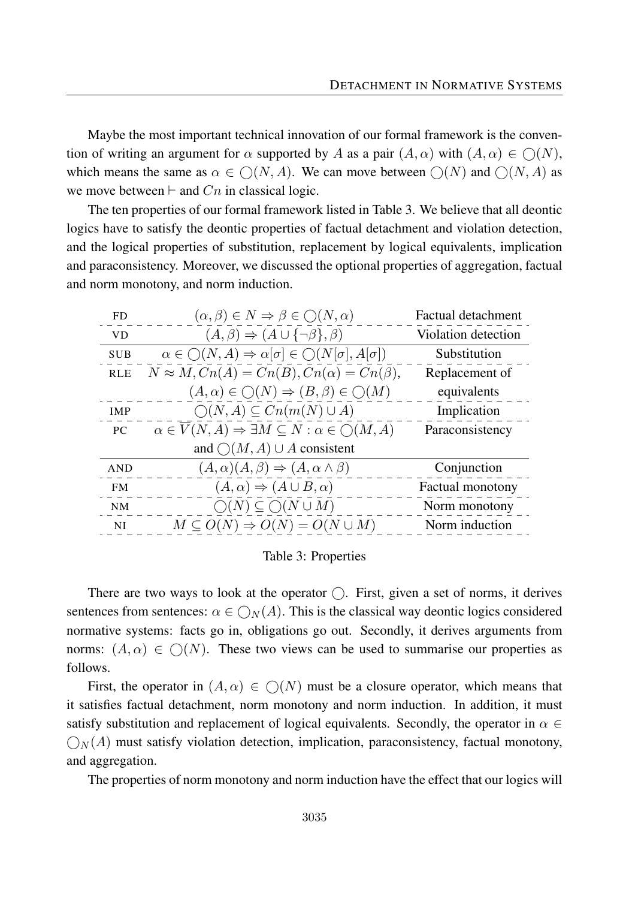Maybe the most important technical innovation of our formal framework is the convention of writing an argument for $\alpha$ supported by $A$ as a pair $(A, \alpha)$ with $(A, \alpha) \in \bigcirc(N)$, which means the same as $\alpha \in \bigcirc(N, A)$. We can move between $\bigcirc(N)$ and $\bigcirc(N, A)$ as we move between $\vdash$ and $Cn$ in classical logic.

The ten properties of our formal framework listed in Table 3. We believe that all deontic logics have to satisfy the deontic properties of factual detachment and violation detection, and the logical properties of substitution, replacement by logical equivalents, implication and paraconsistency. Moreover, we discussed the optional properties of aggregation, factual and norm monotony, and norm induction.

| | | |
|---|---|---|
| FD | $(\alpha, \beta) \in N \Rightarrow \beta \in \bigcirc(N, \alpha)$ | Factual detachment |
| VD | $(A, \beta) \Rightarrow (A \cup \{\neg\beta\}, \beta)$ | Violation detection |
| SUB | $\alpha \in \bigcirc(N, A) \Rightarrow \alpha[\sigma] \in \bigcirc(N[\sigma], A[\sigma])$ | Substitution |
| RLE | $N \approx M, Cn(A) = Cn(B), Cn(\alpha) = Cn(\beta),$ $(A, \alpha) \in \bigcirc(N) \Rightarrow (B, \beta) \in \bigcirc(M)$ | Replacement of equivalents |
| IMP | $\bigcirc(N, A) \subseteq Cn(m(N) \cup A)$ | Implication |
| PC | $\alpha \in \overline{V}(N, A) \Rightarrow \exists M \subseteq N : \alpha \in \bigcirc(M, A)$ and $\bigcirc(M, A) \cup A$ consistent | Paraconsistency |
| AND | $(A, \alpha)(A, \beta) \Rightarrow (A, \alpha \wedge \beta)$ | Conjunction |
| FM | $(A, \alpha) \Rightarrow (A \cup B, \alpha)$ | Factual monotony |
| NM | $\bigcirc(N) \subseteq \bigcirc(N \cup M)$ | Norm monotony |
| NI | $M \subseteq O(N) \Rightarrow O(N) = O(N \cup M)$ | Norm induction |

Table 3: Properties

There are two ways to look at the operator $\bigcirc$. First, given a set of norms, it derives sentences from sentences: $\alpha \in \bigcirc_N(A)$. This is the classical way deontic logics considered normative systems: facts go in, obligations go out. Secondly, it derives arguments from norms: $(A, \alpha) \in \bigcirc(N)$. These two views can be used to summarise our properties as follows.

First, the operator in $(A, \alpha) \in \bigcirc(N)$ must be a closure operator, which means that it satisfies factual detachment, norm monotony and norm induction. In addition, it must satisfy substitution and replacement of logical equivalents. Secondly, the operator in $\alpha \in \bigcirc_N(A)$ must satisfy violation detection, implication, paraconsistency, factual monotony, and aggregation.

The properties of norm monotony and norm induction have the effect that our logics will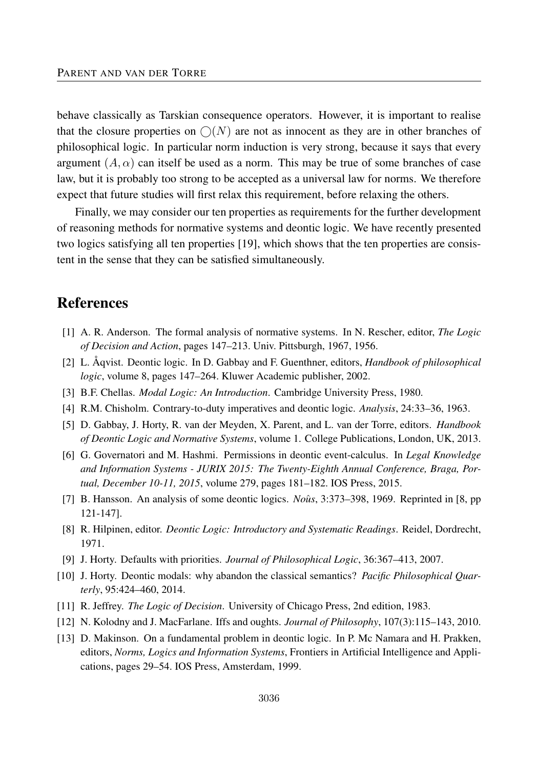behave classically as Tarskian consequence operators. However, it is important to realise that the closure properties on $\bigcirc(N)$ are not as innocent as they are in other branches of philosophical logic. In particular norm induction is very strong, because it says that every argument $(A, \alpha)$ can itself be used as a norm. This may be true of some branches of case law, but it is probably too strong to be accepted as a universal law for norms. We therefore expect that future studies will first relax this requirement, before relaxing the others.

Finally, we may consider our ten properties as requirements for the further development of reasoning methods for normative systems and deontic logic. We have recently presented two logics satisfying all ten properties [19], which shows that the ten properties are consistent in the sense that they can be satisfied simultaneously.

## References

[1] A. R. Anderson. The formal analysis of normative systems. In N. Rescher, editor, *The Logic of Decision and Action*, pages 147–213. Univ. Pittsburgh, 1967, 1956.

[2] L. Åqvist. Deontic logic. In D. Gabbay and F. Guenthner, editors, *Handbook of philosophical logic*, volume 8, pages 147–264. Kluwer Academic publisher, 2002.

[3] B.F. Chellas. *Modal Logic: An Introduction*. Cambridge University Press, 1980.

[4] R.M. Chisholm. Contrary-to-duty imperatives and deontic logic. *Analysis*, 24:33–36, 1963.

[5] D. Gabbay, J. Horty, R. van der Meyden, X. Parent, and L. van der Torre, editors. *Handbook of Deontic Logic and Normative Systems*, volume 1. College Publications, London, UK, 2013.

[6] G. Governatori and M. Hashmi. Permissions in deontic event-calculus. In *Legal Knowledge and Information Systems - JURIX 2015: The Twenty-Eighth Annual Conference, Braga, Portual, December 10-11, 2015*, volume 279, pages 181–182. IOS Press, 2015.

[7] B. Hansson. An analysis of some deontic logics. *Noûs*, 3:373–398, 1969. Reprinted in [8, pp 121-147].

[8] R. Hilpinen, editor. *Deontic Logic: Introductory and Systematic Readings*. Reidel, Dordrecht, 1971.

[9] J. Horty. Defaults with priorities. *Journal of Philosophical Logic*, 36:367–413, 2007.

[10] J. Horty. Deontic modals: why abandon the classical semantics? *Pacific Philosophical Quarterly*, 95:424–460, 2014.

[11] R. Jeffrey. *The Logic of Decision*. University of Chicago Press, 2nd edition, 1983.

[12] N. Kolodny and J. MacFarlane. Iffs and oughts. *Journal of Philosophy*, 107(3):115–143, 2010.

[13] D. Makinson. On a fundamental problem in deontic logic. In P. Mc Namara and H. Prakken, editors, *Norms, Logics and Information Systems*, Frontiers in Artificial Intelligence and Applications, pages 29–54. IOS Press, Amsterdam, 1999.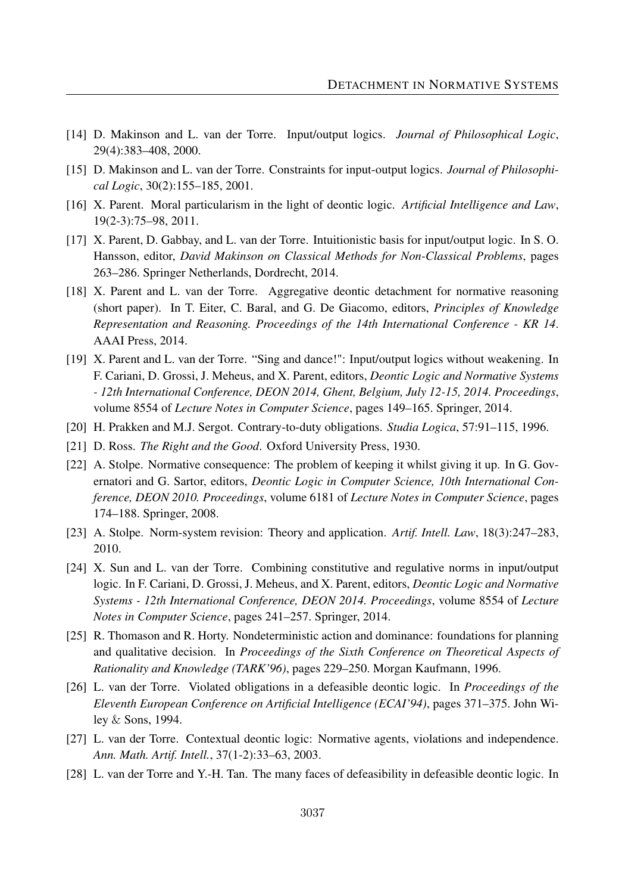- [14] D. Makinson and L. van der Torre. Input/output logics. *Journal of Philosophical Logic*, 29(4):383–408, 2000.
- [15] D. Makinson and L. van der Torre. Constraints for input-output logics. *Journal of Philosophical Logic*, 30(2):155–185, 2001.
- [16] X. Parent. Moral particularism in the light of deontic logic. *Artificial Intelligence and Law*, 19(2-3):75–98, 2011.
- [17] X. Parent, D. Gabbay, and L. van der Torre. Intuitionistic basis for input/output logic. In S. O. Hansson, editor, *David Makinson on Classical Methods for Non-Classical Problems*, pages 263–286. Springer Netherlands, Dordrecht, 2014.
- [18] X. Parent and L. van der Torre. Aggregative deontic detachment for normative reasoning (short paper). In T. Eiter, C. Baral, and G. De Giacomo, editors, *Principles of Knowledge Representation and Reasoning. Proceedings of the 14th International Conference - KR 14*. AAAI Press, 2014.
- [19] X. Parent and L. van der Torre. "Sing and dance!": Input/output logics without weakening. In F. Cariani, D. Grossi, J. Meheus, and X. Parent, editors, *Deontic Logic and Normative Systems - 12th International Conference, DEON 2014, Ghent, Belgium, July 12-15, 2014. Proceedings*, volume 8554 of *Lecture Notes in Computer Science*, pages 149–165. Springer, 2014.
- [20] H. Prakken and M.J. Sergot. Contrary-to-duty obligations. *Studia Logica*, 57:91–115, 1996.
- [21] D. Ross. *The Right and the Good*. Oxford University Press, 1930.
- [22] A. Stolpe. Normative consequence: The problem of keeping it whilst giving it up. In G. Governatori and G. Sartor, editors, *Deontic Logic in Computer Science, 10th International Conference, DEON 2010. Proceedings*, volume 6181 of *Lecture Notes in Computer Science*, pages 174–188. Springer, 2008.
- [23] A. Stolpe. Norm-system revision: Theory and application. *Artif. Intell. Law*, 18(3):247–283, 2010.
- [24] X. Sun and L. van der Torre. Combining constitutive and regulative norms in input/output logic. In F. Cariani, D. Grossi, J. Meheus, and X. Parent, editors, *Deontic Logic and Normative Systems - 12th International Conference, DEON 2014. Proceedings*, volume 8554 of *Lecture Notes in Computer Science*, pages 241–257. Springer, 2014.
- [25] R. Thomason and R. Horty. Nondeterministic action and dominance: foundations for planning and qualitative decision. In *Proceedings of the Sixth Conference on Theoretical Aspects of Rationality and Knowledge (TARK'96)*, pages 229–250. Morgan Kaufmann, 1996.
- [26] L. van der Torre. Violated obligations in a defeasible deontic logic. In *Proceedings of the Eleventh European Conference on Artificial Intelligence (ECAI'94)*, pages 371–375. John Wiley & Sons, 1994.
- [27] L. van der Torre. Contextual deontic logic: Normative agents, violations and independence. *Ann. Math. Artif. Intell.*, 37(1-2):33–63, 2003.
- [28] L. van der Torre and Y.-H. Tan. The many faces of defeasibility in defeasible deontic logic. In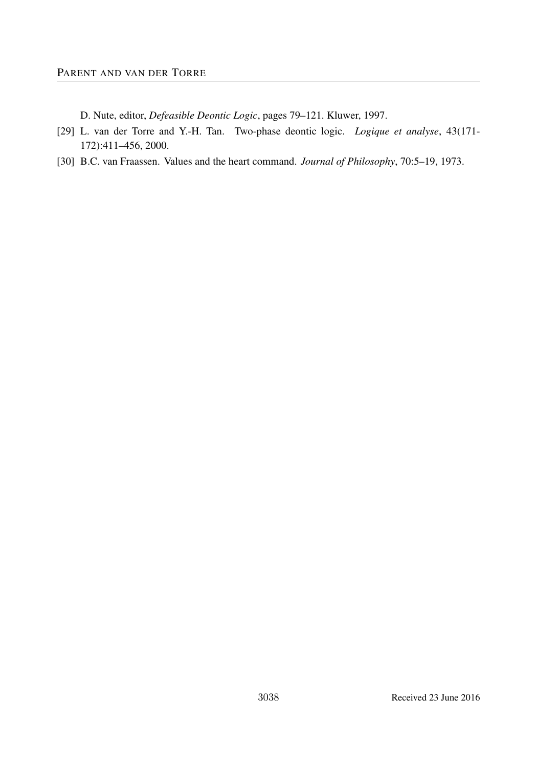D. Nute, editor, *Defeasible Deontic Logic*, pages 79–121. Kluwer, 1997.

[29] L. van der Torre and Y.-H. Tan. Two-phase deontic logic. *Logique et analyse*, 43(171-172):411–456, 2000.

[30] B.C. van Fraassen. Values and the heart command. *Journal of Philosophy*, 70:5–19, 1973.

Received 23 June 2016